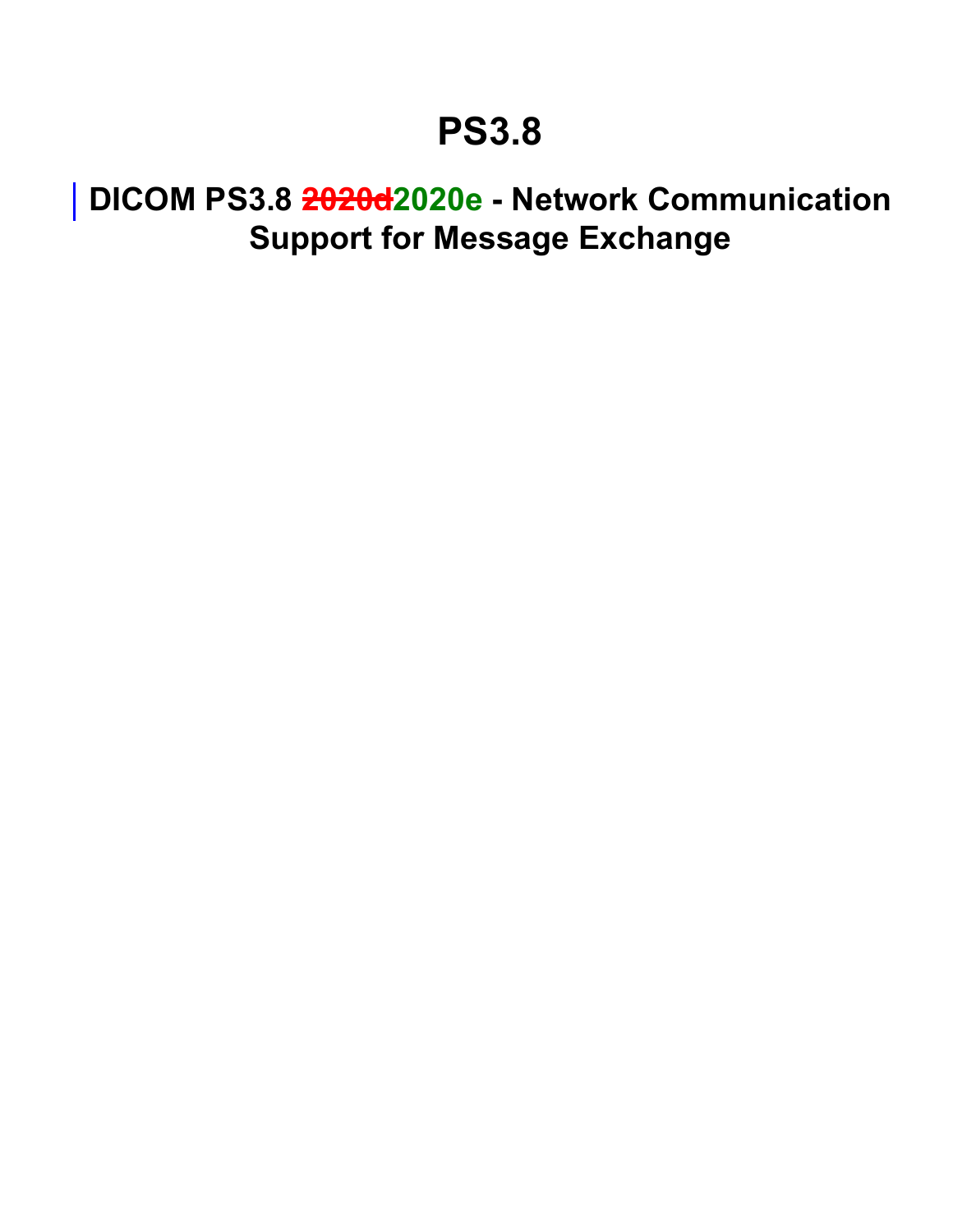# PS3.8

## DICOM PS3.8 ~~2020d~~2020e - Network Communication Support for Message Exchange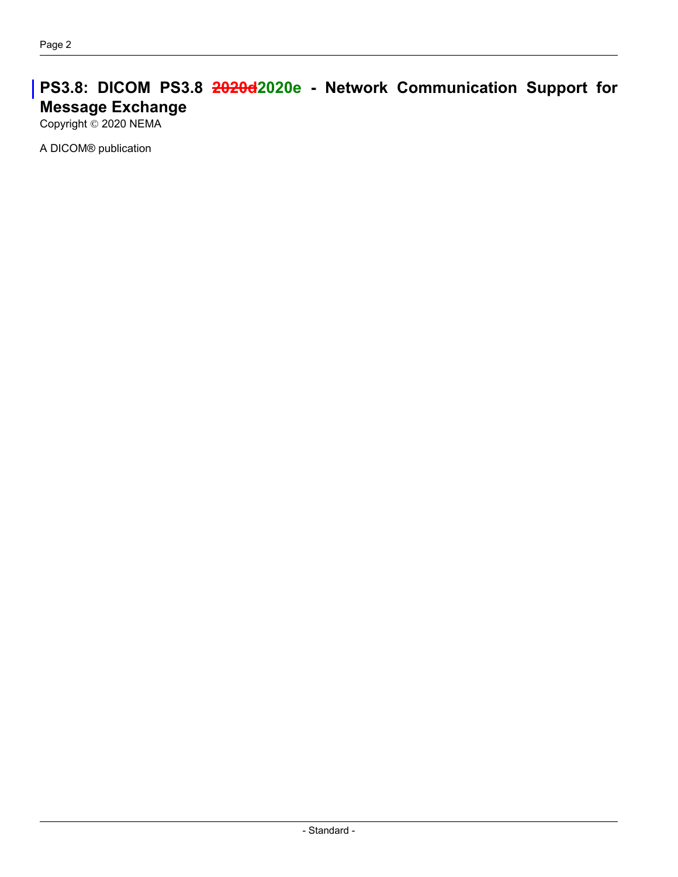# PS3.8: DICOM PS3.8 ~~2020d~~2020e - Network Communication Support for Message Exchange

Copyright © 2020 NEMA

A DICOM® publication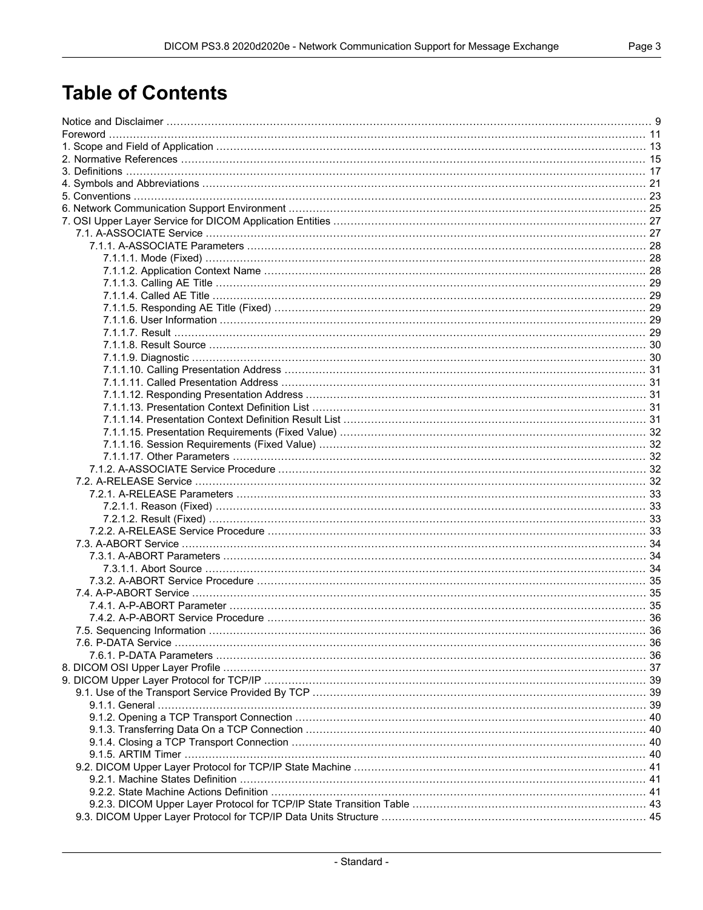# Table of Contents

Notice and Disclaimer ........................................................................................................................................ 9
Foreword ........................................................................................................................................ 11
1. Scope and Field of Application ........................................................................................................................................ 13
2. Normative References ........................................................................................................................................ 15
3. Definitions ........................................................................................................................................ 17
4. Symbols and Abbreviations ........................................................................................................................................ 21
5. Conventions ........................................................................................................................................ 23
6. Network Communication Support Environment ........................................................................................................................................ 25
7. OSI Upper Layer Service for DICOM Application Entities ........................................................................................................................................ 27
- 7.1. A-ASSOCIATE Service ........................................................................................................................................ 27
  - 7.1.1. A-ASSOCIATE Parameters ........................................................................................................................................ 28
    - 7.1.1.1. Mode (Fixed) ........................................................................................................................................ 28
    - 7.1.1.2. Application Context Name ........................................................................................................................................ 28
    - 7.1.1.3. Calling AE Title ........................................................................................................................................ 29
    - 7.1.1.4. Called AE Title ........................................................................................................................................ 29
    - 7.1.1.5. Responding AE Title (Fixed) ........................................................................................................................................ 29
    - 7.1.1.6. User Information ........................................................................................................................................ 29
    - 7.1.1.7. Result ........................................................................................................................................ 29
    - 7.1.1.8. Result Source ........................................................................................................................................ 30
    - 7.1.1.9. Diagnostic ........................................................................................................................................ 30
    - 7.1.1.10. Calling Presentation Address ........................................................................................................................................ 31
    - 7.1.1.11. Called Presentation Address ........................................................................................................................................ 31
    - 7.1.1.12. Responding Presentation Address ........................................................................................................................................ 31
    - 7.1.1.13. Presentation Context Definition List ........................................................................................................................................ 31
    - 7.1.1.14. Presentation Context Definition Result List ........................................................................................................................................ 31
    - 7.1.1.15. Presentation Requirements (Fixed Value) ........................................................................................................................................ 32
    - 7.1.1.16. Session Requirements (Fixed Value) ........................................................................................................................................ 32
    - 7.1.1.17. Other Parameters ........................................................................................................................................ 32
  - 7.1.2. A-ASSOCIATE Service Procedure ........................................................................................................................................ 32
- 7.2. A-RELEASE Service ........................................................................................................................................ 32
  - 7.2.1. A-RELEASE Parameters ........................................................................................................................................ 33
    - 7.2.1.1. Reason (Fixed) ........................................................................................................................................ 33
    - 7.2.1.2. Result (Fixed) ........................................................................................................................................ 33
  - 7.2.2. A-RELEASE Service Procedure ........................................................................................................................................ 33
- 7.3. A-ABORT Service ........................................................................................................................................ 34
  - 7.3.1. A-ABORT Parameters ........................................................................................................................................ 34
    - 7.3.1.1. Abort Source ........................................................................................................................................ 34
  - 7.3.2. A-ABORT Service Procedure ........................................................................................................................................ 35
- 7.4. A-P-ABORT Service ........................................................................................................................................ 35
  - 7.4.1. A-P-ABORT Parameter ........................................................................................................................................ 35
  - 7.4.2. A-P-ABORT Service Procedure ........................................................................................................................................ 36
- 7.5. Sequencing Information ........................................................................................................................................ 36
- 7.6. P-DATA Service ........................................................................................................................................ 36
  - 7.6.1. P-DATA Parameters ........................................................................................................................................ 36

8. DICOM OSI Upper Layer Profile ........................................................................................................................................ 37
9. DICOM Upper Layer Protocol for TCP/IP ........................................................................................................................................ 39
- 9.1. Use of the Transport Service Provided By TCP ........................................................................................................................................ 39
  - 9.1.1. General ........................................................................................................................................ 39
  - 9.1.2. Opening a TCP Transport Connection ........................................................................................................................................ 40
  - 9.1.3. Transferring Data On a TCP Connection ........................................................................................................................................ 40
  - 9.1.4. Closing a TCP Transport Connection ........................................................................................................................................ 40
  - 9.1.5. ARTIM Timer ........................................................................................................................................ 40
- 9.2. DICOM Upper Layer Protocol for TCP/IP State Machine ........................................................................................................................................ 41
  - 9.2.1. Machine States Definition ........................................................................................................................................ 41
  - 9.2.2. State Machine Actions Definition ........................................................................................................................................ 41
  - 9.2.3. DICOM Upper Layer Protocol for TCP/IP State Transition Table ........................................................................................................................................ 43
- 9.3. DICOM Upper Layer Protocol for TCP/IP Data Units Structure ........................................................................................................................................ 45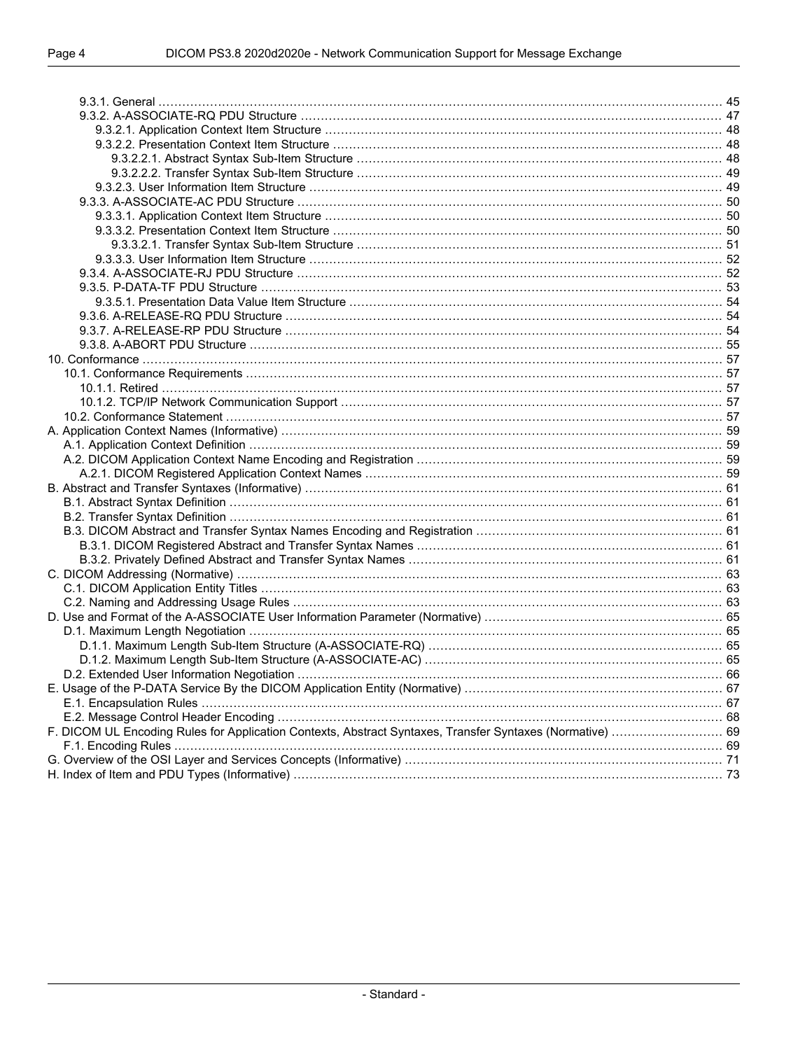- 9.3.1. General ... 45
- 9.3.2. A-ASSOCIATE-RQ PDU Structure ... 47
  - 9.3.2.1. Application Context Item Structure ... 48
  - 9.3.2.2. Presentation Context Item Structure ... 48
    - 9.3.2.2.1. Abstract Syntax Sub-Item Structure ... 48
    - 9.3.2.2.2. Transfer Syntax Sub-Item Structure ... 49
  - 9.3.2.3. User Information Item Structure ... 49
- 9.3.3. A-ASSOCIATE-AC PDU Structure ... 50
  - 9.3.3.1. Application Context Item Structure ... 50
  - 9.3.3.2. Presentation Context Item Structure ... 50
    - 9.3.3.2.1. Transfer Syntax Sub-Item Structure ... 51
  - 9.3.3.3. User Information Item Structure ... 52
- 9.3.4. A-ASSOCIATE-RJ PDU Structure ... 52
- 9.3.5. P-DATA-TF PDU Structure ... 53
  - 9.3.5.1. Presentation Data Value Item Structure ... 54
- 9.3.6. A-RELEASE-RQ PDU Structure ... 54
- 9.3.7. A-RELEASE-RP PDU Structure ... 54
- 9.3.8. A-ABORT PDU Structure ... 55

10. Conformance ... 57
- 10.1. Conformance Requirements ... 57
  - 10.1.1. Retired ... 57
  - 10.1.2. TCP/IP Network Communication Support ... 57
- 10.2. Conformance Statement ... 57

A. Application Context Names (Informative) ... 59
- A.1. Application Context Definition ... 59
- A.2. DICOM Application Context Name Encoding and Registration ... 59
  - A.2.1. DICOM Registered Application Context Names ... 59

B. Abstract and Transfer Syntaxes (Informative) ... 61
- B.1. Abstract Syntax Definition ... 61
- B.2. Transfer Syntax Definition ... 61
- B.3. DICOM Abstract and Transfer Syntax Names Encoding and Registration ... 61
  - B.3.1. DICOM Registered Abstract and Transfer Syntax Names ... 61
  - B.3.2. Privately Defined Abstract and Transfer Syntax Names ... 61

C. DICOM Addressing (Normative) ... 63
- C.1. DICOM Application Entity Titles ... 63
- C.2. Naming and Addressing Usage Rules ... 63

D. Use and Format of the A-ASSOCIATE User Information Parameter (Normative) ... 65
- D.1. Maximum Length Negotiation ... 65
  - D.1.1. Maximum Length Sub-Item Structure (A-ASSOCIATE-RQ) ... 65
  - D.1.2. Maximum Length Sub-Item Structure (A-ASSOCIATE-AC) ... 65
- D.2. Extended User Information Negotiation ... 66

E. Usage of the P-DATA Service By the DICOM Application Entity (Normative) ... 67
- E.1. Encapsulation Rules ... 67
- E.2. Message Control Header Encoding ... 68

F. DICOM UL Encoding Rules for Application Contexts, Abstract Syntaxes, Transfer Syntaxes (Normative) ... 69
- F.1. Encoding Rules ... 69

G. Overview of the OSI Layer and Services Concepts (Informative) ... 71

H. Index of Item and PDU Types (Informative) ... 73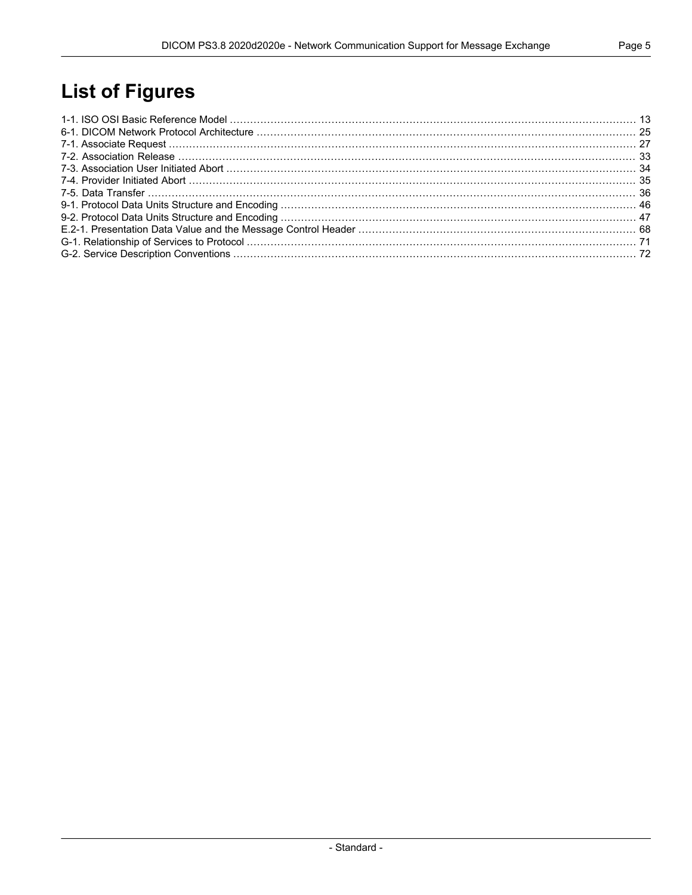# List of Figures

1-1. ISO OSI Basic Reference Model ........ 13
6-1. DICOM Network Protocol Architecture ........ 25
7-1. Associate Request ........ 27
7-2. Association Release ........ 33
7-3. Association User Initiated Abort ........ 34
7-4. Provider Initiated Abort ........ 35
7-5. Data Transfer ........ 36
9-1. Protocol Data Units Structure and Encoding ........ 46
9-2. Protocol Data Units Structure and Encoding ........ 47
E.2-1. Presentation Data Value and the Message Control Header ........ 68
G-1. Relationship of Services to Protocol ........ 71
G-2. Service Description Conventions ........ 72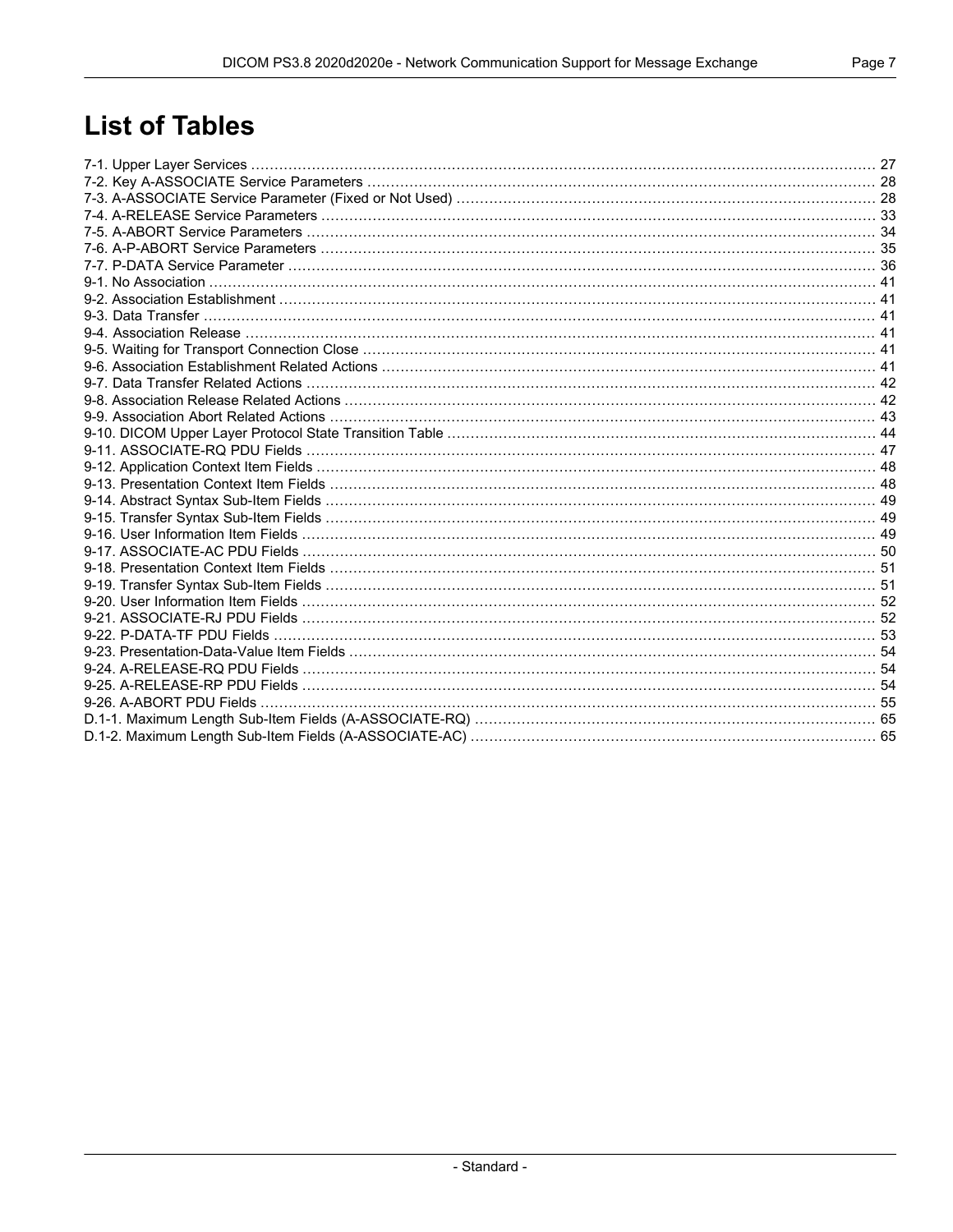# List of Tables

7-1. Upper Layer Services ........ 27
7-2. Key A-ASSOCIATE Service Parameters ........ 28
7-3. A-ASSOCIATE Service Parameter (Fixed or Not Used) ........ 28
7-4. A-RELEASE Service Parameters ........ 33
7-5. A-ABORT Service Parameters ........ 34
7-6. A-P-ABORT Service Parameters ........ 35
7-7. P-DATA Service Parameter ........ 36
9-1. No Association ........ 41
9-2. Association Establishment ........ 41
9-3. Data Transfer ........ 41
9-4. Association Release ........ 41
9-5. Waiting for Transport Connection Close ........ 41
9-6. Association Establishment Related Actions ........ 41
9-7. Data Transfer Related Actions ........ 42
9-8. Association Release Related Actions ........ 42
9-9. Association Abort Related Actions ........ 43
9-10. DICOM Upper Layer Protocol State Transition Table ........ 44
9-11. ASSOCIATE-RQ PDU Fields ........ 47
9-12. Application Context Item Fields ........ 48
9-13. Presentation Context Item Fields ........ 48
9-14. Abstract Syntax Sub-Item Fields ........ 49
9-15. Transfer Syntax Sub-Item Fields ........ 49
9-16. User Information Item Fields ........ 49
9-17. ASSOCIATE-AC PDU Fields ........ 50
9-18. Presentation Context Item Fields ........ 51
9-19. Transfer Syntax Sub-Item Fields ........ 51
9-20. User Information Item Fields ........ 52
9-21. ASSOCIATE-RJ PDU Fields ........ 52
9-22. P-DATA-TF PDU Fields ........ 53
9-23. Presentation-Data-Value Item Fields ........ 54
9-24. A-RELEASE-RQ PDU Fields ........ 54
9-25. A-RELEASE-RP PDU Fields ........ 54
9-26. A-ABORT PDU Fields ........ 55
D.1-1. Maximum Length Sub-Item Fields (A-ASSOCIATE-RQ) ........ 65
D.1-2. Maximum Length Sub-Item Fields (A-ASSOCIATE-AC) ........ 65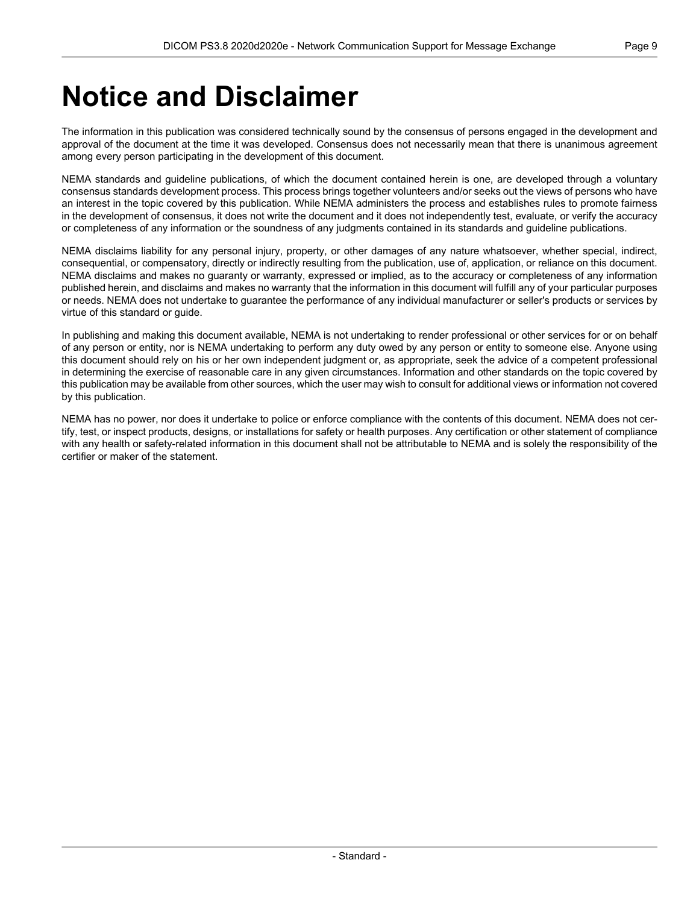# Notice and Disclaimer

The information in this publication was considered technically sound by the consensus of persons engaged in the development and approval of the document at the time it was developed. Consensus does not necessarily mean that there is unanimous agreement among every person participating in the development of this document.

NEMA standards and guideline publications, of which the document contained herein is one, are developed through a voluntary consensus standards development process. This process brings together volunteers and/or seeks out the views of persons who have an interest in the topic covered by this publication. While NEMA administers the process and establishes rules to promote fairness in the development of consensus, it does not write the document and it does not independently test, evaluate, or verify the accuracy or completeness of any information or the soundness of any judgments contained in its standards and guideline publications.

NEMA disclaims liability for any personal injury, property, or other damages of any nature whatsoever, whether special, indirect, consequential, or compensatory, directly or indirectly resulting from the publication, use of, application, or reliance on this document. NEMA disclaims and makes no guaranty or warranty, expressed or implied, as to the accuracy or completeness of any information published herein, and disclaims and makes no warranty that the information in this document will fulfill any of your particular purposes or needs. NEMA does not undertake to guarantee the performance of any individual manufacturer or seller's products or services by virtue of this standard or guide.

In publishing and making this document available, NEMA is not undertaking to render professional or other services for or on behalf of any person or entity, nor is NEMA undertaking to perform any duty owed by any person or entity to someone else. Anyone using this document should rely on his or her own independent judgment or, as appropriate, seek the advice of a competent professional in determining the exercise of reasonable care in any given circumstances. Information and other standards on the topic covered by this publication may be available from other sources, which the user may wish to consult for additional views or information not covered by this publication.

NEMA has no power, nor does it undertake to police or enforce compliance with the contents of this document. NEMA does not certify, test, or inspect products, designs, or installations for safety or health purposes. Any certification or other statement of compliance with any health or safety-related information in this document shall not be attributable to NEMA and is solely the responsibility of the certifier or maker of the statement.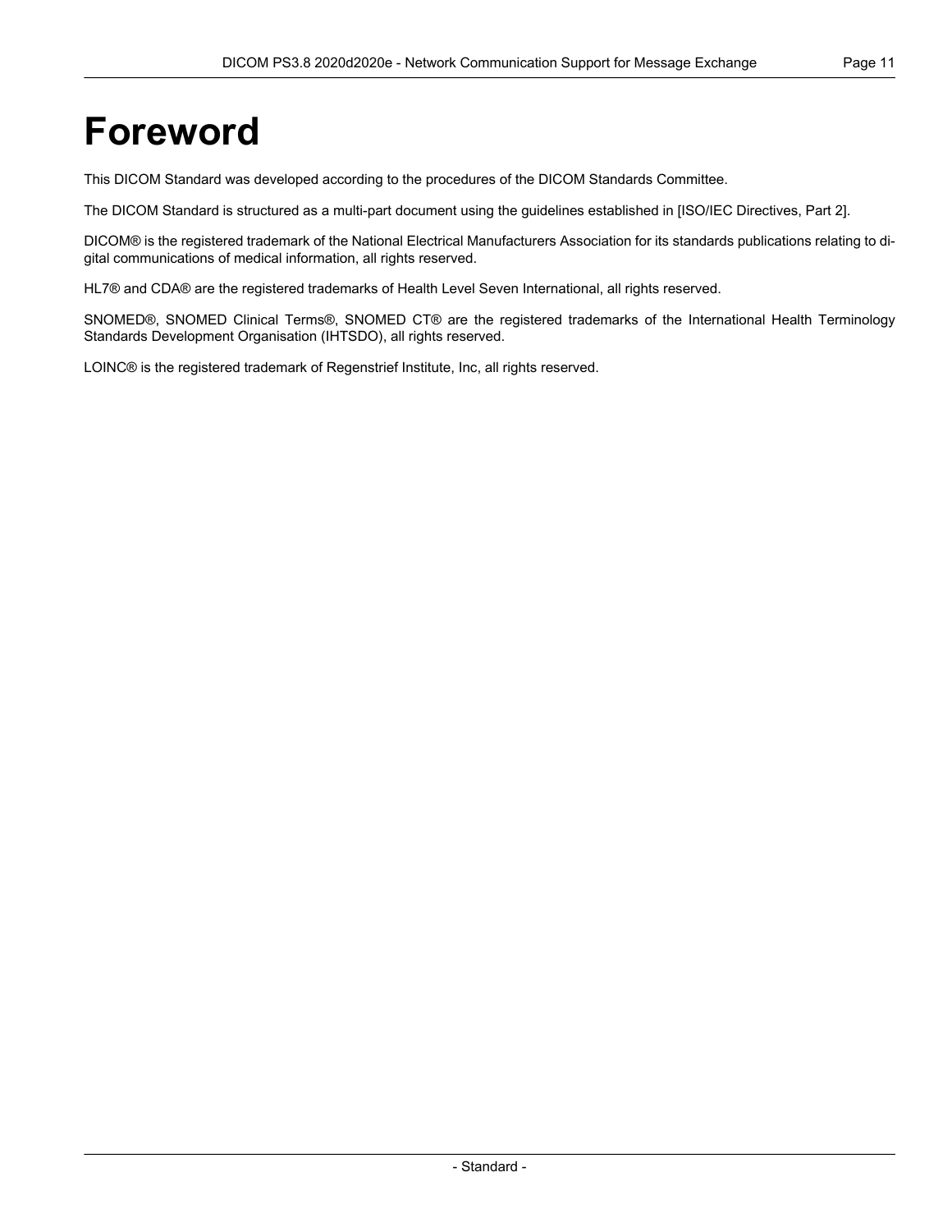# Foreword

This DICOM Standard was developed according to the procedures of the DICOM Standards Committee.

The DICOM Standard is structured as a multi-part document using the guidelines established in [ISO/IEC Directives, Part 2].

DICOM® is the registered trademark of the National Electrical Manufacturers Association for its standards publications relating to digital communications of medical information, all rights reserved.

HL7® and CDA® are the registered trademarks of Health Level Seven International, all rights reserved.

SNOMED®, SNOMED Clinical Terms®, SNOMED CT® are the registered trademarks of the International Health Terminology Standards Development Organisation (IHTSDO), all rights reserved.

LOINC® is the registered trademark of Regenstrief Institute, Inc, all rights reserved.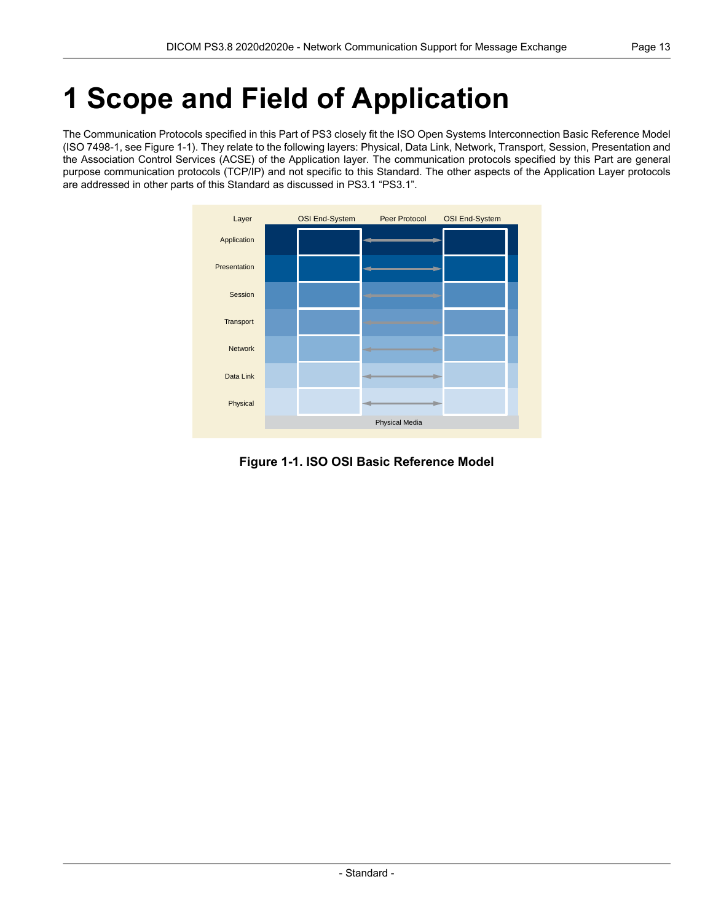# 1 Scope and Field of Application

The Communication Protocols specified in this Part of PS3 closely fit the ISO Open Systems Interconnection Basic Reference Model (ISO 7498-1, see Figure 1-1). They relate to the following layers: Physical, Data Link, Network, Transport, Session, Presentation and the Association Control Services (ACSE) of the Application layer. The communication protocols specified by this Part are general purpose communication protocols (TCP/IP) and not specific to this Standard. The other aspects of the Application Layer protocols are addressed in other parts of this Standard as discussed in PS3.1 “PS3.1”.

**Figure 1-1. ISO OSI Basic Reference Model**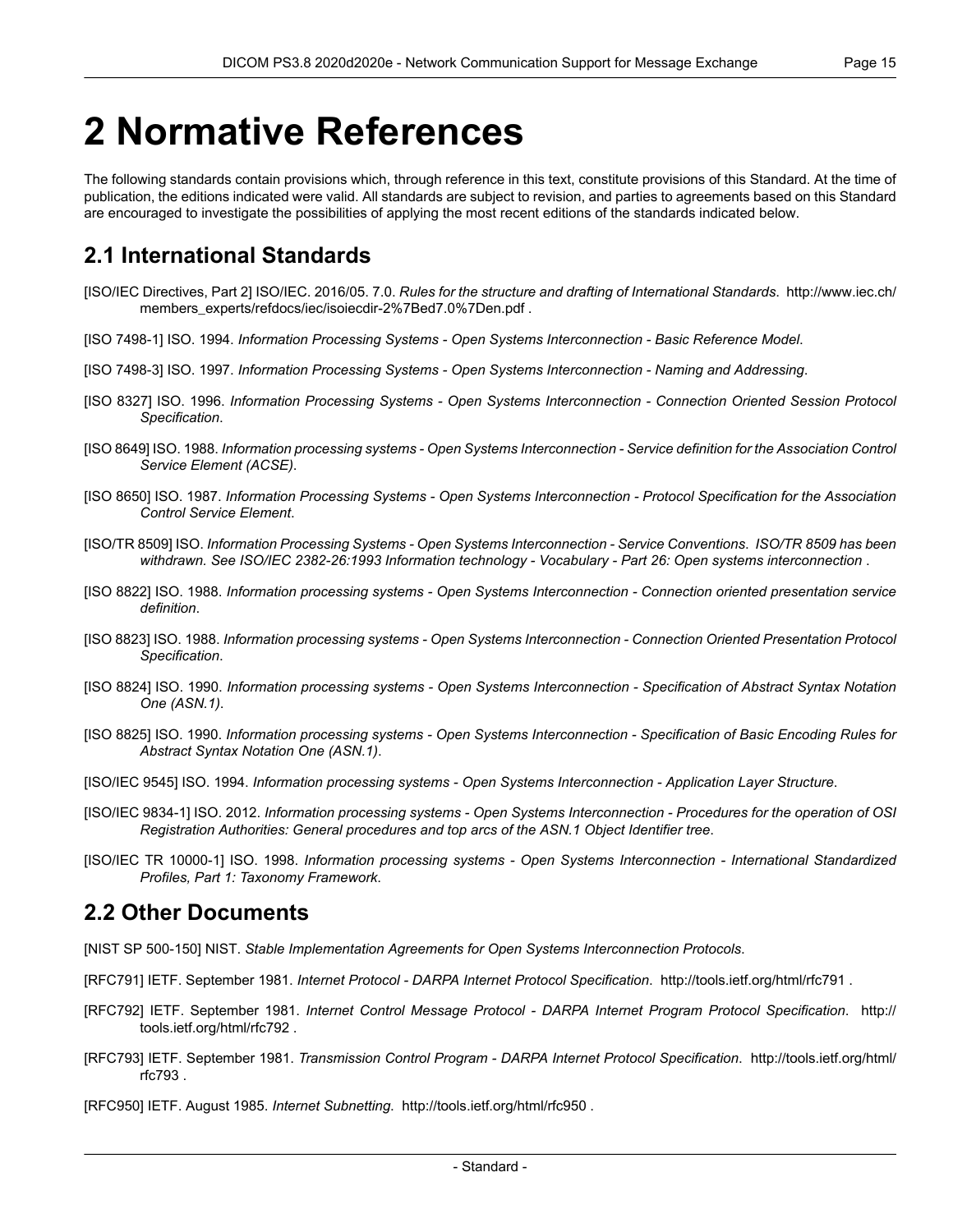# 2 Normative References

The following standards contain provisions which, through reference in this text, constitute provisions of this Standard. At the time of publication, the editions indicated were valid. All standards are subject to revision, and parties to agreements based on this Standard are encouraged to investigate the possibilities of applying the most recent editions of the standards indicated below.

## 2.1 International Standards

[ISO/IEC Directives, Part 2] ISO/IEC. 2016/05. 7.0. *Rules for the structure and drafting of International Standards*. http://www.iec.ch/members_experts/refdocs/iec/isoiecdir-2%7Bed7.0%7Den.pdf .

[ISO 7498-1] ISO. 1994. *Information Processing Systems - Open Systems Interconnection - Basic Reference Model*.

[ISO 7498-3] ISO. 1997. *Information Processing Systems - Open Systems Interconnection - Naming and Addressing*.

[ISO 8327] ISO. 1996. *Information Processing Systems - Open Systems Interconnection - Connection Oriented Session Protocol Specification*.

[ISO 8649] ISO. 1988. *Information processing systems - Open Systems Interconnection - Service definition for the Association Control Service Element (ACSE)*.

[ISO 8650] ISO. 1987. *Information Processing Systems - Open Systems Interconnection - Protocol Specification for the Association Control Service Element*.

[ISO/TR 8509] ISO. *Information Processing Systems - Open Systems Interconnection - Service Conventions. ISO/TR 8509 has been withdrawn. See ISO/IEC 2382-26:1993 Information technology - Vocabulary - Part 26: Open systems interconnection* .

[ISO 8822] ISO. 1988. *Information processing systems - Open Systems Interconnection - Connection oriented presentation service definition*.

[ISO 8823] ISO. 1988. *Information processing systems - Open Systems Interconnection - Connection Oriented Presentation Protocol Specification*.

[ISO 8824] ISO. 1990. *Information processing systems - Open Systems Interconnection - Specification of Abstract Syntax Notation One (ASN.1)*.

[ISO 8825] ISO. 1990. *Information processing systems - Open Systems Interconnection - Specification of Basic Encoding Rules for Abstract Syntax Notation One (ASN.1)*.

[ISO/IEC 9545] ISO. 1994. *Information processing systems - Open Systems Interconnection - Application Layer Structure*.

[ISO/IEC 9834-1] ISO. 2012. *Information processing systems - Open Systems Interconnection - Procedures for the operation of OSI Registration Authorities: General procedures and top arcs of the ASN.1 Object Identifier tree*.

[ISO/IEC TR 10000-1] ISO. 1998. *Information processing systems - Open Systems Interconnection - International Standardized Profiles, Part 1: Taxonomy Framework*.

## 2.2 Other Documents

[NIST SP 500-150] NIST. *Stable Implementation Agreements for Open Systems Interconnection Protocols*.

[RFC791] IETF. September 1981. *Internet Protocol - DARPA Internet Protocol Specification*. http://tools.ietf.org/html/rfc791 .

[RFC792] IETF. September 1981. *Internet Control Message Protocol - DARPA Internet Program Protocol Specification*. http://tools.ietf.org/html/rfc792 .

[RFC793] IETF. September 1981. *Transmission Control Program - DARPA Internet Protocol Specification*. http://tools.ietf.org/html/rfc793 .

[RFC950] IETF. August 1985. *Internet Subnetting*. http://tools.ietf.org/html/rfc950 .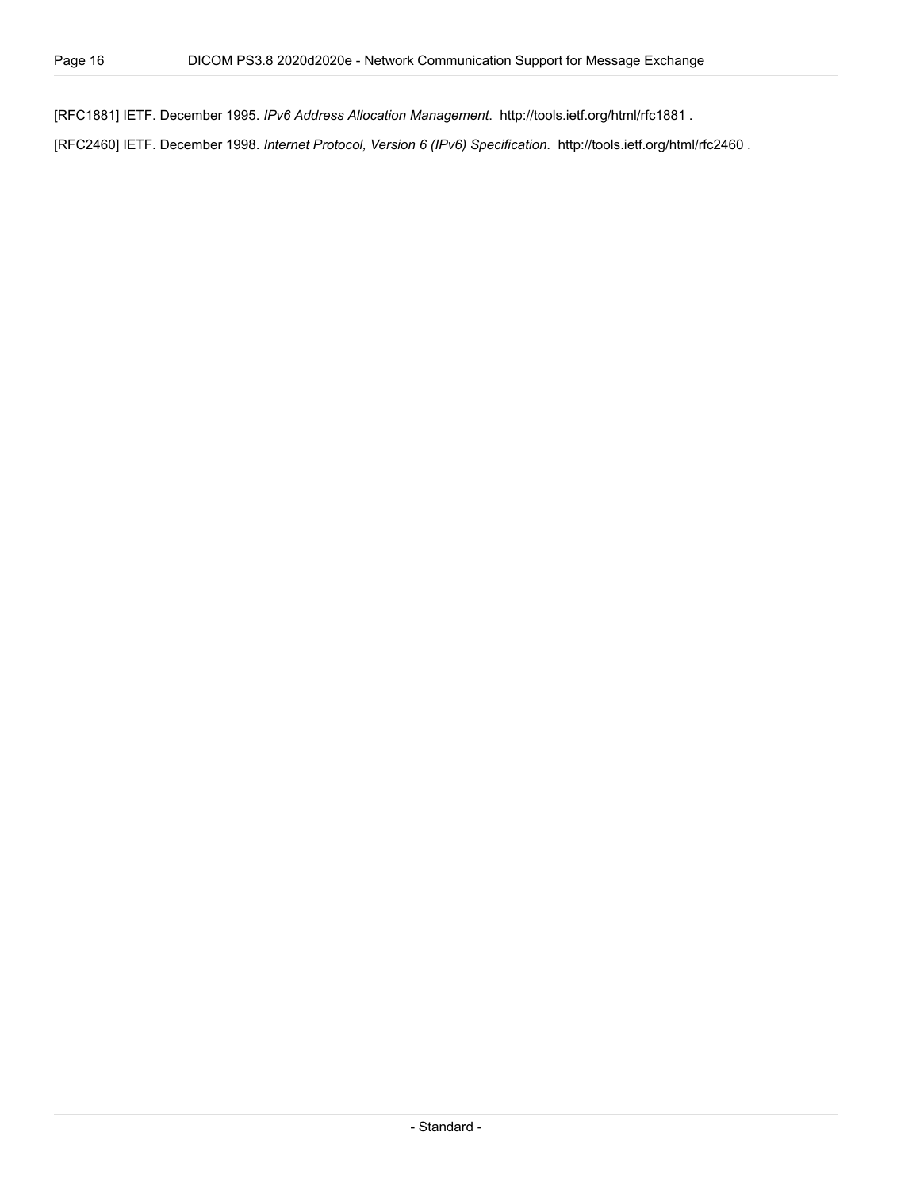[RFC1881] IETF. December 1995. *IPv6 Address Allocation Management*. http://tools.ietf.org/html/rfc1881 .

[RFC2460] IETF. December 1998. *Internet Protocol, Version 6 (IPv6) Specification*. http://tools.ietf.org/html/rfc2460 .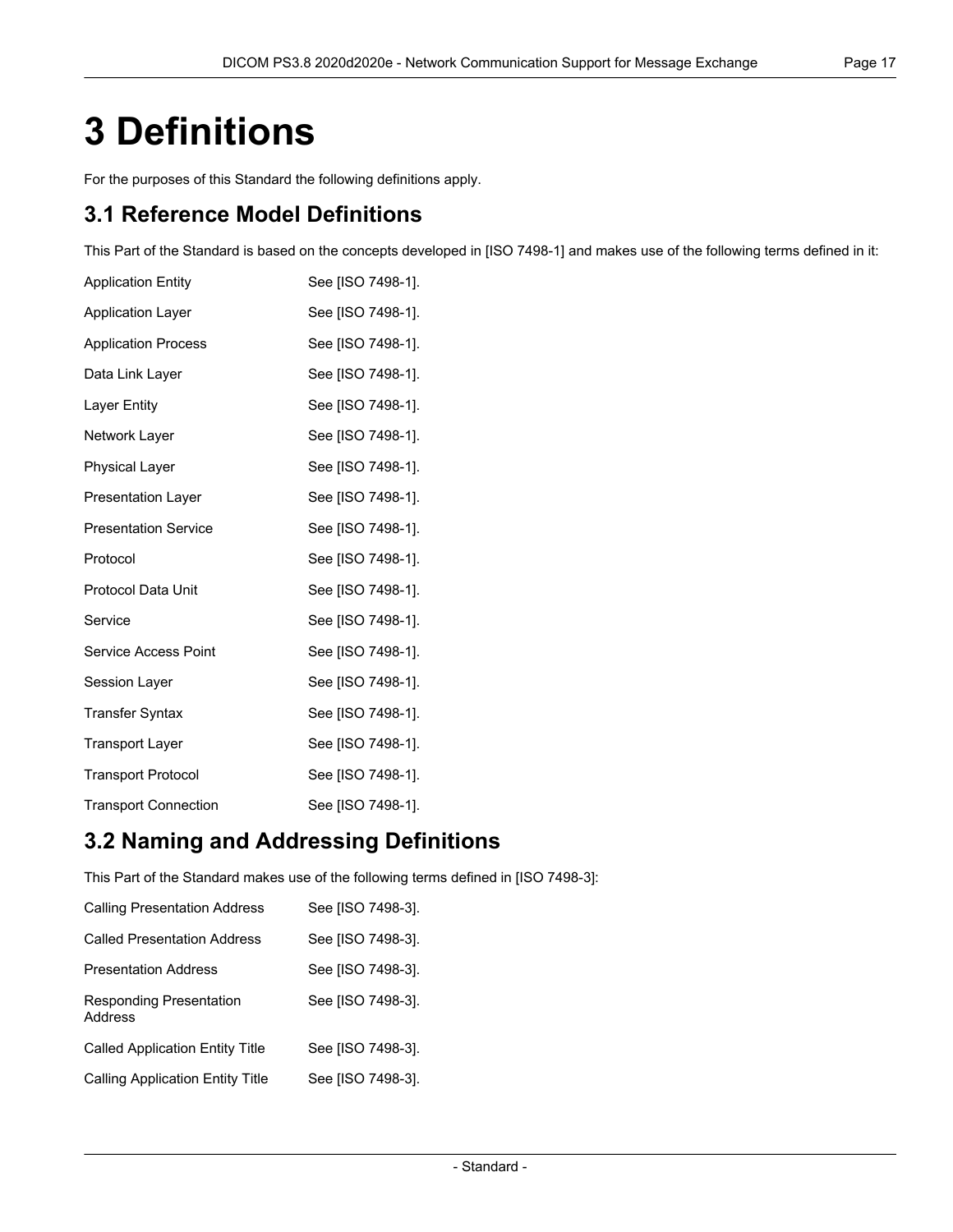# 3 Definitions

For the purposes of this Standard the following definitions apply.

## 3.1 Reference Model Definitions

This Part of the Standard is based on the concepts developed in [ISO 7498-1] and makes use of the following terms defined in it:

| | |
|---|---|
| Application Entity | See [ISO 7498-1]. |
| Application Layer | See [ISO 7498-1]. |
| Application Process | See [ISO 7498-1]. |
| Data Link Layer | See [ISO 7498-1]. |
| Layer Entity | See [ISO 7498-1]. |
| Network Layer | See [ISO 7498-1]. |
| Physical Layer | See [ISO 7498-1]. |
| Presentation Layer | See [ISO 7498-1]. |
| Presentation Service | See [ISO 7498-1]. |
| Protocol | See [ISO 7498-1]. |
| Protocol Data Unit | See [ISO 7498-1]. |
| Service | See [ISO 7498-1]. |
| Service Access Point | See [ISO 7498-1]. |
| Session Layer | See [ISO 7498-1]. |
| Transfer Syntax | See [ISO 7498-1]. |
| Transport Layer | See [ISO 7498-1]. |
| Transport Protocol | See [ISO 7498-1]. |
| Transport Connection | See [ISO 7498-1]. |

## 3.2 Naming and Addressing Definitions

This Part of the Standard makes use of the following terms defined in [ISO 7498-3]:

| | |
|---|---|
| Calling Presentation Address | See [ISO 7498-3]. |
| Called Presentation Address | See [ISO 7498-3]. |
| Presentation Address | See [ISO 7498-3]. |
| Responding Presentation Address | See [ISO 7498-3]. |
| Called Application Entity Title | See [ISO 7498-3]. |
| Calling Application Entity Title | See [ISO 7498-3]. |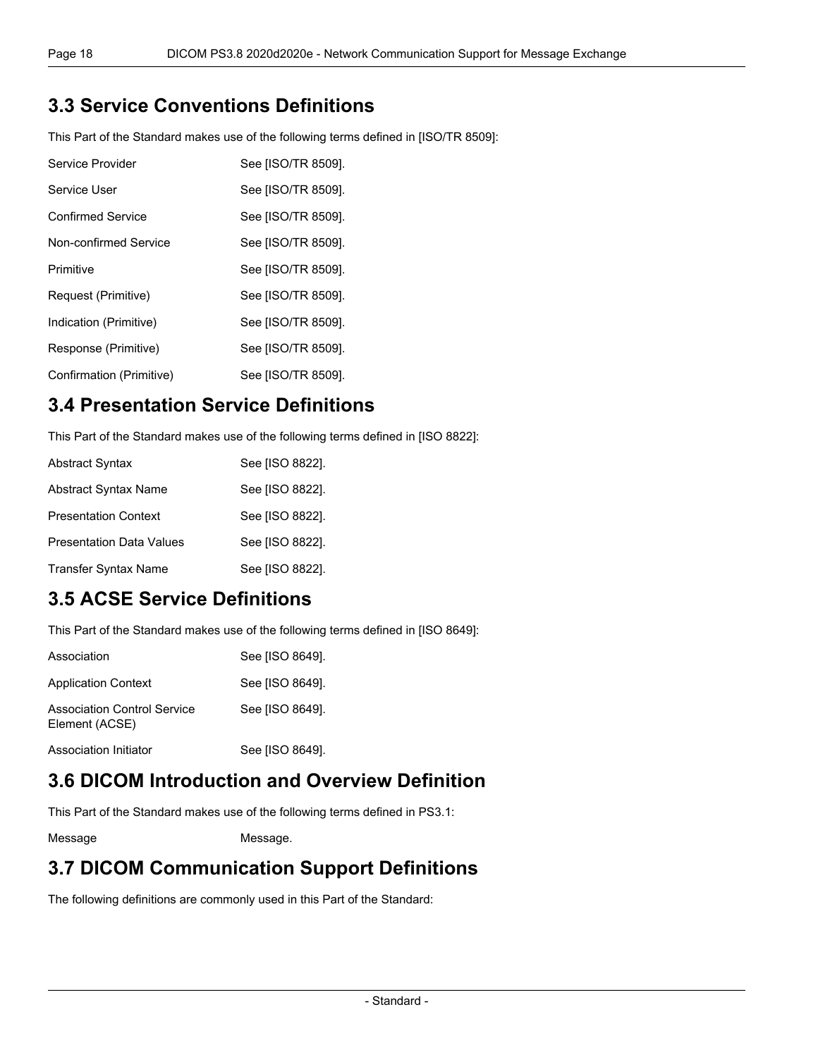## 3.3 Service Conventions Definitions

This Part of the Standard makes use of the following terms defined in [ISO/TR 8509]:

| | |
|---|---|
| Service Provider | See [ISO/TR 8509]. |
| Service User | See [ISO/TR 8509]. |
| Confirmed Service | See [ISO/TR 8509]. |
| Non-confirmed Service | See [ISO/TR 8509]. |
| Primitive | See [ISO/TR 8509]. |
| Request (Primitive) | See [ISO/TR 8509]. |
| Indication (Primitive) | See [ISO/TR 8509]. |
| Response (Primitive) | See [ISO/TR 8509]. |
| Confirmation (Primitive) | See [ISO/TR 8509]. |

## 3.4 Presentation Service Definitions

This Part of the Standard makes use of the following terms defined in [ISO 8822]:

| | |
|---|---|
| Abstract Syntax | See [ISO 8822]. |
| Abstract Syntax Name | See [ISO 8822]. |
| Presentation Context | See [ISO 8822]. |
| Presentation Data Values | See [ISO 8822]. |
| Transfer Syntax Name | See [ISO 8822]. |

## 3.5 ACSE Service Definitions

This Part of the Standard makes use of the following terms defined in [ISO 8649]:

| | |
|---|---|
| Association | See [ISO 8649]. |
| Application Context | See [ISO 8649]. |
| Association Control Service Element (ACSE) | See [ISO 8649]. |
| Association Initiator | See [ISO 8649]. |

## 3.6 DICOM Introduction and Overview Definition

This Part of the Standard makes use of the following terms defined in PS3.1:

| | |
|---|---|
| Message | Message. |

## 3.7 DICOM Communication Support Definitions

The following definitions are commonly used in this Part of the Standard: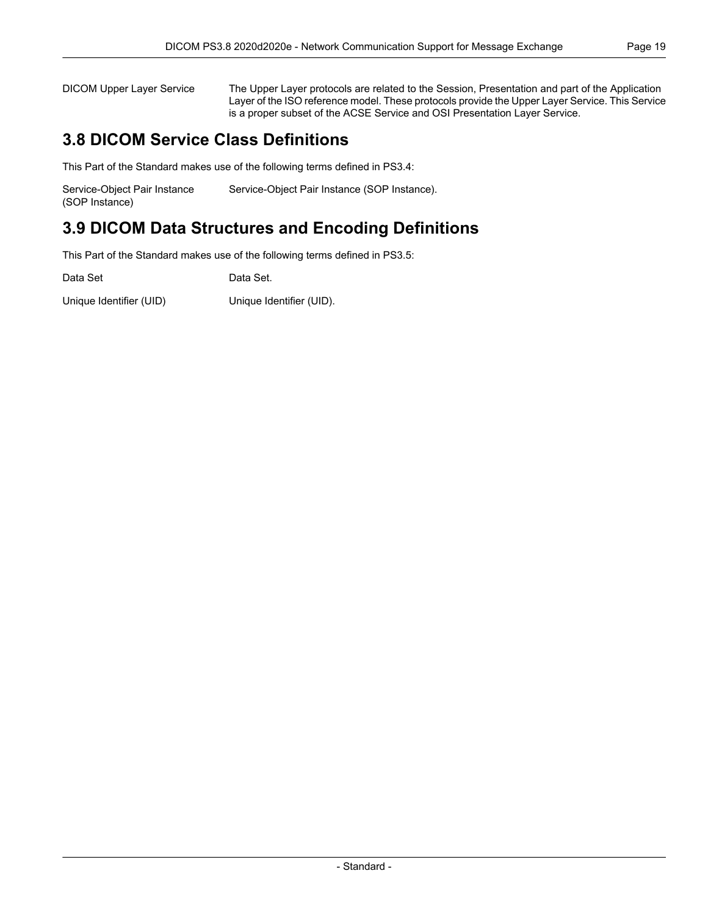DICOM Upper Layer Service
: The Upper Layer protocols are related to the Session, Presentation and part of the Application Layer of the ISO reference model. These protocols provide the Upper Layer Service. This Service is a proper subset of the ACSE Service and OSI Presentation Layer Service.

## 3.8 DICOM Service Class Definitions

This Part of the Standard makes use of the following terms defined in PS3.4:

Service-Object Pair Instance (SOP Instance)
: Service-Object Pair Instance (SOP Instance).

## 3.9 DICOM Data Structures and Encoding Definitions

This Part of the Standard makes use of the following terms defined in PS3.5:

Data Set
: Data Set.

Unique Identifier (UID)
: Unique Identifier (UID).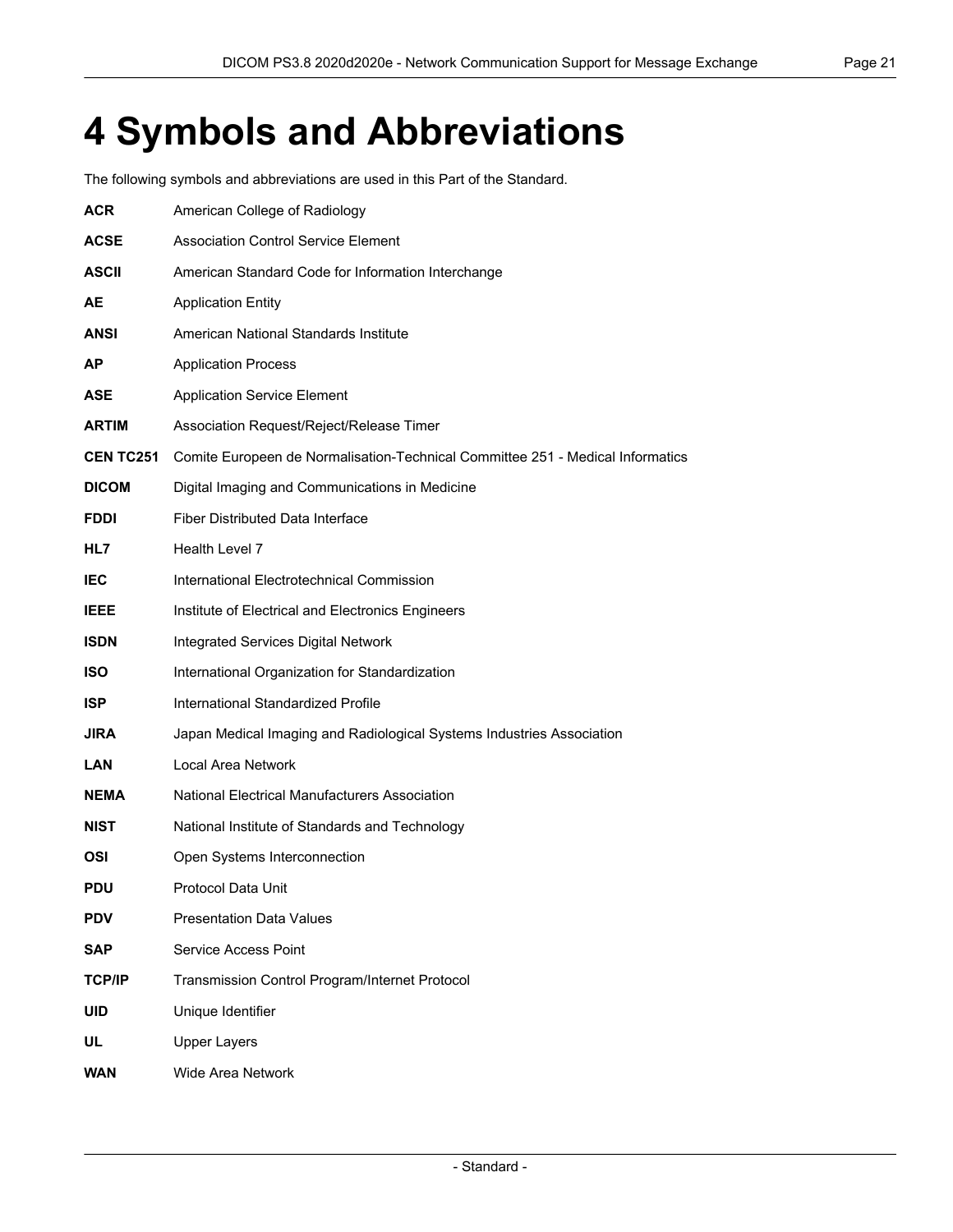# 4 Symbols and Abbreviations

The following symbols and abbreviations are used in this Part of the Standard.

**ACR** American College of Radiology

**ACSE** Association Control Service Element

**ASCII** American Standard Code for Information Interchange

**AE** Application Entity

**ANSI** American National Standards Institute

**AP** Application Process

**ASE** Application Service Element

**ARTIM** Association Request/Reject/Release Timer

**CEN TC251** Comite Europeen de Normalisation-Technical Committee 251 - Medical Informatics

**DICOM** Digital Imaging and Communications in Medicine

**FDDI** Fiber Distributed Data Interface

**HL7** Health Level 7

**IEC** International Electrotechnical Commission

**IEEE** Institute of Electrical and Electronics Engineers

**ISDN** Integrated Services Digital Network

**ISO** International Organization for Standardization

**ISP** International Standardized Profile

**JIRA** Japan Medical Imaging and Radiological Systems Industries Association

**LAN** Local Area Network

**NEMA** National Electrical Manufacturers Association

**NIST** National Institute of Standards and Technology

**OSI** Open Systems Interconnection

**PDU** Protocol Data Unit

**PDV** Presentation Data Values

**SAP** Service Access Point

**TCP/IP** Transmission Control Program/Internet Protocol

**UID** Unique Identifier

**UL** Upper Layers

**WAN** Wide Area Network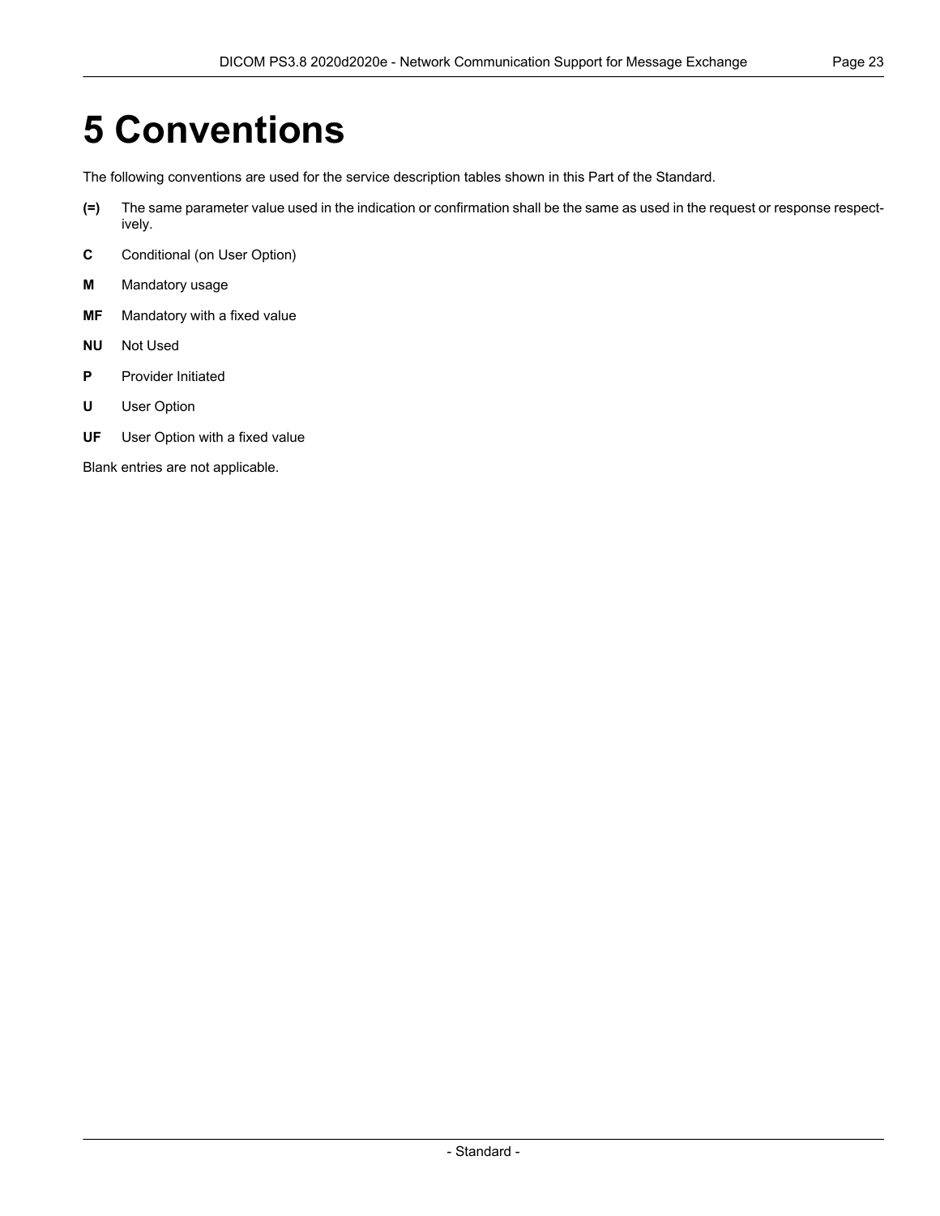# 5 Conventions

The following conventions are used for the service description tables shown in this Part of the Standard.

**(=)** The same parameter value used in the indication or confirmation shall be the same as used in the request or response respectively.

**C** Conditional (on User Option)

**M** Mandatory usage

**MF** Mandatory with a fixed value

**NU** Not Used

**P** Provider Initiated

**U** User Option

**UF** User Option with a fixed value

Blank entries are not applicable.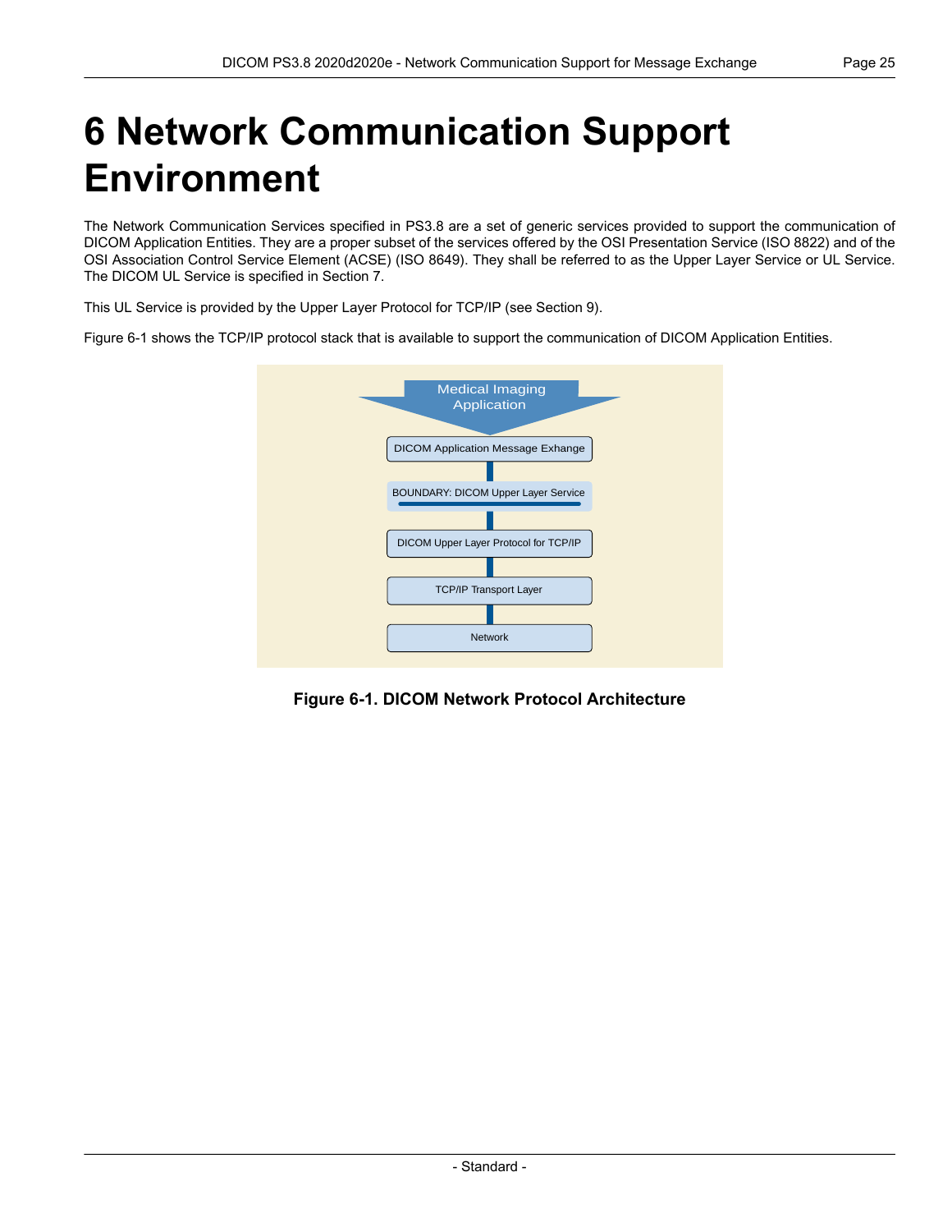# 6 Network Communication Support Environment

The Network Communication Services specified in PS3.8 are a set of generic services provided to support the communication of DICOM Application Entities. They are a proper subset of the services offered by the OSI Presentation Service (ISO 8822) and of the OSI Association Control Service Element (ACSE) (ISO 8649). They shall be referred to as the Upper Layer Service or UL Service. The DICOM UL Service is specified in Section 7.

This UL Service is provided by the Upper Layer Protocol for TCP/IP (see Section 9).

Figure 6-1 shows the TCP/IP protocol stack that is available to support the communication of DICOM Application Entities.

**Figure 6-1. DICOM Network Protocol Architecture**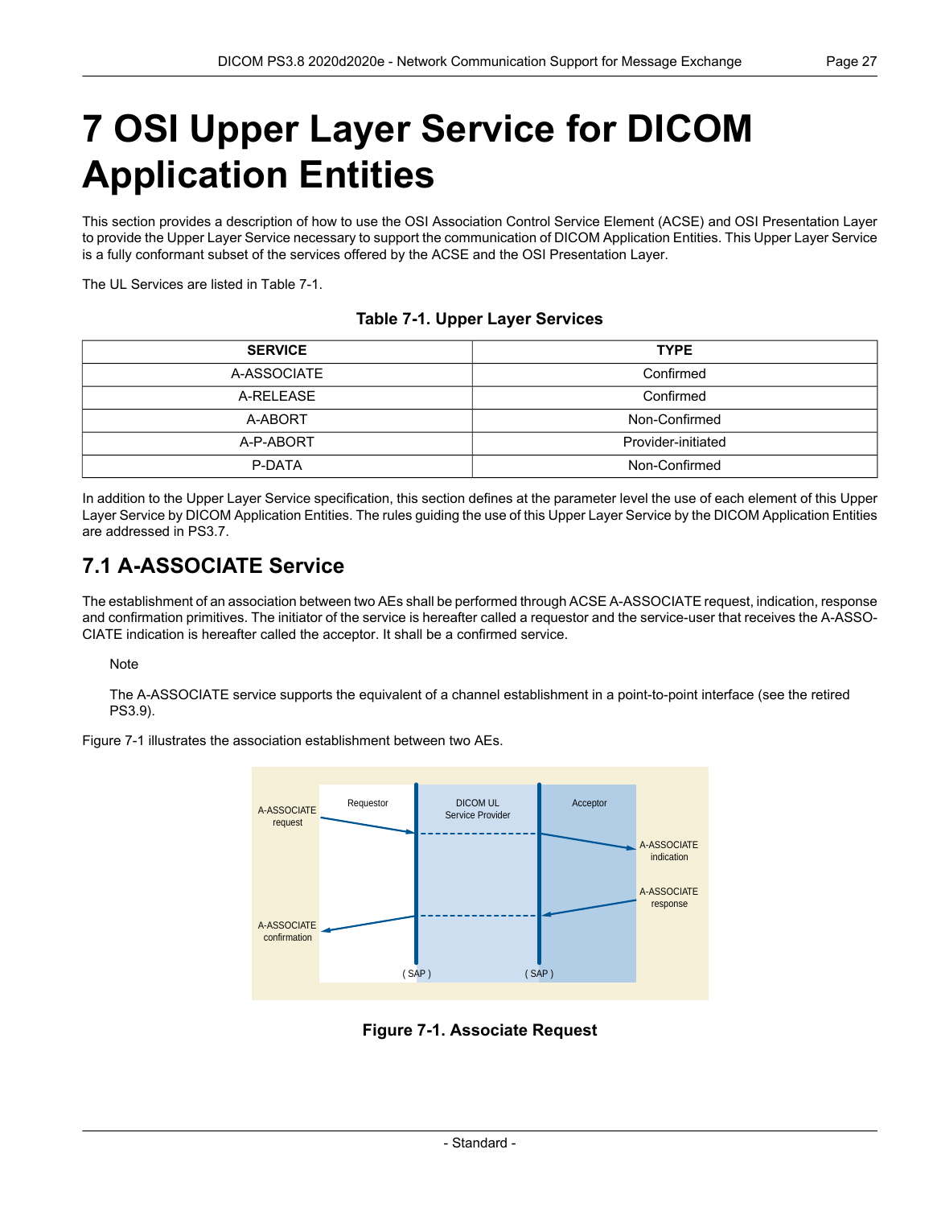# 7 OSI Upper Layer Service for DICOM Application Entities

This section provides a description of how to use the OSI Association Control Service Element (ACSE) and OSI Presentation Layer to provide the Upper Layer Service necessary to support the communication of DICOM Application Entities. This Upper Layer Service is a fully conformant subset of the services offered by the ACSE and the OSI Presentation Layer.

The UL Services are listed in Table 7-1.

**Table 7-1. Upper Layer Services**

| SERVICE | TYPE |
|---|---|
| A-ASSOCIATE | Confirmed |
| A-RELEASE | Confirmed |
| A-ABORT | Non-Confirmed |
| A-P-ABORT | Provider-initiated |
| P-DATA | Non-Confirmed |

In addition to the Upper Layer Service specification, this section defines at the parameter level the use of each element of this Upper Layer Service by DICOM Application Entities. The rules guiding the use of this Upper Layer Service by the DICOM Application Entities are addressed in PS3.7.

## 7.1 A-ASSOCIATE Service

The establishment of an association between two AEs shall be performed through ACSE A-ASSOCIATE request, indication, response and confirmation primitives. The initiator of the service is hereafter called a requestor and the service-user that receives the A-ASSOCIATE indication is hereafter called the acceptor. It shall be a confirmed service.

> Note
>
> The A-ASSOCIATE service supports the equivalent of a channel establishment in a point-to-point interface (see the retired PS3.9).

Figure 7-1 illustrates the association establishment between two AEs.

A-ASSOCIATE request | Requestor | DICOM UL Service Provider | Acceptor | A-ASSOCIATE indication | A-ASSOCIATE response | A-ASSOCIATE confirmation | ( SAP ) | ( SAP )

**Figure 7-1. Associate Request**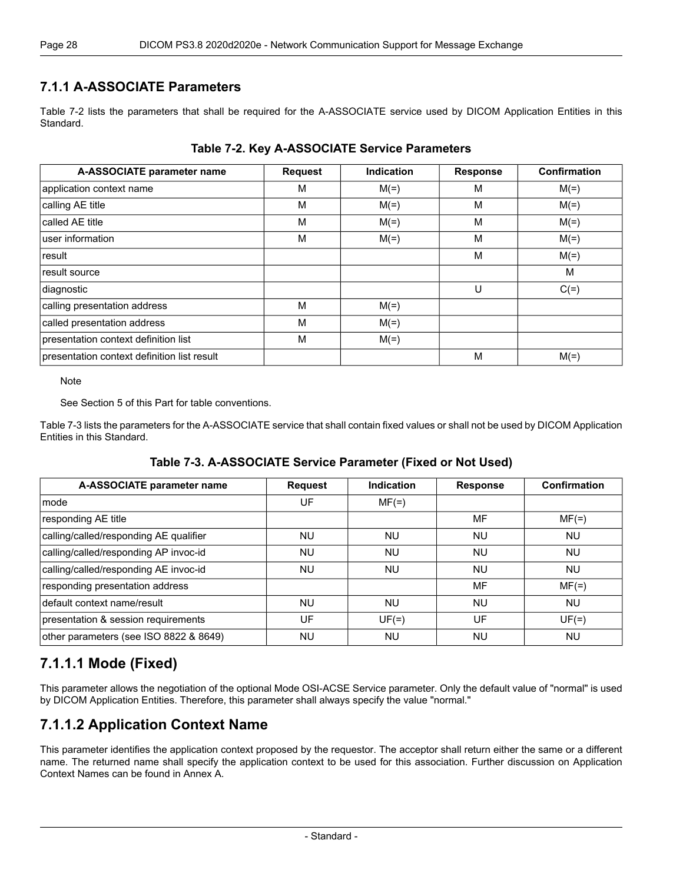### 7.1.1 A-ASSOCIATE Parameters

Table 7-2 lists the parameters that shall be required for the A-ASSOCIATE service used by DICOM Application Entities in this Standard.

**Table 7-2. Key A-ASSOCIATE Service Parameters**

| A-ASSOCIATE parameter name | Request | Indication | Response | Confirmation |
|---|---|---|---|---|
| application context name | M | M(=) | M | M(=) |
| calling AE title | M | M(=) | M | M(=) |
| called AE title | M | M(=) | M | M(=) |
| user information | M | M(=) | M | M(=) |
| result | | | M | M(=) |
| result source | | | | M |
| diagnostic | | | U | C(=) |
| calling presentation address | M | M(=) | | |
| called presentation address | M | M(=) | | |
| presentation context definition list | M | M(=) | | |
| presentation context definition list result | | | M | M(=) |

Note

See Section 5 of this Part for table conventions.

Table 7-3 lists the parameters for the A-ASSOCIATE service that shall contain fixed values or shall not be used by DICOM Application Entities in this Standard.

**Table 7-3. A-ASSOCIATE Service Parameter (Fixed or Not Used)**

| A-ASSOCIATE parameter name | Request | Indication | Response | Confirmation |
|---|---|---|---|---|
| mode | UF | MF(=) | | |
| responding AE title | | | MF | MF(=) |
| calling/called/responding AE qualifier | NU | NU | NU | NU |
| calling/called/responding AP invoc-id | NU | NU | NU | NU |
| calling/called/responding AE invoc-id | NU | NU | NU | NU |
| responding presentation address | | | MF | MF(=) |
| default context name/result | NU | NU | NU | NU |
| presentation & session requirements | UF | UF(=) | UF | UF(=) |
| other parameters (see ISO 8822 & 8649) | NU | NU | NU | NU |

## 7.1.1.1 Mode (Fixed)

This parameter allows the negotiation of the optional Mode OSI-ACSE Service parameter. Only the default value of "normal" is used by DICOM Application Entities. Therefore, this parameter shall always specify the value "normal."

## 7.1.1.2 Application Context Name

This parameter identifies the application context proposed by the requestor. The acceptor shall return either the same or a different name. The returned name shall specify the application context to be used for this association. Further discussion on Application Context Names can be found in Annex A.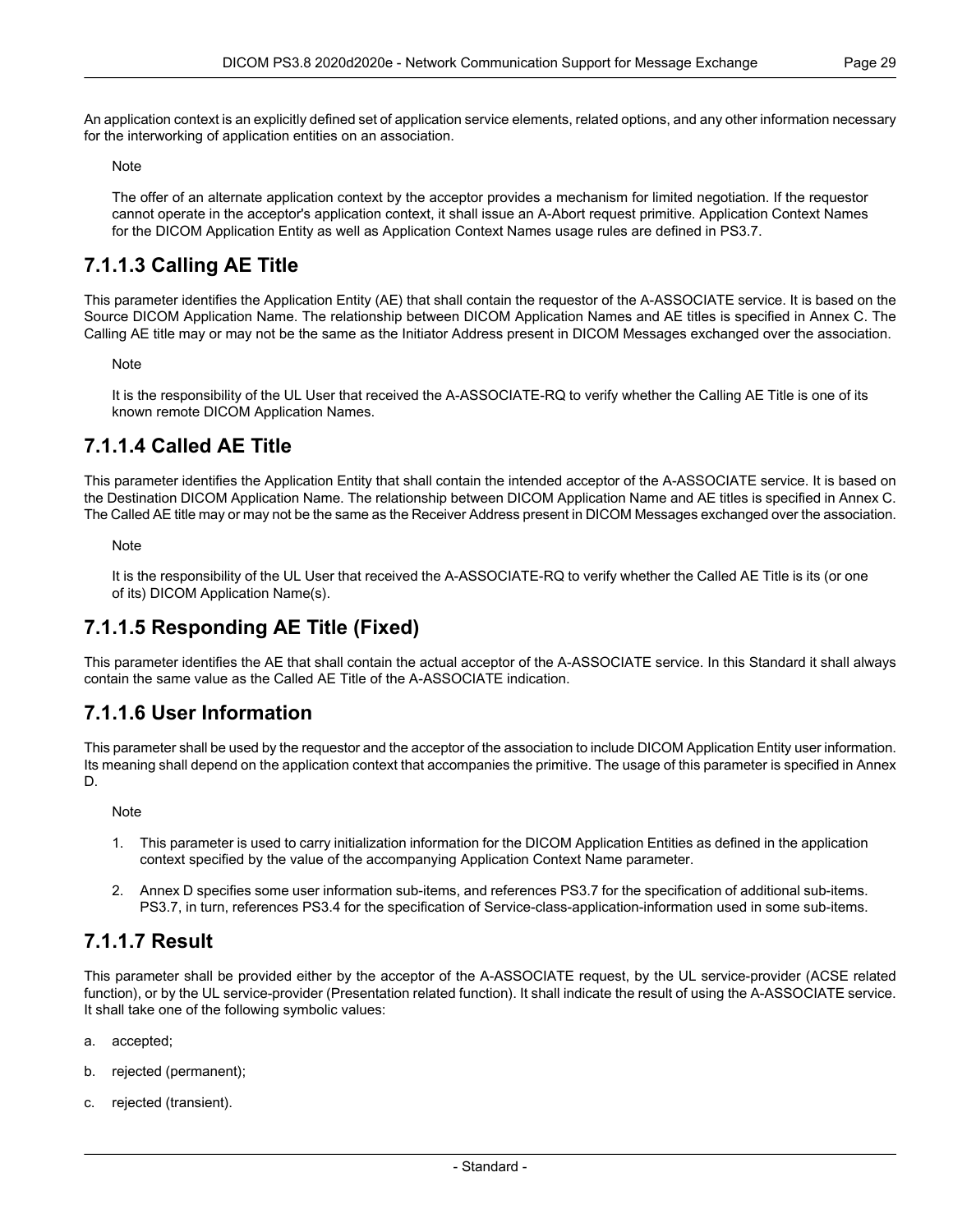An application context is an explicitly defined set of application service elements, related options, and any other information necessary for the interworking of application entities on an association.

Note

The offer of an alternate application context by the acceptor provides a mechanism for limited negotiation. If the requestor cannot operate in the acceptor's application context, it shall issue an A-Abort request primitive. Application Context Names for the DICOM Application Entity as well as Application Context Names usage rules are defined in PS3.7.

## 7.1.1.3 Calling AE Title

This parameter identifies the Application Entity (AE) that shall contain the requestor of the A-ASSOCIATE service. It is based on the Source DICOM Application Name. The relationship between DICOM Application Names and AE titles is specified in Annex C. The Calling AE title may or may not be the same as the Initiator Address present in DICOM Messages exchanged over the association.

Note

It is the responsibility of the UL User that received the A-ASSOCIATE-RQ to verify whether the Calling AE Title is one of its known remote DICOM Application Names.

## 7.1.1.4 Called AE Title

This parameter identifies the Application Entity that shall contain the intended acceptor of the A-ASSOCIATE service. It is based on the Destination DICOM Application Name. The relationship between DICOM Application Name and AE titles is specified in Annex C. The Called AE title may or may not be the same as the Receiver Address present in DICOM Messages exchanged over the association.

Note

It is the responsibility of the UL User that received the A-ASSOCIATE-RQ to verify whether the Called AE Title is its (or one of its) DICOM Application Name(s).

## 7.1.1.5 Responding AE Title (Fixed)

This parameter identifies the AE that shall contain the actual acceptor of the A-ASSOCIATE service. In this Standard it shall always contain the same value as the Called AE Title of the A-ASSOCIATE indication.

## 7.1.1.6 User Information

This parameter shall be used by the requestor and the acceptor of the association to include DICOM Application Entity user information. Its meaning shall depend on the application context that accompanies the primitive. The usage of this parameter is specified in Annex D.

Note

1. This parameter is used to carry initialization information for the DICOM Application Entities as defined in the application context specified by the value of the accompanying Application Context Name parameter.
2. Annex D specifies some user information sub-items, and references PS3.7 for the specification of additional sub-items. PS3.7, in turn, references PS3.4 for the specification of Service-class-application-information used in some sub-items.

## 7.1.1.7 Result

This parameter shall be provided either by the acceptor of the A-ASSOCIATE request, by the UL service-provider (ACSE related function), or by the UL service-provider (Presentation related function). It shall indicate the result of using the A-ASSOCIATE service. It shall take one of the following symbolic values:

a. accepted;

b. rejected (permanent);

c. rejected (transient).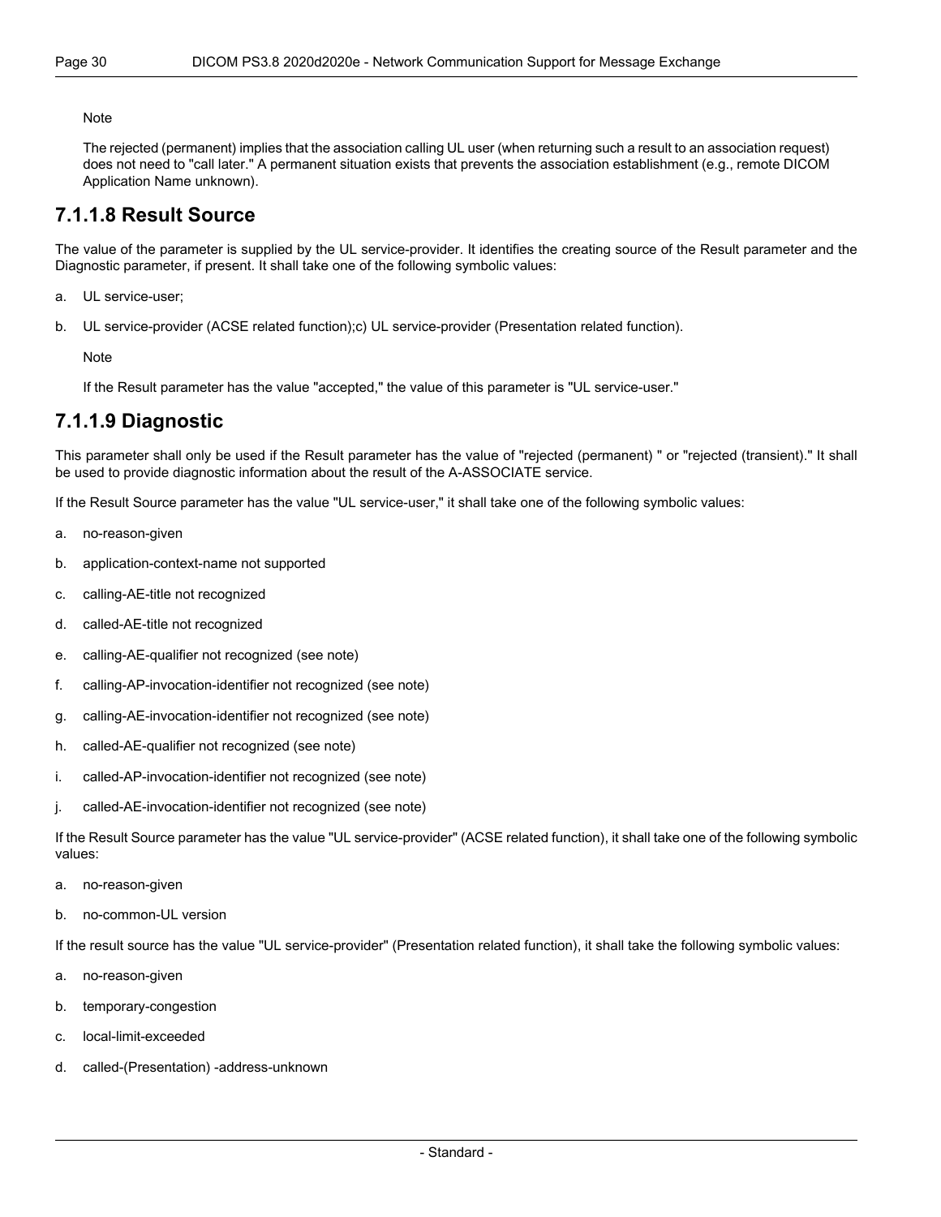Note

The rejected (permanent) implies that the association calling UL user (when returning such a result to an association request) does not need to "call later." A permanent situation exists that prevents the association establishment (e.g., remote DICOM Application Name unknown).

### 7.1.1.8 Result Source

The value of the parameter is supplied by the UL service-provider. It identifies the creating source of the Result parameter and the Diagnostic parameter, if present. It shall take one of the following symbolic values:

a. UL service-user;

b. UL service-provider (ACSE related function);c) UL service-provider (Presentation related function).

Note

If the Result parameter has the value "accepted," the value of this parameter is "UL service-user."

### 7.1.1.9 Diagnostic

This parameter shall only be used if the Result parameter has the value of "rejected (permanent) " or "rejected (transient)." It shall be used to provide diagnostic information about the result of the A-ASSOCIATE service.

If the Result Source parameter has the value "UL service-user," it shall take one of the following symbolic values:

a. no-reason-given

b. application-context-name not supported

c. calling-AE-title not recognized

d. called-AE-title not recognized

e. calling-AE-qualifier not recognized (see note)

f. calling-AP-invocation-identifier not recognized (see note)

g. calling-AE-invocation-identifier not recognized (see note)

h. called-AE-qualifier not recognized (see note)

i. called-AP-invocation-identifier not recognized (see note)

j. called-AE-invocation-identifier not recognized (see note)

If the Result Source parameter has the value "UL service-provider" (ACSE related function), it shall take one of the following symbolic values:

a. no-reason-given

b. no-common-UL version

If the result source has the value "UL service-provider" (Presentation related function), it shall take the following symbolic values:

a. no-reason-given

b. temporary-congestion

c. local-limit-exceeded

d. called-(Presentation) -address-unknown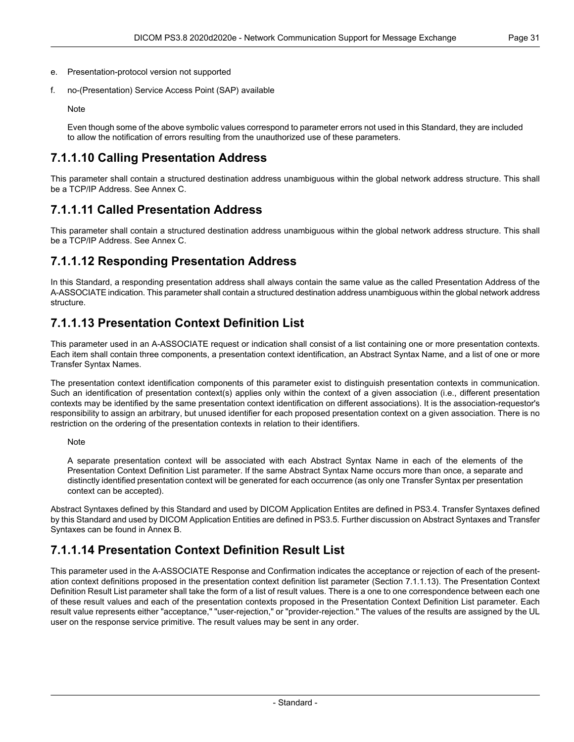e. Presentation-protocol version not supported

f. no-(Presentation) Service Access Point (SAP) available

Note

Even though some of the above symbolic values correspond to parameter errors not used in this Standard, they are included to allow the notification of errors resulting from the unauthorized use of these parameters.

## 7.1.1.10 Calling Presentation Address

This parameter shall contain a structured destination address unambiguous within the global network address structure. This shall be a TCP/IP Address. See Annex C.

## 7.1.1.11 Called Presentation Address

This parameter shall contain a structured destination address unambiguous within the global network address structure. This shall be a TCP/IP Address. See Annex C.

## 7.1.1.12 Responding Presentation Address

In this Standard, a responding presentation address shall always contain the same value as the called Presentation Address of the A-ASSOCIATE indication. This parameter shall contain a structured destination address unambiguous within the global network address structure.

## 7.1.1.13 Presentation Context Definition List

This parameter used in an A-ASSOCIATE request or indication shall consist of a list containing one or more presentation contexts. Each item shall contain three components, a presentation context identification, an Abstract Syntax Name, and a list of one or more Transfer Syntax Names.

The presentation context identification components of this parameter exist to distinguish presentation contexts in communication. Such an identification of presentation context(s) applies only within the context of a given association (i.e., different presentation contexts may be identified by the same presentation context identification on different associations). It is the association-requestor's responsibility to assign an arbitrary, but unused identifier for each proposed presentation context on a given association. There is no restriction on the ordering of the presentation contexts in relation to their identifiers.

Note

A separate presentation context will be associated with each Abstract Syntax Name in each of the elements of the Presentation Context Definition List parameter. If the same Abstract Syntax Name occurs more than once, a separate and distinctly identified presentation context will be generated for each occurrence (as only one Transfer Syntax per presentation context can be accepted).

Abstract Syntaxes defined by this Standard and used by DICOM Application Entites are defined in PS3.4. Transfer Syntaxes defined by this Standard and used by DICOM Application Entities are defined in PS3.5. Further discussion on Abstract Syntaxes and Transfer Syntaxes can be found in Annex B.

## 7.1.1.14 Presentation Context Definition Result List

This parameter used in the A-ASSOCIATE Response and Confirmation indicates the acceptance or rejection of each of the presentation context definitions proposed in the presentation context definition list parameter (Section 7.1.1.13). The Presentation Context Definition Result List parameter shall take the form of a list of result values. There is a one to one correspondence between each one of these result values and each of the presentation contexts proposed in the Presentation Context Definition List parameter. Each result value represents either "acceptance," "user-rejection," or "provider-rejection." The values of the results are assigned by the UL user on the response service primitive. The result values may be sent in any order.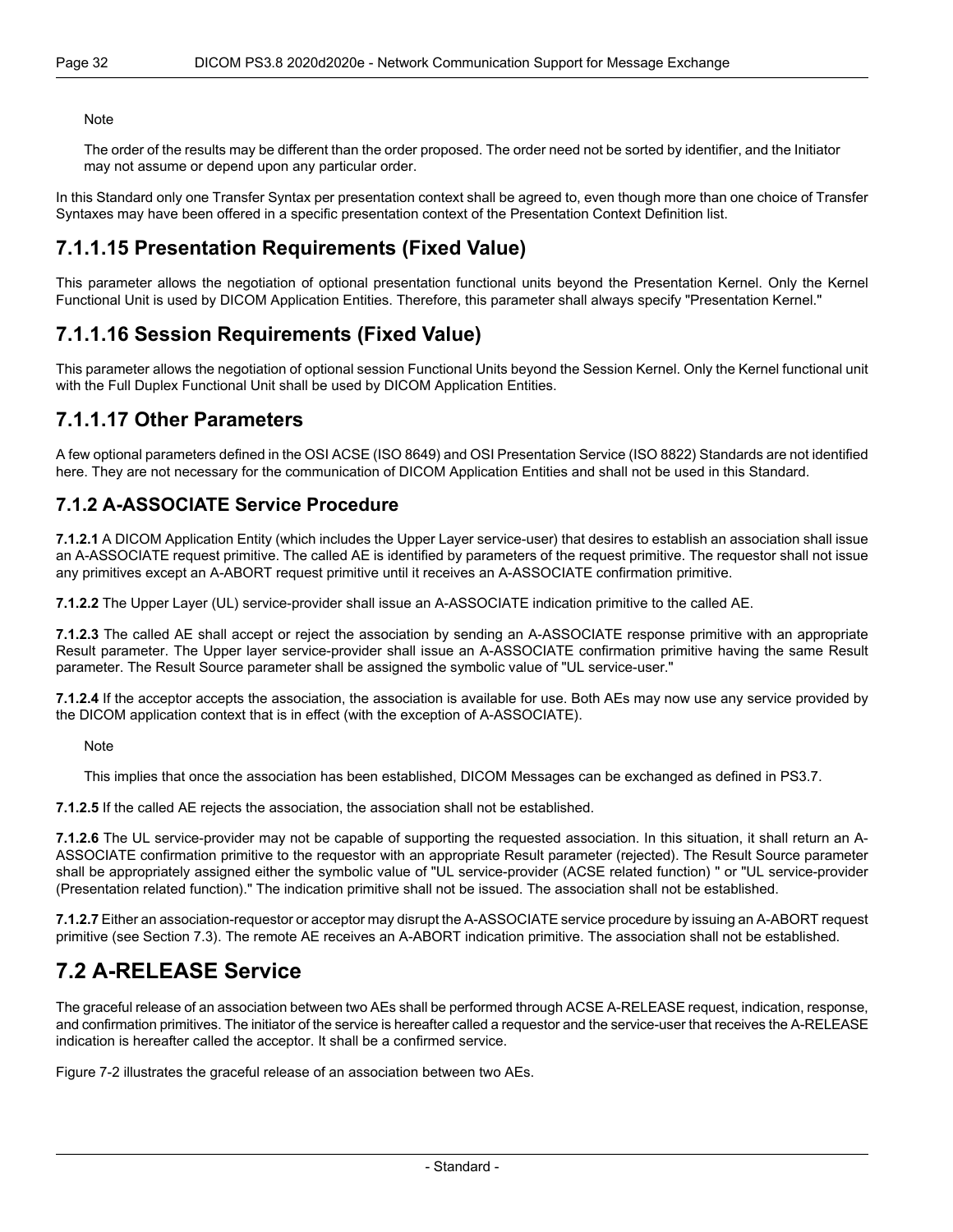Note

The order of the results may be different than the order proposed. The order need not be sorted by identifier, and the Initiator may not assume or depend upon any particular order.

In this Standard only one Transfer Syntax per presentation context shall be agreed to, even though more than one choice of Transfer Syntaxes may have been offered in a specific presentation context of the Presentation Context Definition list.

### 7.1.1.15 Presentation Requirements (Fixed Value)

This parameter allows the negotiation of optional presentation functional units beyond the Presentation Kernel. Only the Kernel Functional Unit is used by DICOM Application Entities. Therefore, this parameter shall always specify "Presentation Kernel."

### 7.1.1.16 Session Requirements (Fixed Value)

This parameter allows the negotiation of optional session Functional Units beyond the Session Kernel. Only the Kernel functional unit with the Full Duplex Functional Unit shall be used by DICOM Application Entities.

### 7.1.1.17 Other Parameters

A few optional parameters defined in the OSI ACSE (ISO 8649) and OSI Presentation Service (ISO 8822) Standards are not identified here. They are not necessary for the communication of DICOM Application Entities and shall not be used in this Standard.

### 7.1.2 A-ASSOCIATE Service Procedure

**7.1.2.1** A DICOM Application Entity (which includes the Upper Layer service-user) that desires to establish an association shall issue an A-ASSOCIATE request primitive. The called AE is identified by parameters of the request primitive. The requestor shall not issue any primitives except an A-ABORT request primitive until it receives an A-ASSOCIATE confirmation primitive.

**7.1.2.2** The Upper Layer (UL) service-provider shall issue an A-ASSOCIATE indication primitive to the called AE.

**7.1.2.3** The called AE shall accept or reject the association by sending an A-ASSOCIATE response primitive with an appropriate Result parameter. The Upper layer service-provider shall issue an A-ASSOCIATE confirmation primitive having the same Result parameter. The Result Source parameter shall be assigned the symbolic value of "UL service-user."

**7.1.2.4** If the acceptor accepts the association, the association is available for use. Both AEs may now use any service provided by the DICOM application context that is in effect (with the exception of A-ASSOCIATE).

Note

This implies that once the association has been established, DICOM Messages can be exchanged as defined in PS3.7.

**7.1.2.5** If the called AE rejects the association, the association shall not be established.

**7.1.2.6** The UL service-provider may not be capable of supporting the requested association. In this situation, it shall return an A-ASSOCIATE confirmation primitive to the requestor with an appropriate Result parameter (rejected). The Result Source parameter shall be appropriately assigned either the symbolic value of "UL service-provider (ACSE related function) " or "UL service-provider (Presentation related function)." The indication primitive shall not be issued. The association shall not be established.

**7.1.2.7** Either an association-requestor or acceptor may disrupt the A-ASSOCIATE service procedure by issuing an A-ABORT request primitive (see Section 7.3). The remote AE receives an A-ABORT indication primitive. The association shall not be established.

## 7.2 A-RELEASE Service

The graceful release of an association between two AEs shall be performed through ACSE A-RELEASE request, indication, response, and confirmation primitives. The initiator of the service is hereafter called a requestor and the service-user that receives the A-RELEASE indication is hereafter called the acceptor. It shall be a confirmed service.

Figure 7-2 illustrates the graceful release of an association between two AEs.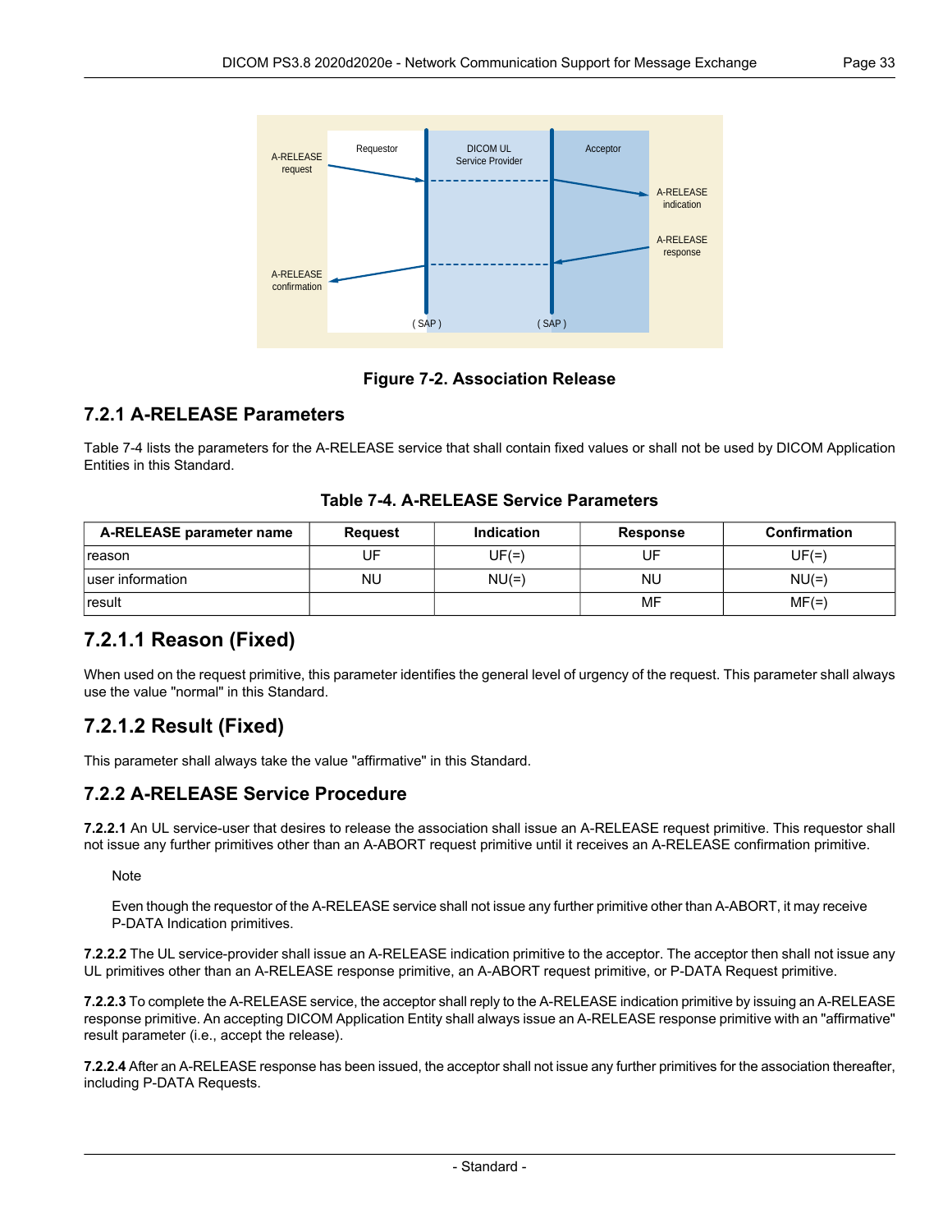Figure 7-2. Association Release

### 7.2.1 A-RELEASE Parameters

Table 7-4 lists the parameters for the A-RELEASE service that shall contain fixed values or shall not be used by DICOM Application Entities in this Standard.

**Table 7-4. A-RELEASE Service Parameters**

| A-RELEASE parameter name | Request | Indication | Response | Confirmation |
|---|---|---|---|---|
| reason | UF | UF(=) | UF | UF(=) |
| user information | NU | NU(=) | NU | NU(=) |
| result | | | MF | MF(=) |

#### 7.2.1.1 Reason (Fixed)

When used on the request primitive, this parameter identifies the general level of urgency of the request. This parameter shall always use the value "normal" in this Standard.

#### 7.2.1.2 Result (Fixed)

This parameter shall always take the value "affirmative" in this Standard.

### 7.2.2 A-RELEASE Service Procedure

**7.2.2.1** An UL service-user that desires to release the association shall issue an A-RELEASE request primitive. This requestor shall not issue any further primitives other than an A-ABORT request primitive until it receives an A-RELEASE confirmation primitive.

Note

Even though the requestor of the A-RELEASE service shall not issue any further primitive other than A-ABORT, it may receive P-DATA Indication primitives.

**7.2.2.2** The UL service-provider shall issue an A-RELEASE indication primitive to the acceptor. The acceptor then shall not issue any UL primitives other than an A-RELEASE response primitive, an A-ABORT request primitive, or P-DATA Request primitive.

**7.2.2.3** To complete the A-RELEASE service, the acceptor shall reply to the A-RELEASE indication primitive by issuing an A-RELEASE response primitive. An accepting DICOM Application Entity shall always issue an A-RELEASE response primitive with an "affirmative" result parameter (i.e., accept the release).

**7.2.2.4** After an A-RELEASE response has been issued, the acceptor shall not issue any further primitives for the association thereafter, including P-DATA Requests.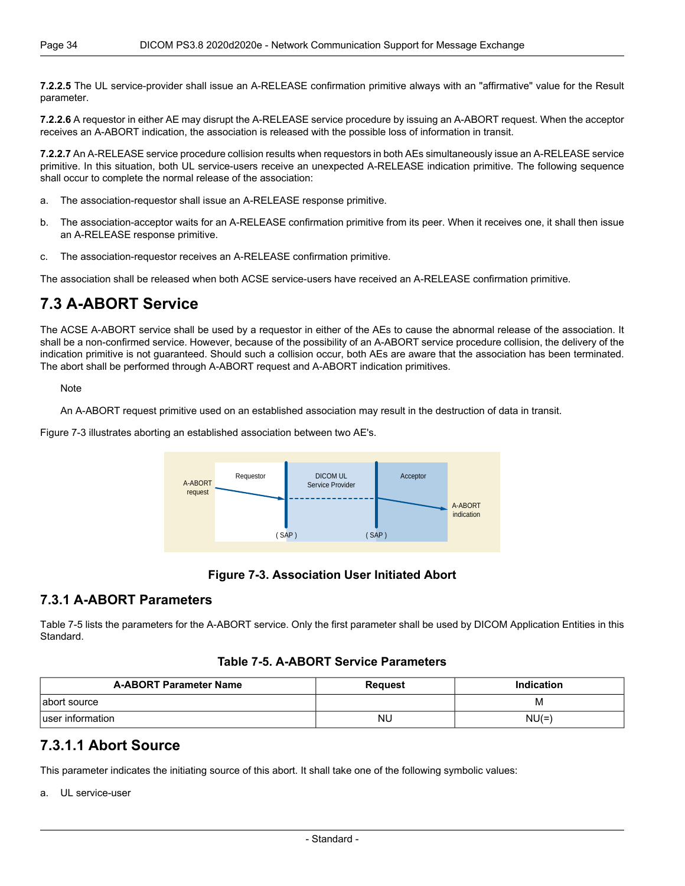**7.2.2.5** The UL service-provider shall issue an A-RELEASE confirmation primitive always with an "affirmative" value for the Result parameter.

**7.2.2.6** A requestor in either AE may disrupt the A-RELEASE service procedure by issuing an A-ABORT request. When the acceptor receives an A-ABORT indication, the association is released with the possible loss of information in transit.

**7.2.2.7** An A-RELEASE service procedure collision results when requestors in both AEs simultaneously issue an A-RELEASE service primitive. In this situation, both UL service-users receive an unexpected A-RELEASE indication primitive. The following sequence shall occur to complete the normal release of the association:

a. The association-requestor shall issue an A-RELEASE response primitive.

b. The association-acceptor waits for an A-RELEASE confirmation primitive from its peer. When it receives one, it shall then issue an A-RELEASE response primitive.

c. The association-requestor receives an A-RELEASE confirmation primitive.

The association shall be released when both ACSE service-users have received an A-RELEASE confirmation primitive.

## 7.3 A-ABORT Service

The ACSE A-ABORT service shall be used by a requestor in either of the AEs to cause the abnormal release of the association. It shall be a non-confirmed service. However, because of the possibility of an A-ABORT service procedure collision, the delivery of the indication primitive is not guaranteed. Should such a collision occur, both AEs are aware that the association has been terminated. The abort shall be performed through A-ABORT request and A-ABORT indication primitives.

> Note
>
> An A-ABORT request primitive used on an established association may result in the destruction of data in transit.

Figure 7-3 illustrates aborting an established association between two AE's.

**Figure 7-3. Association User Initiated Abort**

### 7.3.1 A-ABORT Parameters

Table 7-5 lists the parameters for the A-ABORT service. Only the first parameter shall be used by DICOM Application Entities in this Standard.

**Table 7-5. A-ABORT Service Parameters**

| A-ABORT Parameter Name | Request | Indication |
|---|---|---|
| abort source | | M |
| user information | NU | NU(=) |

### 7.3.1.1 Abort Source

This parameter indicates the initiating source of this abort. It shall take one of the following symbolic values:

a. UL service-user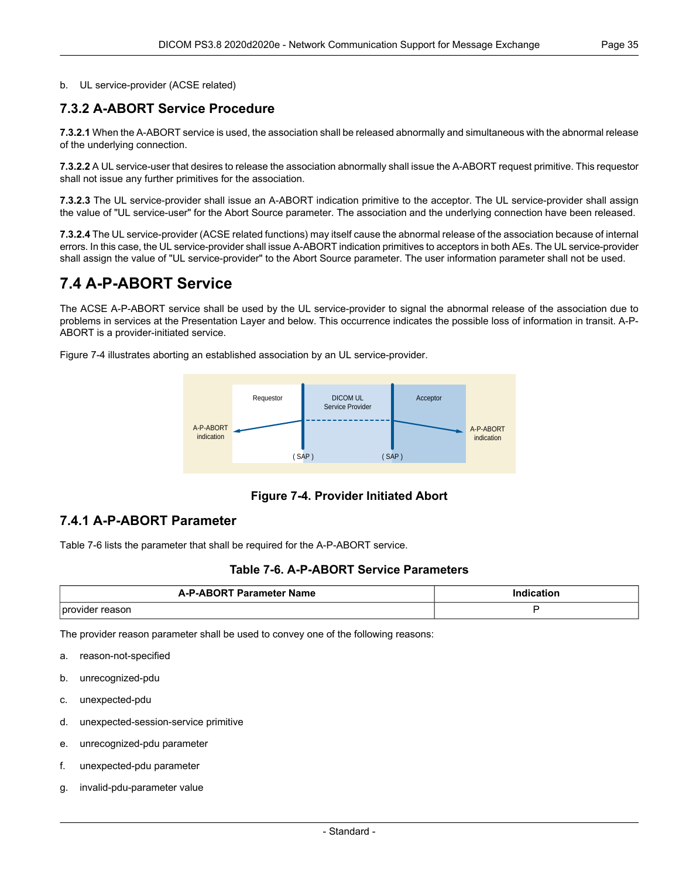b. UL service-provider (ACSE related)

### 7.3.2 A-ABORT Service Procedure

**7.3.2.1** When the A-ABORT service is used, the association shall be released abnormally and simultaneous with the abnormal release of the underlying connection.

**7.3.2.2** A UL service-user that desires to release the association abnormally shall issue the A-ABORT request primitive. This requestor shall not issue any further primitives for the association.

**7.3.2.3** The UL service-provider shall issue an A-ABORT indication primitive to the acceptor. The UL service-provider shall assign the value of "UL service-user" for the Abort Source parameter. The association and the underlying connection have been released.

**7.3.2.4** The UL service-provider (ACSE related functions) may itself cause the abnormal release of the association because of internal errors. In this case, the UL service-provider shall issue A-ABORT indication primitives to acceptors in both AEs. The UL service-provider shall assign the value of "UL service-provider" to the Abort Source parameter. The user information parameter shall not be used.

## 7.4 A-P-ABORT Service

The ACSE A-P-ABORT service shall be used by the UL service-provider to signal the abnormal release of the association due to problems in services at the Presentation Layer and below. This occurrence indicates the possible loss of information in transit. A-P-ABORT is a provider-initiated service.

Figure 7-4 illustrates aborting an established association by an UL service-provider.

**Figure 7-4. Provider Initiated Abort**

### 7.4.1 A-P-ABORT Parameter

Table 7-6 lists the parameter that shall be required for the A-P-ABORT service.

**Table 7-6. A-P-ABORT Service Parameters**

| A-P-ABORT Parameter Name | Indication |
|---|---|
| provider reason | P |

The provider reason parameter shall be used to convey one of the following reasons:

a. reason-not-specified

b. unrecognized-pdu

c. unexpected-pdu

d. unexpected-session-service primitive

e. unrecognized-pdu parameter

f. unexpected-pdu parameter

g. invalid-pdu-parameter value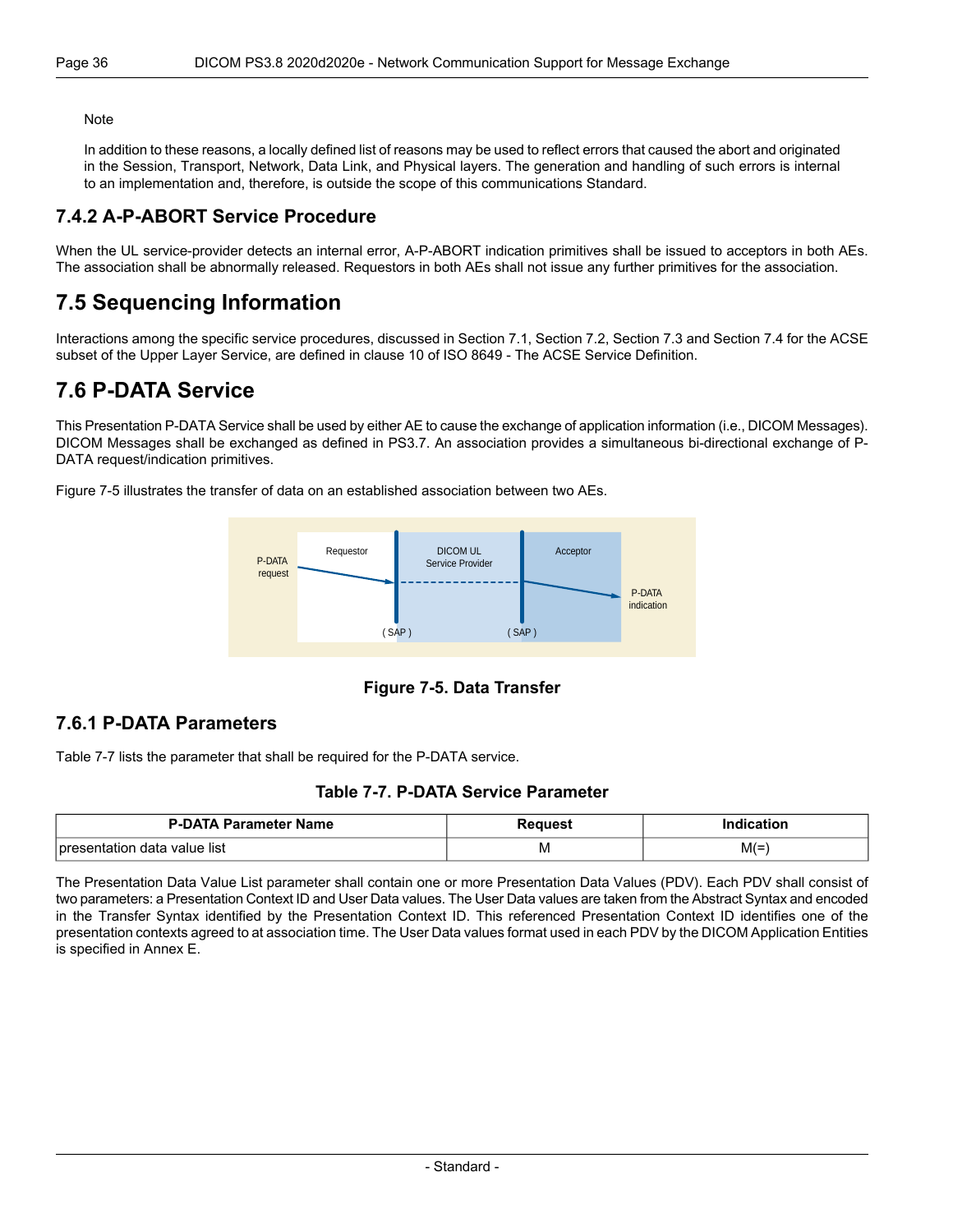Note

In addition to these reasons, a locally defined list of reasons may be used to reflect errors that caused the abort and originated in the Session, Transport, Network, Data Link, and Physical layers. The generation and handling of such errors is internal to an implementation and, therefore, is outside the scope of this communications Standard.

### 7.4.2 A-P-ABORT Service Procedure

When the UL service-provider detects an internal error, A-P-ABORT indication primitives shall be issued to acceptors in both AEs. The association shall be abnormally released. Requestors in both AEs shall not issue any further primitives for the association.

## 7.5 Sequencing Information

Interactions among the specific service procedures, discussed in Section 7.1, Section 7.2, Section 7.3 and Section 7.4 for the ACSE subset of the Upper Layer Service, are defined in clause 10 of ISO 8649 - The ACSE Service Definition.

## 7.6 P-DATA Service

This Presentation P-DATA Service shall be used by either AE to cause the exchange of application information (i.e., DICOM Messages). DICOM Messages shall be exchanged as defined in PS3.7. An association provides a simultaneous bi-directional exchange of P-DATA request/indication primitives.

Figure 7-5 illustrates the transfer of data on an established association between two AEs.

P-DATA request | Requestor | DICOM UL Service Provider | Acceptor | P-DATA indication | ( SAP ) | ( SAP )

**Figure 7-5. Data Transfer**

### 7.6.1 P-DATA Parameters

Table 7-7 lists the parameter that shall be required for the P-DATA service.

**Table 7-7. P-DATA Service Parameter**

| P-DATA Parameter Name | Request | Indication |
|---|---|---|
| presentation data value list | M | M(=) |

The Presentation Data Value List parameter shall contain one or more Presentation Data Values (PDV). Each PDV shall consist of two parameters: a Presentation Context ID and User Data values. The User Data values are taken from the Abstract Syntax and encoded in the Transfer Syntax identified by the Presentation Context ID. This referenced Presentation Context ID identifies one of the presentation contexts agreed to at association time. The User Data values format used in each PDV by the DICOM Application Entities is specified in Annex E.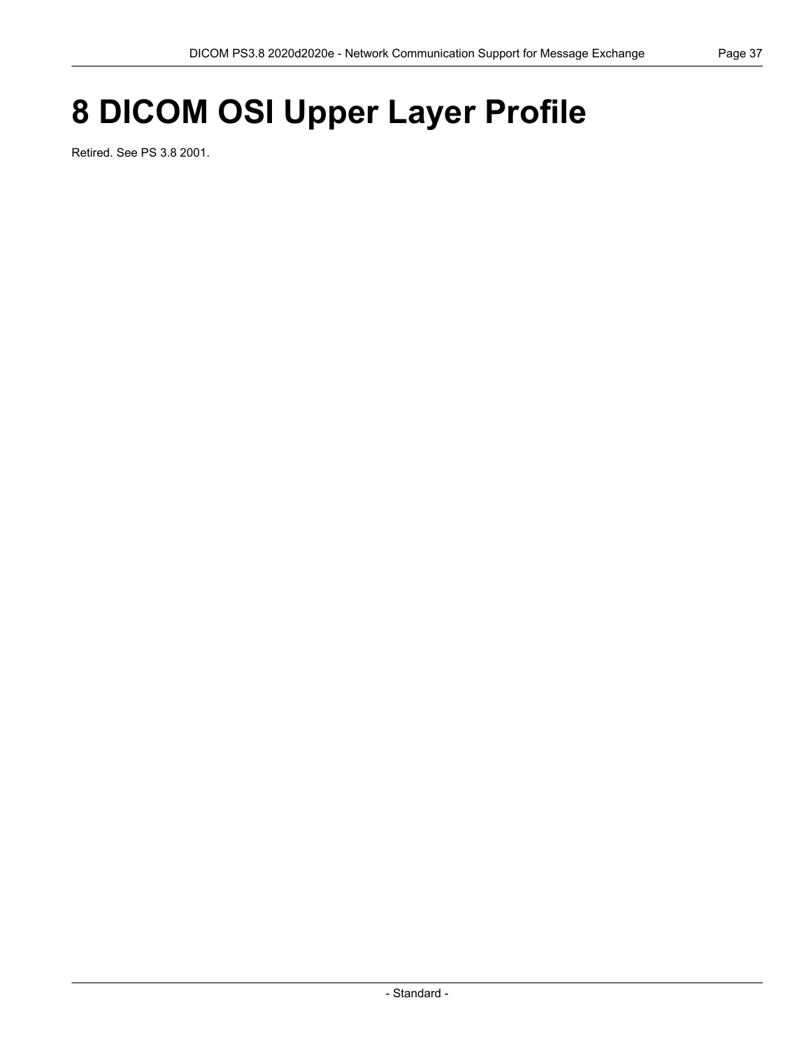# 8 DICOM OSI Upper Layer Profile

Retired. See PS 3.8 2001.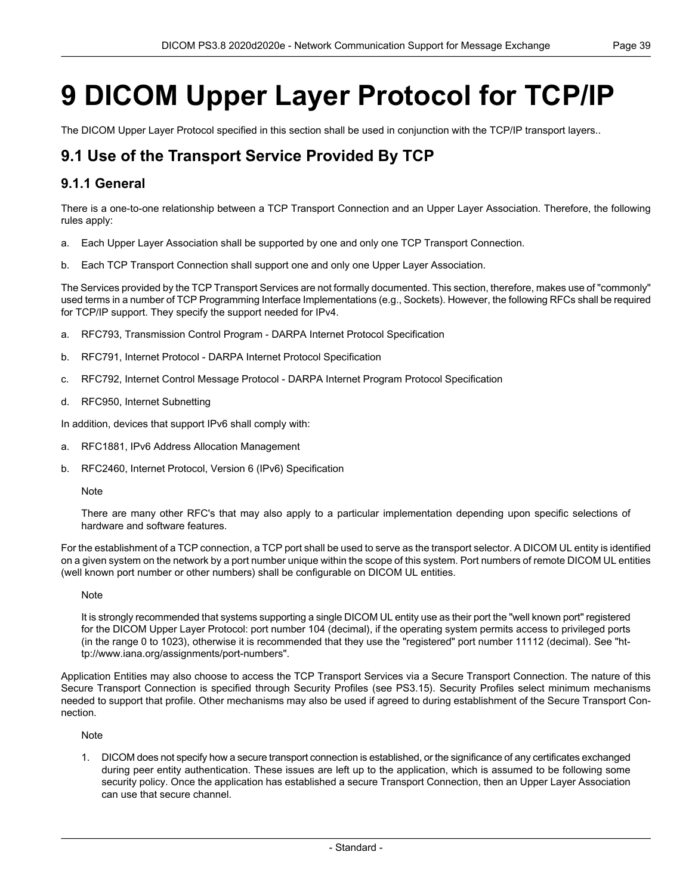# 9 DICOM Upper Layer Protocol for TCP/IP

The DICOM Upper Layer Protocol specified in this section shall be used in conjunction with the TCP/IP transport layers..

## 9.1 Use of the Transport Service Provided By TCP

### 9.1.1 General

There is a one-to-one relationship between a TCP Transport Connection and an Upper Layer Association. Therefore, the following rules apply:

a. Each Upper Layer Association shall be supported by one and only one TCP Transport Connection.

b. Each TCP Transport Connection shall support one and only one Upper Layer Association.

The Services provided by the TCP Transport Services are not formally documented. This section, therefore, makes use of "commonly" used terms in a number of TCP Programming Interface Implementations (e.g., Sockets). However, the following RFCs shall be required for TCP/IP support. They specify the support needed for IPv4.

a. RFC793, Transmission Control Program - DARPA Internet Protocol Specification

b. RFC791, Internet Protocol - DARPA Internet Protocol Specification

c. RFC792, Internet Control Message Protocol - DARPA Internet Program Protocol Specification

d. RFC950, Internet Subnetting

In addition, devices that support IPv6 shall comply with:

a. RFC1881, IPv6 Address Allocation Management

b. RFC2460, Internet Protocol, Version 6 (IPv6) Specification

Note

There are many other RFC's that may also apply to a particular implementation depending upon specific selections of hardware and software features.

For the establishment of a TCP connection, a TCP port shall be used to serve as the transport selector. A DICOM UL entity is identified on a given system on the network by a port number unique within the scope of this system. Port numbers of remote DICOM UL entities (well known port number or other numbers) shall be configurable on DICOM UL entities.

Note

It is strongly recommended that systems supporting a single DICOM UL entity use as their port the "well known port" registered for the DICOM Upper Layer Protocol: port number 104 (decimal), if the operating system permits access to privileged ports (in the range 0 to 1023), otherwise it is recommended that they use the "registered" port number 11112 (decimal). See "http://www.iana.org/assignments/port-numbers".

Application Entities may also choose to access the TCP Transport Services via a Secure Transport Connection. The nature of this Secure Transport Connection is specified through Security Profiles (see PS3.15). Security Profiles select minimum mechanisms needed to support that profile. Other mechanisms may also be used if agreed to during establishment of the Secure Transport Connection.

Note

1. DICOM does not specify how a secure transport connection is established, or the significance of any certificates exchanged during peer entity authentication. These issues are left up to the application, which is assumed to be following some security policy. Once the application has established a secure Transport Connection, then an Upper Layer Association can use that secure channel.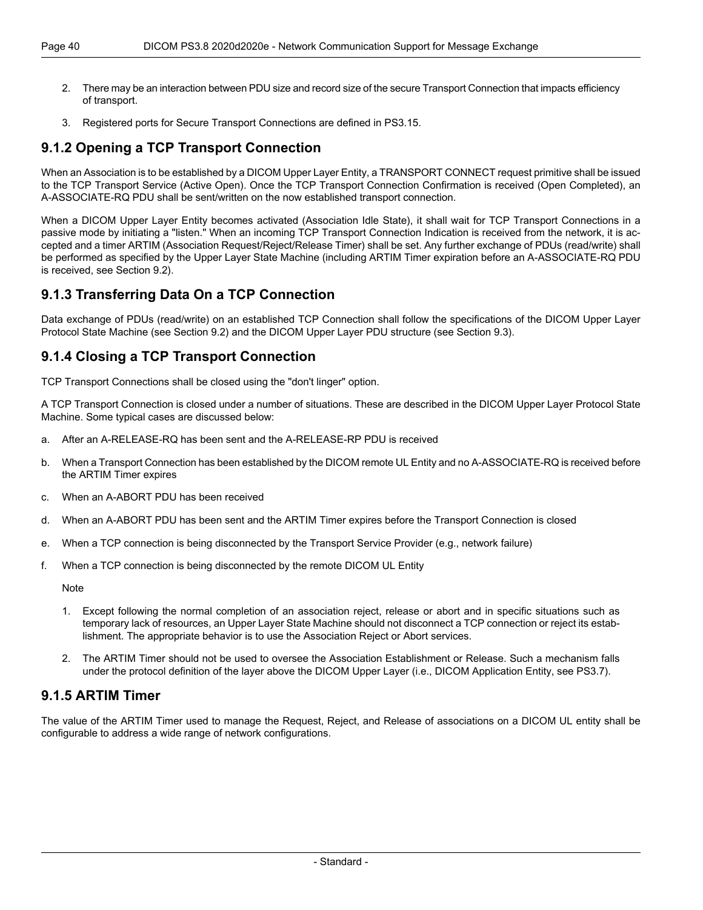2. There may be an interaction between PDU size and record size of the secure Transport Connection that impacts efficiency of transport.

3. Registered ports for Secure Transport Connections are defined in PS3.15.

### 9.1.2 Opening a TCP Transport Connection

When an Association is to be established by a DICOM Upper Layer Entity, a TRANSPORT CONNECT request primitive shall be issued to the TCP Transport Service (Active Open). Once the TCP Transport Connection Confirmation is received (Open Completed), an A-ASSOCIATE-RQ PDU shall be sent/written on the now established transport connection.

When a DICOM Upper Layer Entity becomes activated (Association Idle State), it shall wait for TCP Transport Connections in a passive mode by initiating a "listen." When an incoming TCP Transport Connection Indication is received from the network, it is accepted and a timer ARTIM (Association Request/Reject/Release Timer) shall be set. Any further exchange of PDUs (read/write) shall be performed as specified by the Upper Layer State Machine (including ARTIM Timer expiration before an A-ASSOCIATE-RQ PDU is received, see Section 9.2).

### 9.1.3 Transferring Data On a TCP Connection

Data exchange of PDUs (read/write) on an established TCP Connection shall follow the specifications of the DICOM Upper Layer Protocol State Machine (see Section 9.2) and the DICOM Upper Layer PDU structure (see Section 9.3).

### 9.1.4 Closing a TCP Transport Connection

TCP Transport Connections shall be closed using the "don't linger" option.

A TCP Transport Connection is closed under a number of situations. These are described in the DICOM Upper Layer Protocol State Machine. Some typical cases are discussed below:

a. After an A-RELEASE-RQ has been sent and the A-RELEASE-RP PDU is received

b. When a Transport Connection has been established by the DICOM remote UL Entity and no A-ASSOCIATE-RQ is received before the ARTIM Timer expires

c. When an A-ABORT PDU has been received

d. When an A-ABORT PDU has been sent and the ARTIM Timer expires before the Transport Connection is closed

e. When a TCP connection is being disconnected by the Transport Service Provider (e.g., network failure)

f. When a TCP connection is being disconnected by the remote DICOM UL Entity

Note

1. Except following the normal completion of an association reject, release or abort and in specific situations such as temporary lack of resources, an Upper Layer State Machine should not disconnect a TCP connection or reject its establishment. The appropriate behavior is to use the Association Reject or Abort services.

2. The ARTIM Timer should not be used to oversee the Association Establishment or Release. Such a mechanism falls under the protocol definition of the layer above the DICOM Upper Layer (i.e., DICOM Application Entity, see PS3.7).

### 9.1.5 ARTIM Timer

The value of the ARTIM Timer used to manage the Request, Reject, and Release of associations on a DICOM UL entity shall be configurable to address a wide range of network configurations.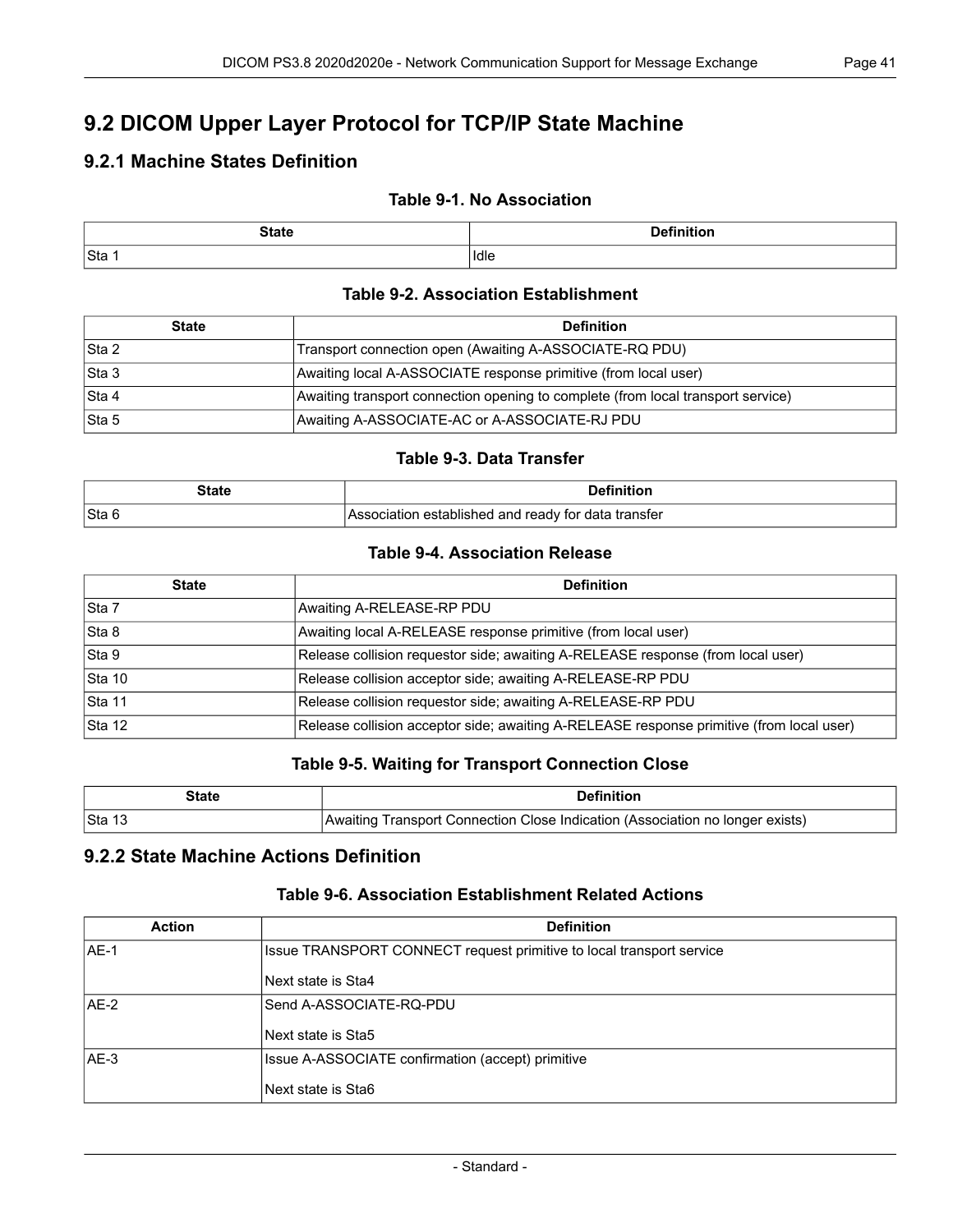## 9.2 DICOM Upper Layer Protocol for TCP/IP State Machine

### 9.2.1 Machine States Definition

**Table 9-1. No Association**

| State | Definition |
|---|---|
| Sta 1 | Idle |

**Table 9-2. Association Establishment**

| State | Definition |
|---|---|
| Sta 2 | Transport connection open (Awaiting A-ASSOCIATE-RQ PDU) |
| Sta 3 | Awaiting local A-ASSOCIATE response primitive (from local user) |
| Sta 4 | Awaiting transport connection opening to complete (from local transport service) |
| Sta 5 | Awaiting A-ASSOCIATE-AC or A-ASSOCIATE-RJ PDU |

**Table 9-3. Data Transfer**

| State | Definition |
|---|---|
| Sta 6 | Association established and ready for data transfer |

**Table 9-4. Association Release**

| State | Definition |
|---|---|
| Sta 7 | Awaiting A-RELEASE-RP PDU |
| Sta 8 | Awaiting local A-RELEASE response primitive (from local user) |
| Sta 9 | Release collision requestor side; awaiting A-RELEASE response (from local user) |
| Sta 10 | Release collision acceptor side; awaiting A-RELEASE-RP PDU |
| Sta 11 | Release collision requestor side; awaiting A-RELEASE-RP PDU |
| Sta 12 | Release collision acceptor side; awaiting A-RELEASE response primitive (from local user) |

**Table 9-5. Waiting for Transport Connection Close**

| State | Definition |
|---|---|
| Sta 13 | Awaiting Transport Connection Close Indication (Association no longer exists) |

### 9.2.2 State Machine Actions Definition

**Table 9-6. Association Establishment Related Actions**

| Action | Definition |
|---|---|
| AE-1 | Issue TRANSPORT CONNECT request primitive to local transport service<br><br>Next state is Sta4 |
| AE-2 | Send A-ASSOCIATE-RQ-PDU<br><br>Next state is Sta5 |
| AE-3 | Issue A-ASSOCIATE confirmation (accept) primitive<br><br>Next state is Sta6 |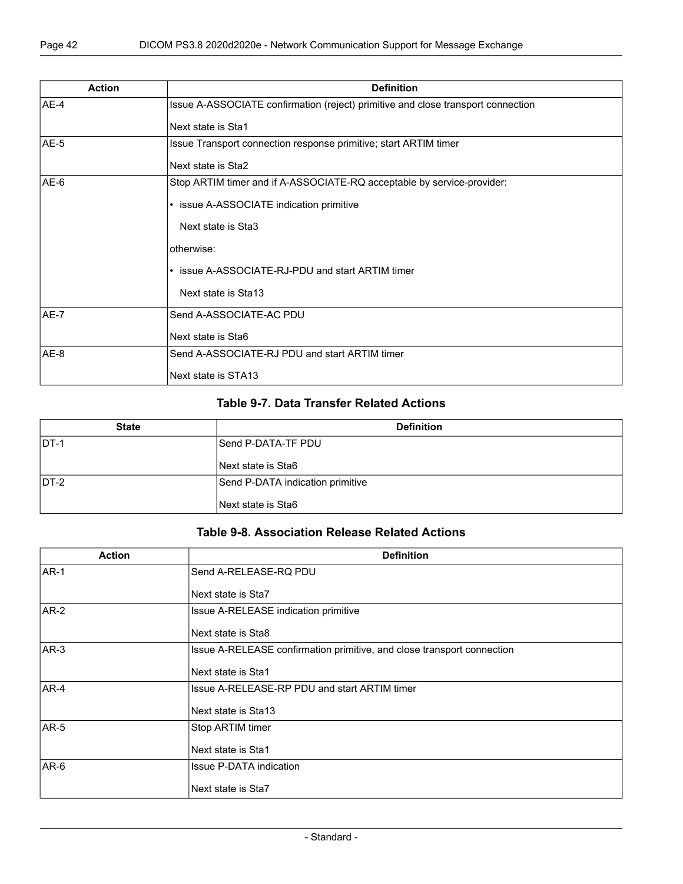| Action | Definition |
|---|---|
| AE-4 | Issue A-ASSOCIATE confirmation (reject) primitive and close transport connection<br><br>Next state is Sta1 |
| AE-5 | Issue Transport connection response primitive; start ARTIM timer<br><br>Next state is Sta2 |
| AE-6 | Stop ARTIM timer and if A-ASSOCIATE-RQ acceptable by service-provider:<br><br>• issue A-ASSOCIATE indication primitive<br><br>Next state is Sta3<br><br>otherwise:<br><br>• issue A-ASSOCIATE-RJ-PDU and start ARTIM timer<br><br>Next state is Sta13 |
| AE-7 | Send A-ASSOCIATE-AC PDU<br><br>Next state is Sta6 |
| AE-8 | Send A-ASSOCIATE-RJ PDU and start ARTIM timer<br><br>Next state is STA13 |

### Table 9-7. Data Transfer Related Actions

| State | Definition |
|---|---|
| DT-1 | Send P-DATA-TF PDU<br><br>Next state is Sta6 |
| DT-2 | Send P-DATA indication primitive<br><br>Next state is Sta6 |

### Table 9-8. Association Release Related Actions

| Action | Definition |
|---|---|
| AR-1 | Send A-RELEASE-RQ PDU<br><br>Next state is Sta7 |
| AR-2 | Issue A-RELEASE indication primitive<br><br>Next state is Sta8 |
| AR-3 | Issue A-RELEASE confirmation primitive, and close transport connection<br><br>Next state is Sta1 |
| AR-4 | Issue A-RELEASE-RP PDU and start ARTIM timer<br><br>Next state is Sta13 |
| AR-5 | Stop ARTIM timer<br><br>Next state is Sta1 |
| AR-6 | Issue P-DATA indication<br><br>Next state is Sta7 |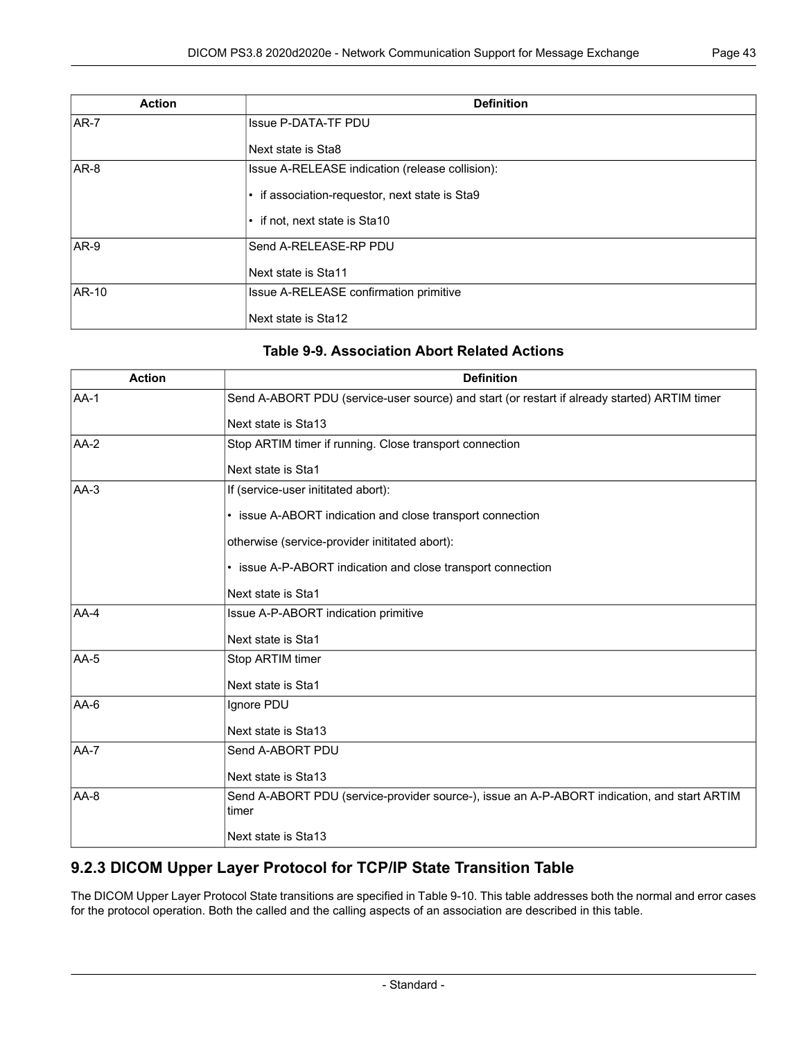| Action | Definition |
| --- | --- |
| AR-7 | Issue P-DATA-TF PDU<br><br>Next state is Sta8 |
| AR-8 | Issue A-RELEASE indication (release collision):<br><br>• if association-requestor, next state is Sta9<br><br>• if not, next state is Sta10 |
| AR-9 | Send A-RELEASE-RP PDU<br><br>Next state is Sta11 |
| AR-10 | Issue A-RELEASE confirmation primitive<br><br>Next state is Sta12 |

**Table 9-9. Association Abort Related Actions**

| Action | Definition |
| --- | --- |
| AA-1 | Send A-ABORT PDU (service-user source) and start (or restart if already started) ARTIM timer<br><br>Next state is Sta13 |
| AA-2 | Stop ARTIM timer if running. Close transport connection<br><br>Next state is Sta1 |
| AA-3 | If (service-user inititated abort):<br><br>• issue A-ABORT indication and close transport connection<br><br>otherwise (service-provider inititated abort):<br><br>• issue A-P-ABORT indication and close transport connection<br><br>Next state is Sta1 |
| AA-4 | Issue A-P-ABORT indication primitive<br><br>Next state is Sta1 |
| AA-5 | Stop ARTIM timer<br><br>Next state is Sta1 |
| AA-6 | Ignore PDU<br><br>Next state is Sta13 |
| AA-7 | Send A-ABORT PDU<br><br>Next state is Sta13 |
| AA-8 | Send A-ABORT PDU (service-provider source-), issue an A-P-ABORT indication, and start ARTIM timer<br><br>Next state is Sta13 |

### 9.2.3 DICOM Upper Layer Protocol for TCP/IP State Transition Table

The DICOM Upper Layer Protocol State transitions are specified in Table 9-10. This table addresses both the normal and error cases for the protocol operation. Both the called and the calling aspects of an association are described in this table.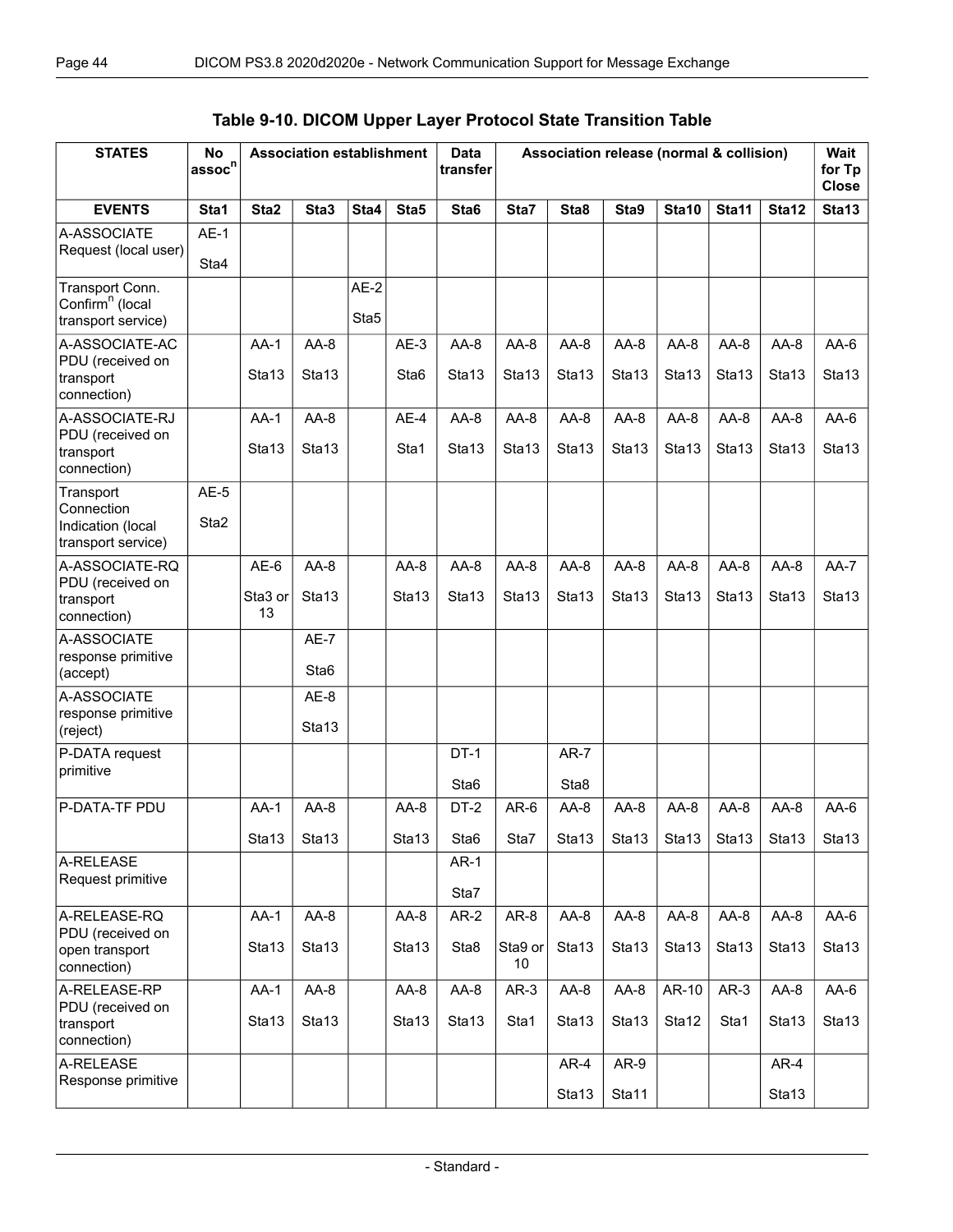**Table 9-10. DICOM Upper Layer Protocol State Transition Table**

| STATES | No assoc[n] | Association establishment | | | | Data transfer | Association release (normal & collision) | | | | | | Wait for Tp Close |
|---|---|---|---|---|---|---|---|---|---|---|---|---|---|
| **EVENTS** | **Sta1** | **Sta2** | **Sta3** | **Sta4** | **Sta5** | **Sta6** | **Sta7** | **Sta8** | **Sta9** | **Sta10** | **Sta11** | **Sta12** | **Sta13** |
| A-ASSOCIATE Request (local user) | AE-1 Sta4 | | | | | | | | | | | | |
| Transport Conn. Confirm[n] (local transport service) | | | | AE-2 Sta5 | | | | | | | | | |
| A-ASSOCIATE-AC PDU (received on transport connection) | | AA-1 Sta13 | AA-8 Sta13 | | AE-3 Sta6 | AA-8 Sta13 | AA-8 Sta13 | AA-8 Sta13 | AA-8 Sta13 | AA-8 Sta13 | AA-8 Sta13 | AA-8 Sta13 | AA-6 Sta13 |
| A-ASSOCIATE-RJ PDU (received on transport connection) | | AA-1 Sta13 | AA-8 Sta13 | | AE-4 Sta1 | AA-8 Sta13 | AA-8 Sta13 | AA-8 Sta13 | AA-8 Sta13 | AA-8 Sta13 | AA-8 Sta13 | AA-8 Sta13 | AA-6 Sta13 |
| Transport Connection Indication (local transport service) | AE-5 Sta2 | | | | | | | | | | | | |
| A-ASSOCIATE-RQ PDU (received on transport connection) | | AE-6 Sta3 or 13 | AA-8 Sta13 | | AA-8 Sta13 | AA-8 Sta13 | AA-8 Sta13 | AA-8 Sta13 | AA-8 Sta13 | AA-8 Sta13 | AA-8 Sta13 | AA-8 Sta13 | AA-7 Sta13 |
| A-ASSOCIATE response primitive (accept) | | | AE-7 Sta6 | | | | | | | | | | |
| A-ASSOCIATE response primitive (reject) | | | AE-8 Sta13 | | | | | | | | | | |
| P-DATA request primitive | | | | | | DT-1 Sta6 | | AR-7 Sta8 | | | | | |
| P-DATA-TF PDU | | AA-1 Sta13 | AA-8 Sta13 | | AA-8 Sta13 | DT-2 Sta6 | AR-6 Sta7 | AA-8 Sta13 | AA-8 Sta13 | AA-8 Sta13 | AA-8 Sta13 | AA-8 Sta13 | AA-6 Sta13 |
| A-RELEASE Request primitive | | | | | | AR-1 Sta7 | | | | | | | |
| A-RELEASE-RQ PDU (received on open transport connection) | | AA-1 Sta13 | AA-8 Sta13 | | AA-8 Sta13 | AR-2 Sta8 | AR-8 Sta9 or 10 | AA-8 Sta13 | AA-8 Sta13 | AA-8 Sta13 | AA-8 Sta13 | AA-8 Sta13 | AA-6 Sta13 |
| A-RELEASE-RP PDU (received on transport connection) | | AA-1 Sta13 | AA-8 Sta13 | | AA-8 Sta13 | AA-8 Sta13 | AR-3 Sta1 | AA-8 Sta13 | AA-8 Sta13 | AR-10 Sta12 | AR-3 Sta1 | AA-8 Sta13 | AA-6 Sta13 |
| A-RELEASE Response primitive | | | | | | | | AR-4 Sta13 | AR-9 Sta11 | | | AR-4 Sta13 | |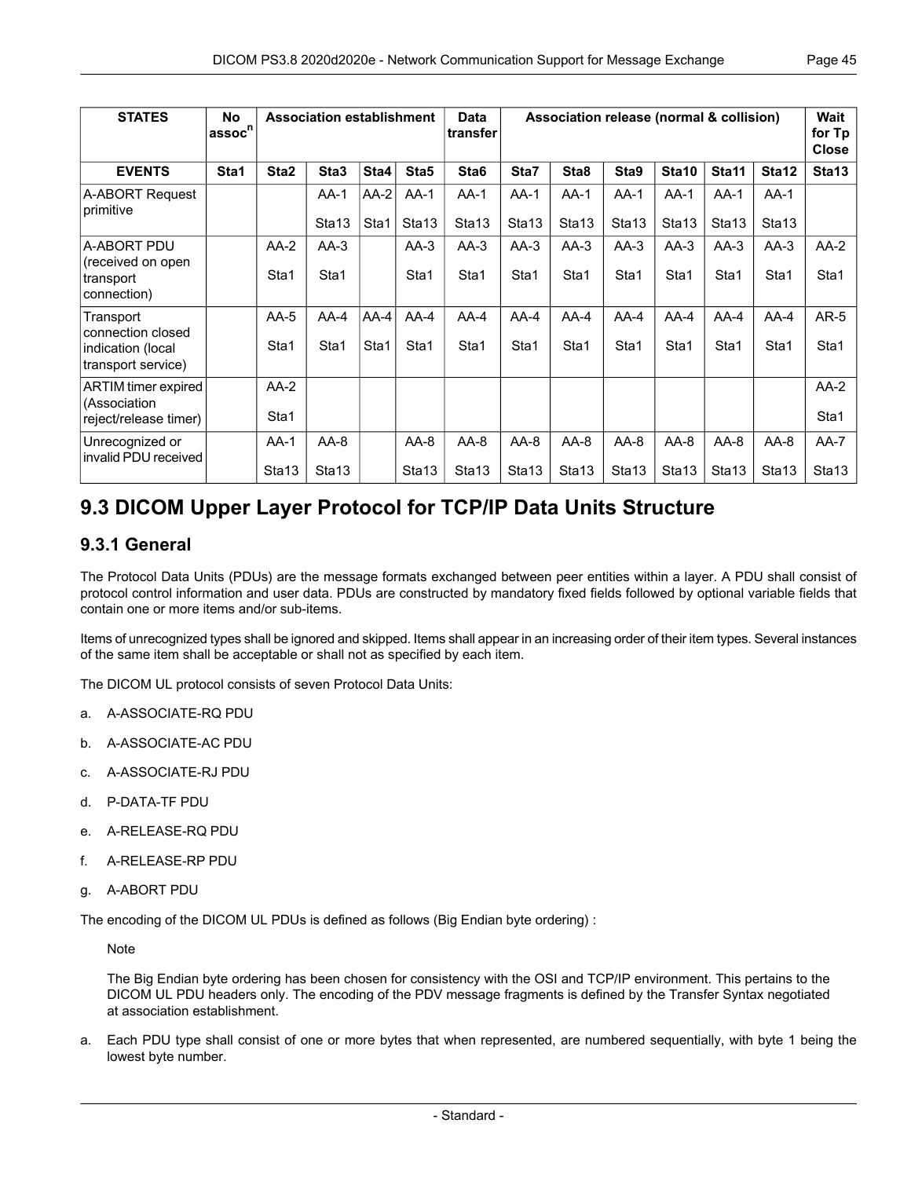| STATES | No assoc[n] | Association establishment | | | | Data transfer | Association release (normal & collision) | | | | | | Wait for Tp Close |
|---|---|---|---|---|---|---|---|---|---|---|---|---|---|
| **EVENTS** | **Sta1** | **Sta2** | **Sta3** | **Sta4** | **Sta5** | **Sta6** | **Sta7** | **Sta8** | **Sta9** | **Sta10** | **Sta11** | **Sta12** | **Sta13** |
| A-ABORT Request primitive | | | AA-1 Sta13 | AA-2 Sta1 | AA-1 Sta13 | AA-1 Sta13 | AA-1 Sta13 | AA-1 Sta13 | AA-1 Sta13 | AA-1 Sta13 | AA-1 Sta13 | AA-1 Sta13 | |
| A-ABORT PDU (received on open transport connection) | | AA-2 Sta1 | AA-3 Sta1 | | AA-3 Sta1 | AA-3 Sta1 | AA-3 Sta1 | AA-3 Sta1 | AA-3 Sta1 | AA-3 Sta1 | AA-3 Sta1 | AA-3 Sta1 | AA-2 Sta1 |
| Transport connection closed indication (local transport service) | | AA-5 Sta1 | AA-4 Sta1 | AA-4 Sta1 | AA-4 Sta1 | AA-4 Sta1 | AA-4 Sta1 | AA-4 Sta1 | AA-4 Sta1 | AA-4 Sta1 | AA-4 Sta1 | AA-4 Sta1 | AR-5 Sta1 |
| ARTIM timer expired (Association reject/release timer) | | AA-2 Sta1 | | | | | | | | | | | AA-2 Sta1 |
| Unrecognized or invalid PDU received | | AA-1 Sta13 | AA-8 Sta13 | | AA-8 Sta13 | AA-8 Sta13 | AA-8 Sta13 | AA-8 Sta13 | AA-8 Sta13 | AA-8 Sta13 | AA-8 Sta13 | AA-8 Sta13 | AA-7 Sta13 |

# 9.3 DICOM Upper Layer Protocol for TCP/IP Data Units Structure

## 9.3.1 General

The Protocol Data Units (PDUs) are the message formats exchanged between peer entities within a layer. A PDU shall consist of protocol control information and user data. PDUs are constructed by mandatory fixed fields followed by optional variable fields that contain one or more items and/or sub-items.

Items of unrecognized types shall be ignored and skipped. Items shall appear in an increasing order of their item types. Several instances of the same item shall be acceptable or shall not as specified by each item.

The DICOM UL protocol consists of seven Protocol Data Units:

a. A-ASSOCIATE-RQ PDU

b. A-ASSOCIATE-AC PDU

c. A-ASSOCIATE-RJ PDU

d. P-DATA-TF PDU

e. A-RELEASE-RQ PDU

f. A-RELEASE-RP PDU

g. A-ABORT PDU

The encoding of the DICOM UL PDUs is defined as follows (Big Endian byte ordering) :

Note

The Big Endian byte ordering has been chosen for consistency with the OSI and TCP/IP environment. This pertains to the DICOM UL PDU headers only. The encoding of the PDV message fragments is defined by the Transfer Syntax negotiated at association establishment.

a. Each PDU type shall consist of one or more bytes that when represented, are numbered sequentially, with byte 1 being the lowest byte number.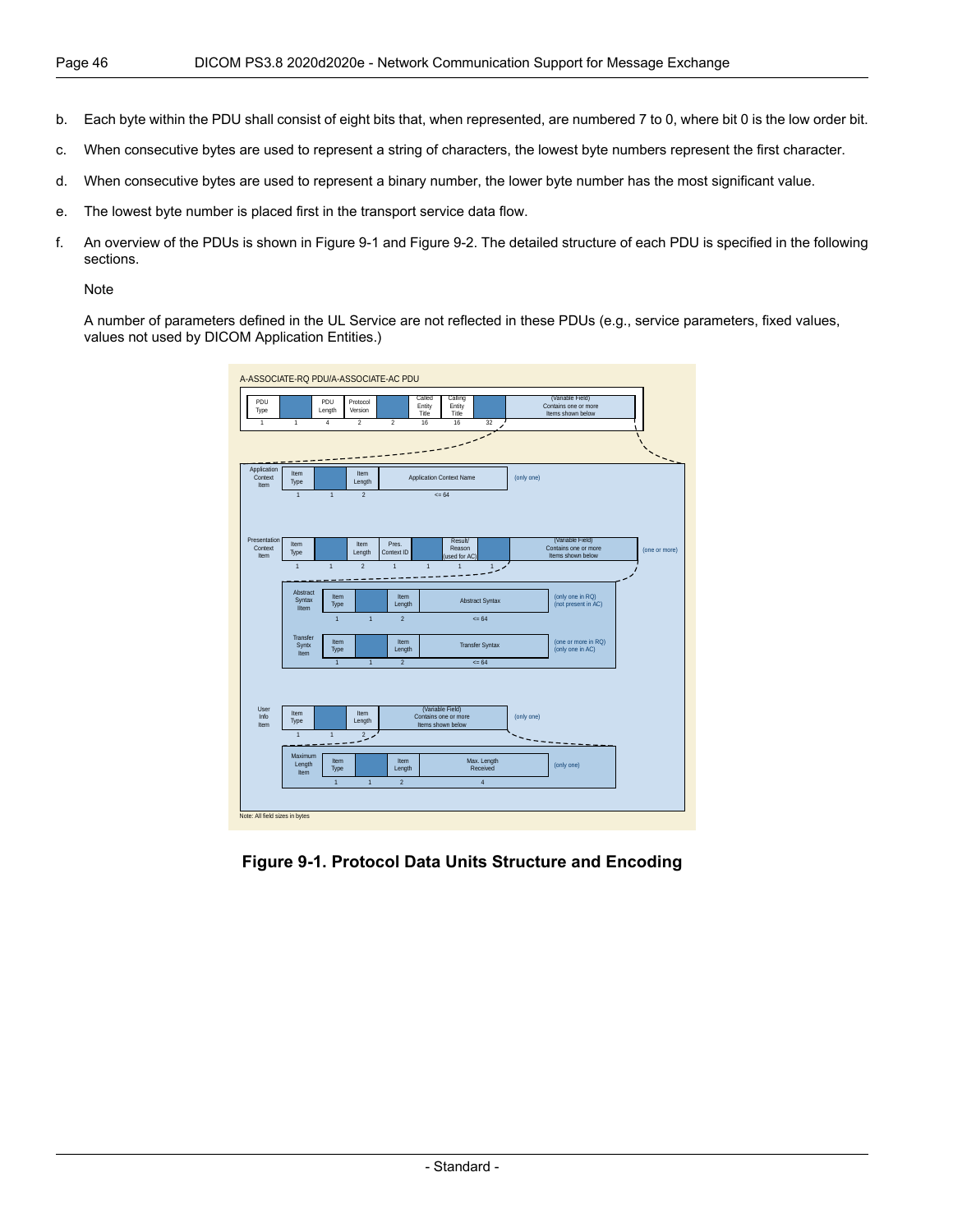b. Each byte within the PDU shall consist of eight bits that, when represented, are numbered 7 to 0, where bit 0 is the low order bit.

c. When consecutive bytes are used to represent a string of characters, the lowest byte numbers represent the first character.

d. When consecutive bytes are used to represent a binary number, the lower byte number has the most significant value.

e. The lowest byte number is placed first in the transport service data flow.

f. An overview of the PDUs is shown in Figure 9-1 and Figure 9-2. The detailed structure of each PDU is specified in the following sections.

Note

A number of parameters defined in the UL Service are not reflected in these PDUs (e.g., service parameters, fixed values, values not used by DICOM Application Entities.)

**Figure 9-1. Protocol Data Units Structure and Encoding**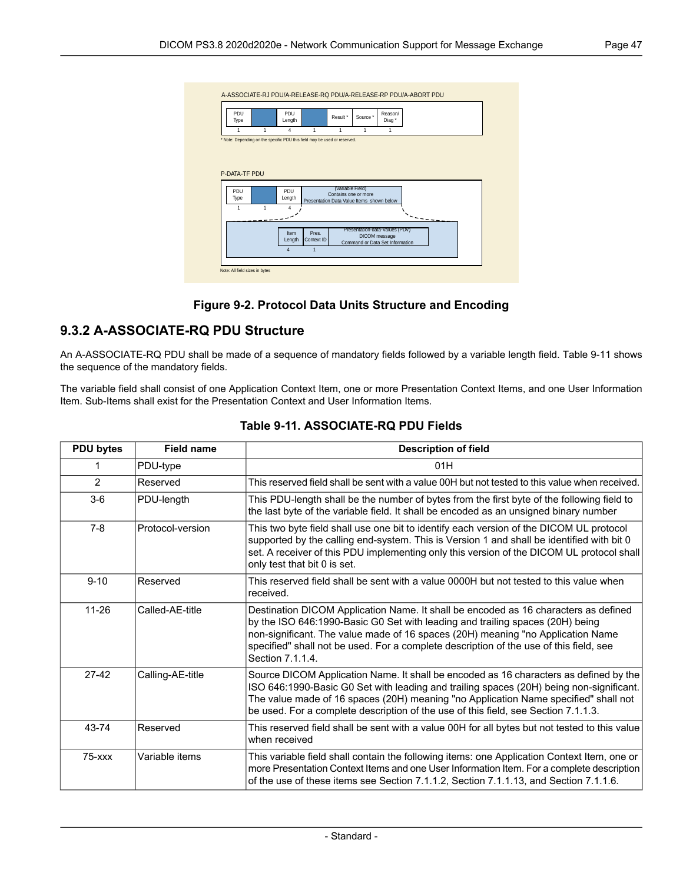A-ASSOCIATE-RJ PDU/A-RELEASE-RQ PDU/A-RELEASE-RP PDU/A-ABORT PDU

| PDU Type | | PDU Length | | Result * | Source * | Reason/ Diag * |
|---|---|---|---|---|---|---|
| 1 | 1 | 4 | 1 | 1 | 1 | 1 |

* Note: Depending on the specific PDU this field may be used or reserved.

P-DATA-TF PDU

| PDU Type | | PDU Length | (Variable Field) Contains one or more Presentation Data Value Items shown below |
|---|---|---|---|
| 1 | 1 | 4 | |

| Item Length | Pres. Context ID | Presentation-data-values (PDV) DICOM message Command or Data Set Information |
|---|---|---|
| 4 | 1 | |

Note: All field sizes in bytes

**Figure 9-2. Protocol Data Units Structure and Encoding**

## 9.3.2 A-ASSOCIATE-RQ PDU Structure

An A-ASSOCIATE-RQ PDU shall be made of a sequence of mandatory fields followed by a variable length field. Table 9-11 shows the sequence of the mandatory fields.

The variable field shall consist of one Application Context Item, one or more Presentation Context Items, and one User Information Item. Sub-Items shall exist for the Presentation Context and User Information Items.

**Table 9-11. ASSOCIATE-RQ PDU Fields**

| PDU bytes | Field name | Description of field |
|---|---|---|
| 1 | PDU-type | 01H |
| 2 | Reserved | This reserved field shall be sent with a value 00H but not tested to this value when received. |
| 3-6 | PDU-length | This PDU-length shall be the number of bytes from the first byte of the following field to the last byte of the variable field. It shall be encoded as an unsigned binary number |
| 7-8 | Protocol-version | This two byte field shall use one bit to identify each version of the DICOM UL protocol supported by the calling end-system. This is Version 1 and shall be identified with bit 0 set. A receiver of this PDU implementing only this version of the DICOM UL protocol shall only test that bit 0 is set. |
| 9-10 | Reserved | This reserved field shall be sent with a value 0000H but not tested to this value when received. |
| 11-26 | Called-AE-title | Destination DICOM Application Name. It shall be encoded as 16 characters as defined by the ISO 646:1990-Basic G0 Set with leading and trailing spaces (20H) being non-significant. The value made of 16 spaces (20H) meaning "no Application Name specified" shall not be used. For a complete description of the use of this field, see Section 7.1.1.4. |
| 27-42 | Calling-AE-title | Source DICOM Application Name. It shall be encoded as 16 characters as defined by the ISO 646:1990-Basic G0 Set with leading and trailing spaces (20H) being non-significant. The value made of 16 spaces (20H) meaning "no Application Name specified" shall not be used. For a complete description of the use of this field, see Section 7.1.1.3. |
| 43-74 | Reserved | This reserved field shall be sent with a value 00H for all bytes but not tested to this value when received |
| 75-xxx | Variable items | This variable field shall contain the following items: one Application Context Item, one or more Presentation Context Items and one User Information Item. For a complete description of the use of these items see Section 7.1.1.2, Section 7.1.1.13, and Section 7.1.1.6. |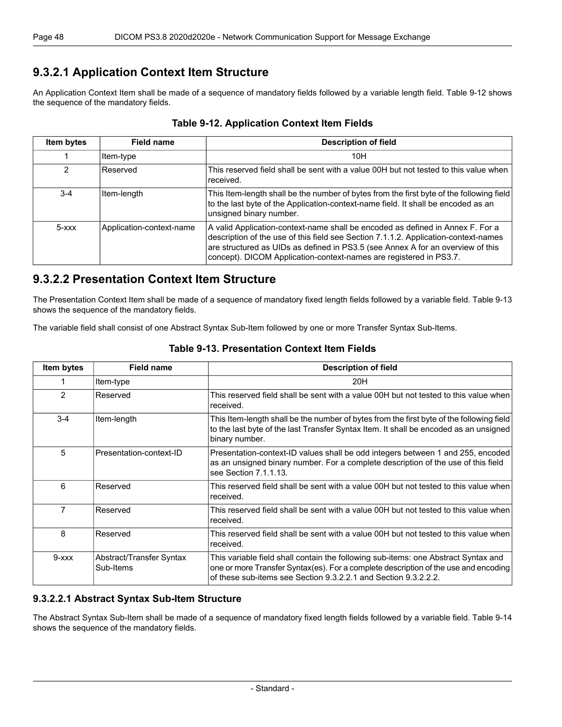### 9.3.2.1 Application Context Item Structure

An Application Context Item shall be made of a sequence of mandatory fields followed by a variable length field. Table 9-12 shows the sequence of the mandatory fields.

**Table 9-12. Application Context Item Fields**

| Item bytes | Field name | Description of field |
|---|---|---|
| 1 | Item-type | 10H |
| 2 | Reserved | This reserved field shall be sent with a value 00H but not tested to this value when received. |
| 3-4 | Item-length | This Item-length shall be the number of bytes from the first byte of the following field to the last byte of the Application-context-name field. It shall be encoded as an unsigned binary number. |
| 5-xxx | Application-context-name | A valid Application-context-name shall be encoded as defined in Annex F. For a description of the use of this field see Section 7.1.1.2. Application-context-names are structured as UIDs as defined in PS3.5 (see Annex A for an overview of this concept). DICOM Application-context-names are registered in PS3.7. |

### 9.3.2.2 Presentation Context Item Structure

The Presentation Context Item shall be made of a sequence of mandatory fixed length fields followed by a variable field. Table 9-13 shows the sequence of the mandatory fields.

The variable field shall consist of one Abstract Syntax Sub-Item followed by one or more Transfer Syntax Sub-Items.

**Table 9-13. Presentation Context Item Fields**

| Item bytes | Field name | Description of field |
|---|---|---|
| 1 | Item-type | 20H |
| 2 | Reserved | This reserved field shall be sent with a value 00H but not tested to this value when received. |
| 3-4 | Item-length | This Item-length shall be the number of bytes from the first byte of the following field to the last byte of the last Transfer Syntax Item. It shall be encoded as an unsigned binary number. |
| 5 | Presentation-context-ID | Presentation-context-ID values shall be odd integers between 1 and 255, encoded as an unsigned binary number. For a complete description of the use of this field see Section 7.1.1.13. |
| 6 | Reserved | This reserved field shall be sent with a value 00H but not tested to this value when received. |
| 7 | Reserved | This reserved field shall be sent with a value 00H but not tested to this value when received. |
| 8 | Reserved | This reserved field shall be sent with a value 00H but not tested to this value when received. |
| 9-xxx | Abstract/Transfer Syntax Sub-Items | This variable field shall contain the following sub-items: one Abstract Syntax and one or more Transfer Syntax(es). For a complete description of the use and encoding of these sub-items see Section 9.3.2.2.1 and Section 9.3.2.2.2. |

#### 9.3.2.2.1 Abstract Syntax Sub-Item Structure

The Abstract Syntax Sub-Item shall be made of a sequence of mandatory fixed length fields followed by a variable field. Table 9-14 shows the sequence of the mandatory fields.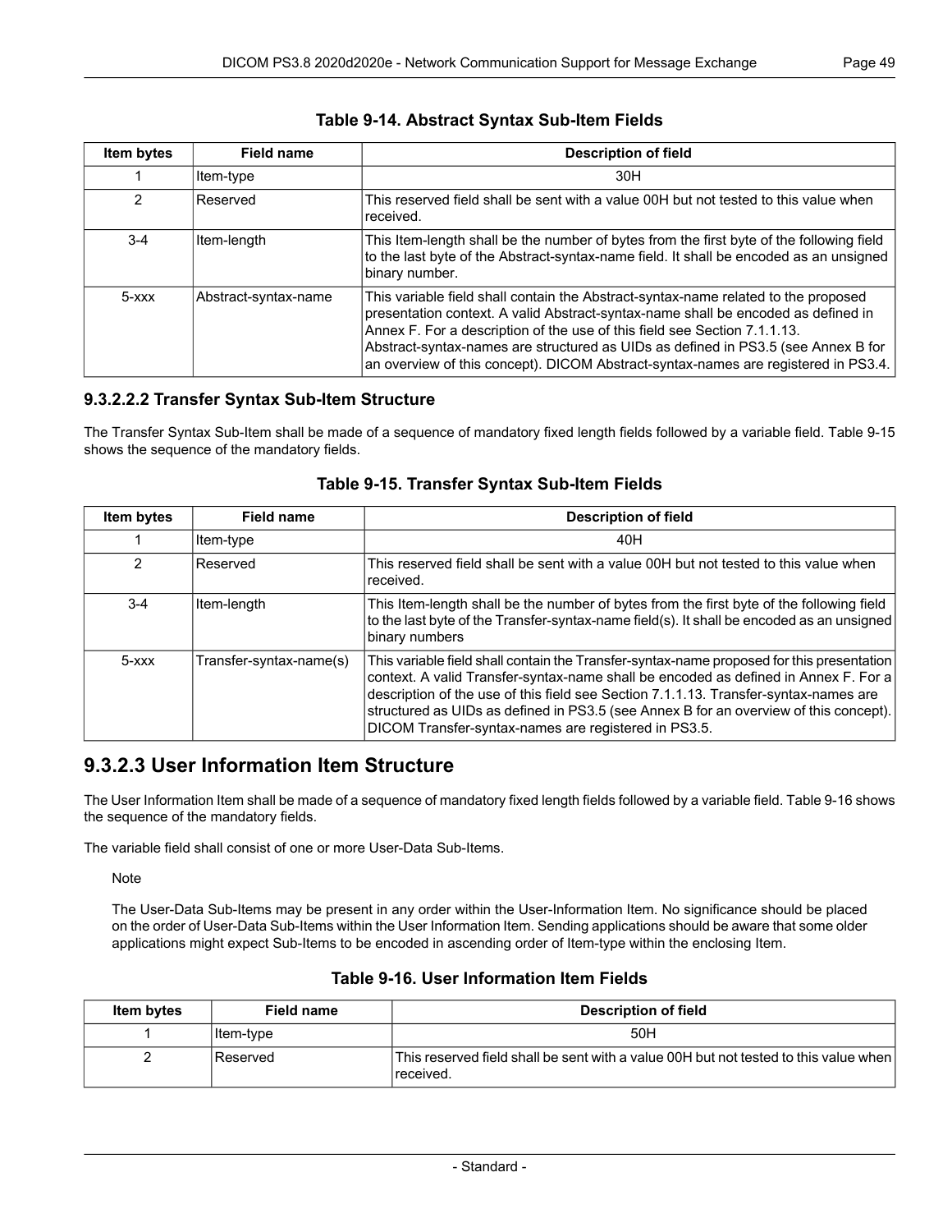**Table 9-14. Abstract Syntax Sub-Item Fields**

| Item bytes | Field name | Description of field |
|---|---|---|
| 1 | Item-type | 30H |
| 2 | Reserved | This reserved field shall be sent with a value 00H but not tested to this value when received. |
| 3-4 | Item-length | This Item-length shall be the number of bytes from the first byte of the following field to the last byte of the Abstract-syntax-name field. It shall be encoded as an unsigned binary number. |
| 5-xxx | Abstract-syntax-name | This variable field shall contain the Abstract-syntax-name related to the proposed presentation context. A valid Abstract-syntax-name shall be encoded as defined in Annex F. For a description of the use of this field see Section 7.1.1.13. Abstract-syntax-names are structured as UIDs as defined in PS3.5 (see Annex B for an overview of this concept). DICOM Abstract-syntax-names are registered in PS3.4. |

### 9.3.2.2.2 Transfer Syntax Sub-Item Structure

The Transfer Syntax Sub-Item shall be made of a sequence of mandatory fixed length fields followed by a variable field. Table 9-15 shows the sequence of the mandatory fields.

**Table 9-15. Transfer Syntax Sub-Item Fields**

| Item bytes | Field name | Description of field |
|---|---|---|
| 1 | Item-type | 40H |
| 2 | Reserved | This reserved field shall be sent with a value 00H but not tested to this value when received. |
| 3-4 | Item-length | This Item-length shall be the number of bytes from the first byte of the following field to the last byte of the Transfer-syntax-name field(s). It shall be encoded as an unsigned binary numbers |
| 5-xxx | Transfer-syntax-name(s) | This variable field shall contain the Transfer-syntax-name proposed for this presentation context. A valid Transfer-syntax-name shall be encoded as defined in Annex F. For a description of the use of this field see Section 7.1.1.13. Transfer-syntax-names are structured as UIDs as defined in PS3.5 (see Annex B for an overview of this concept). DICOM Transfer-syntax-names are registered in PS3.5. |

## 9.3.2.3 User Information Item Structure

The User Information Item shall be made of a sequence of mandatory fixed length fields followed by a variable field. Table 9-16 shows the sequence of the mandatory fields.

The variable field shall consist of one or more User-Data Sub-Items.

Note

The User-Data Sub-Items may be present in any order within the User-Information Item. No significance should be placed on the order of User-Data Sub-Items within the User Information Item. Sending applications should be aware that some older applications might expect Sub-Items to be encoded in ascending order of Item-type within the enclosing Item.

**Table 9-16. User Information Item Fields**

| Item bytes | Field name | Description of field |
|---|---|---|
| 1 | Item-type | 50H |
| 2 | Reserved | This reserved field shall be sent with a value 00H but not tested to this value when received. |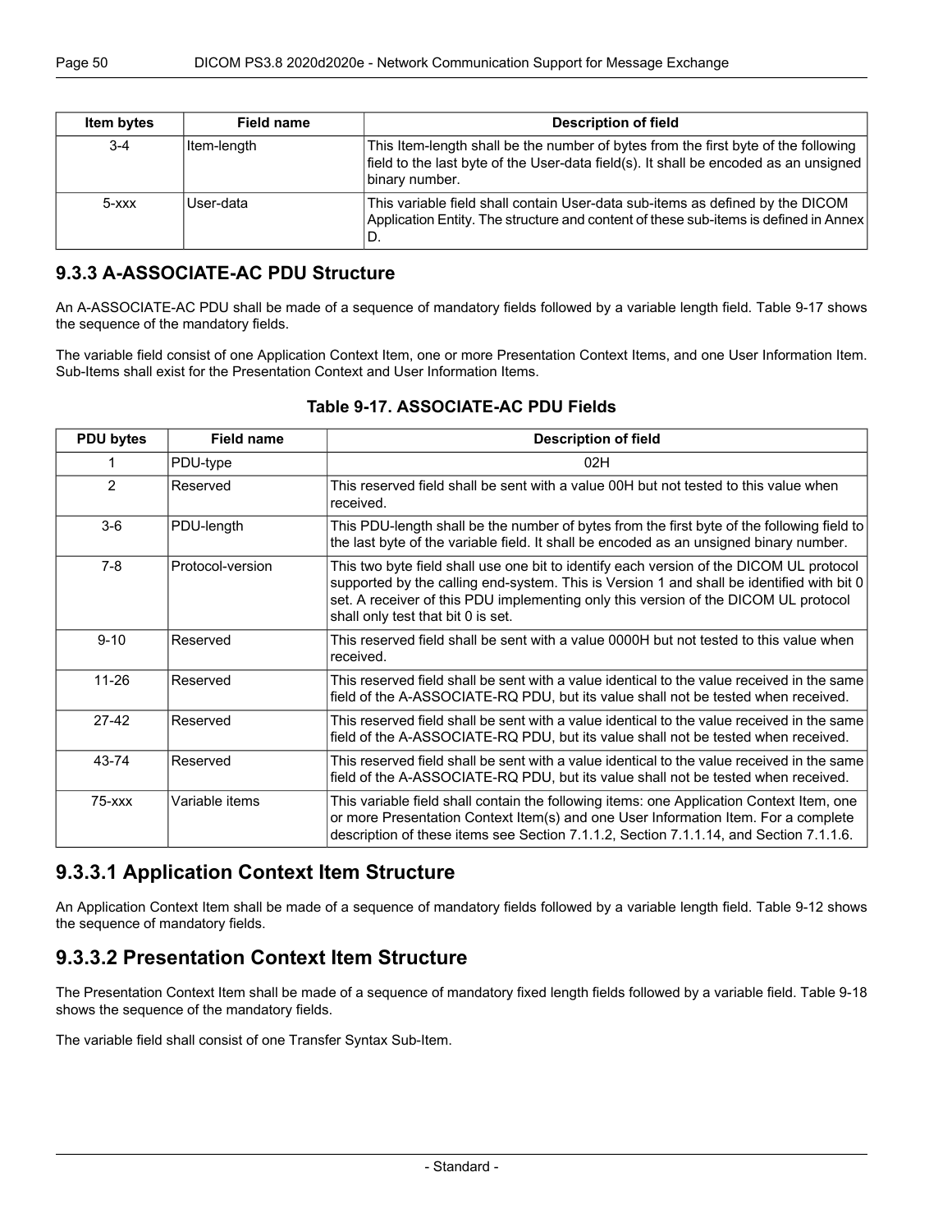| Item bytes | Field name | Description of field |
| --- | --- | --- |
| 3-4 | Item-length | This Item-length shall be the number of bytes from the first byte of the following field to the last byte of the User-data field(s). It shall be encoded as an unsigned binary number. |
| 5-xxx | User-data | This variable field shall contain User-data sub-items as defined by the DICOM Application Entity. The structure and content of these sub-items is defined in Annex D. |

## 9.3.3 A-ASSOCIATE-AC PDU Structure

An A-ASSOCIATE-AC PDU shall be made of a sequence of mandatory fields followed by a variable length field. Table 9-17 shows the sequence of the mandatory fields.

The variable field consist of one Application Context Item, one or more Presentation Context Items, and one User Information Item. Sub-Items shall exist for the Presentation Context and User Information Items.

**Table 9-17. ASSOCIATE-AC PDU Fields**

| PDU bytes | Field name | Description of field |
| --- | --- | --- |
| 1 | PDU-type | 02H |
| 2 | Reserved | This reserved field shall be sent with a value 00H but not tested to this value when received. |
| 3-6 | PDU-length | This PDU-length shall be the number of bytes from the first byte of the following field to the last byte of the variable field. It shall be encoded as an unsigned binary number. |
| 7-8 | Protocol-version | This two byte field shall use one bit to identify each version of the DICOM UL protocol supported by the calling end-system. This is Version 1 and shall be identified with bit 0 set. A receiver of this PDU implementing only this version of the DICOM UL protocol shall only test that bit 0 is set. |
| 9-10 | Reserved | This reserved field shall be sent with a value 0000H but not tested to this value when received. |
| 11-26 | Reserved | This reserved field shall be sent with a value identical to the value received in the same field of the A-ASSOCIATE-RQ PDU, but its value shall not be tested when received. |
| 27-42 | Reserved | This reserved field shall be sent with a value identical to the value received in the same field of the A-ASSOCIATE-RQ PDU, but its value shall not be tested when received. |
| 43-74 | Reserved | This reserved field shall be sent with a value identical to the value received in the same field of the A-ASSOCIATE-RQ PDU, but its value shall not be tested when received. |
| 75-xxx | Variable items | This variable field shall contain the following items: one Application Context Item, one or more Presentation Context Item(s) and one User Information Item. For a complete description of these items see Section 7.1.1.2, Section 7.1.1.14, and Section 7.1.1.6. |

## 9.3.3.1 Application Context Item Structure

An Application Context Item shall be made of a sequence of mandatory fields followed by a variable length field. Table 9-12 shows the sequence of mandatory fields.

## 9.3.3.2 Presentation Context Item Structure

The Presentation Context Item shall be made of a sequence of mandatory fixed length fields followed by a variable field. Table 9-18 shows the sequence of the mandatory fields.

The variable field shall consist of one Transfer Syntax Sub-Item.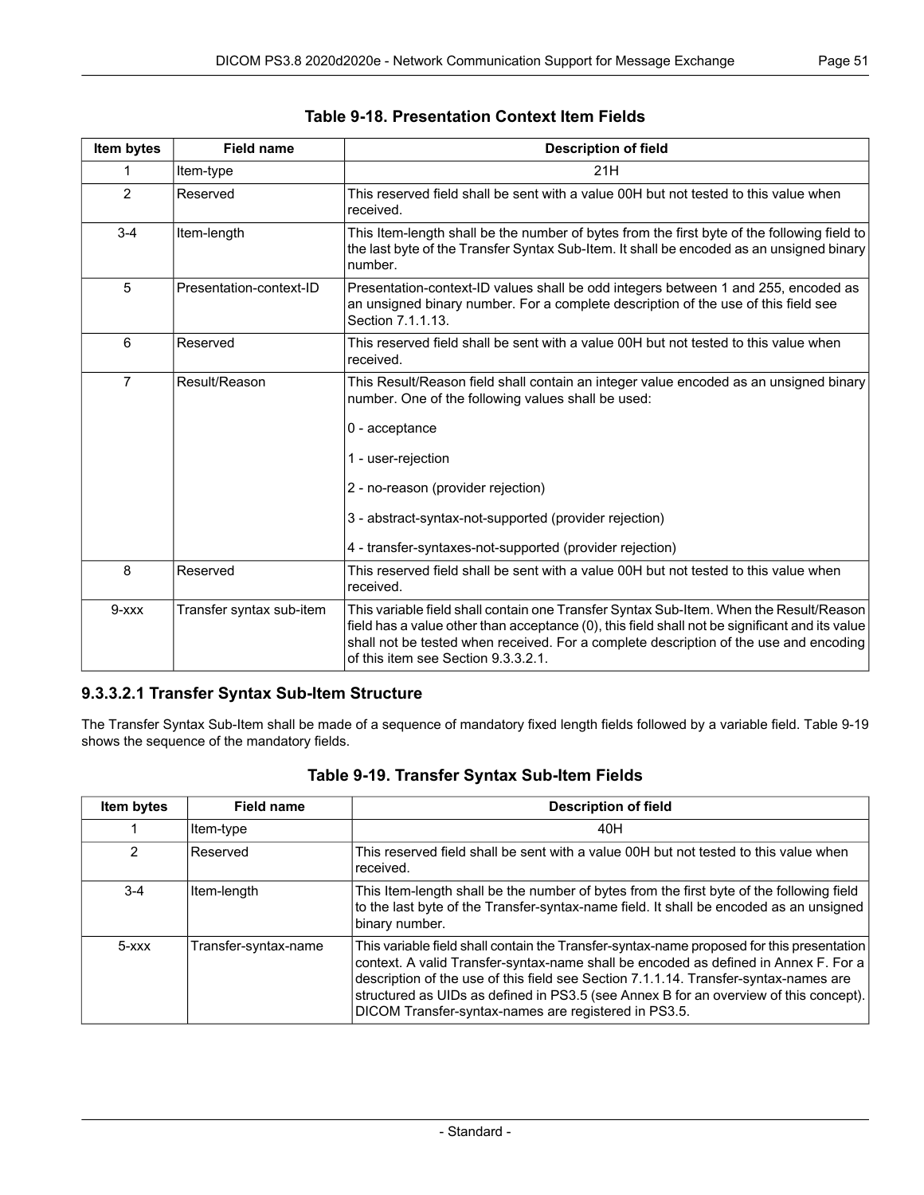**Table 9-18. Presentation Context Item Fields**

| Item bytes | Field name | Description of field |
|---|---|---|
| 1 | Item-type | 21H |
| 2 | Reserved | This reserved field shall be sent with a value 00H but not tested to this value when received. |
| 3-4 | Item-length | This Item-length shall be the number of bytes from the first byte of the following field to the last byte of the Transfer Syntax Sub-Item. It shall be encoded as an unsigned binary number. |
| 5 | Presentation-context-ID | Presentation-context-ID values shall be odd integers between 1 and 255, encoded as an unsigned binary number. For a complete description of the use of this field see Section 7.1.1.13. |
| 6 | Reserved | This reserved field shall be sent with a value 00H but not tested to this value when received. |
| 7 | Result/Reason | This Result/Reason field shall contain an integer value encoded as an unsigned binary number. One of the following values shall be used:<br><br>0 - acceptance<br><br>1 - user-rejection<br><br>2 - no-reason (provider rejection)<br><br>3 - abstract-syntax-not-supported (provider rejection)<br><br>4 - transfer-syntaxes-not-supported (provider rejection) |
| 8 | Reserved | This reserved field shall be sent with a value 00H but not tested to this value when received. |
| 9-xxx | Transfer syntax sub-item | This variable field shall contain one Transfer Syntax Sub-Item. When the Result/Reason field has a value other than acceptance (0), this field shall not be significant and its value shall not be tested when received. For a complete description of the use and encoding of this item see Section 9.3.3.2.1. |

### 9.3.3.2.1 Transfer Syntax Sub-Item Structure

The Transfer Syntax Sub-Item shall be made of a sequence of mandatory fixed length fields followed by a variable field. Table 9-19 shows the sequence of the mandatory fields.

**Table 9-19. Transfer Syntax Sub-Item Fields**

| Item bytes | Field name | Description of field |
|---|---|---|
| 1 | Item-type | 40H |
| 2 | Reserved | This reserved field shall be sent with a value 00H but not tested to this value when received. |
| 3-4 | Item-length | This Item-length shall be the number of bytes from the first byte of the following field to the last byte of the Transfer-syntax-name field. It shall be encoded as an unsigned binary number. |
| 5-xxx | Transfer-syntax-name | This variable field shall contain the Transfer-syntax-name proposed for this presentation context. A valid Transfer-syntax-name shall be encoded as defined in Annex F. For a description of the use of this field see Section 7.1.1.14. Transfer-syntax-names are structured as UIDs as defined in PS3.5 (see Annex B for an overview of this concept). DICOM Transfer-syntax-names are registered in PS3.5. |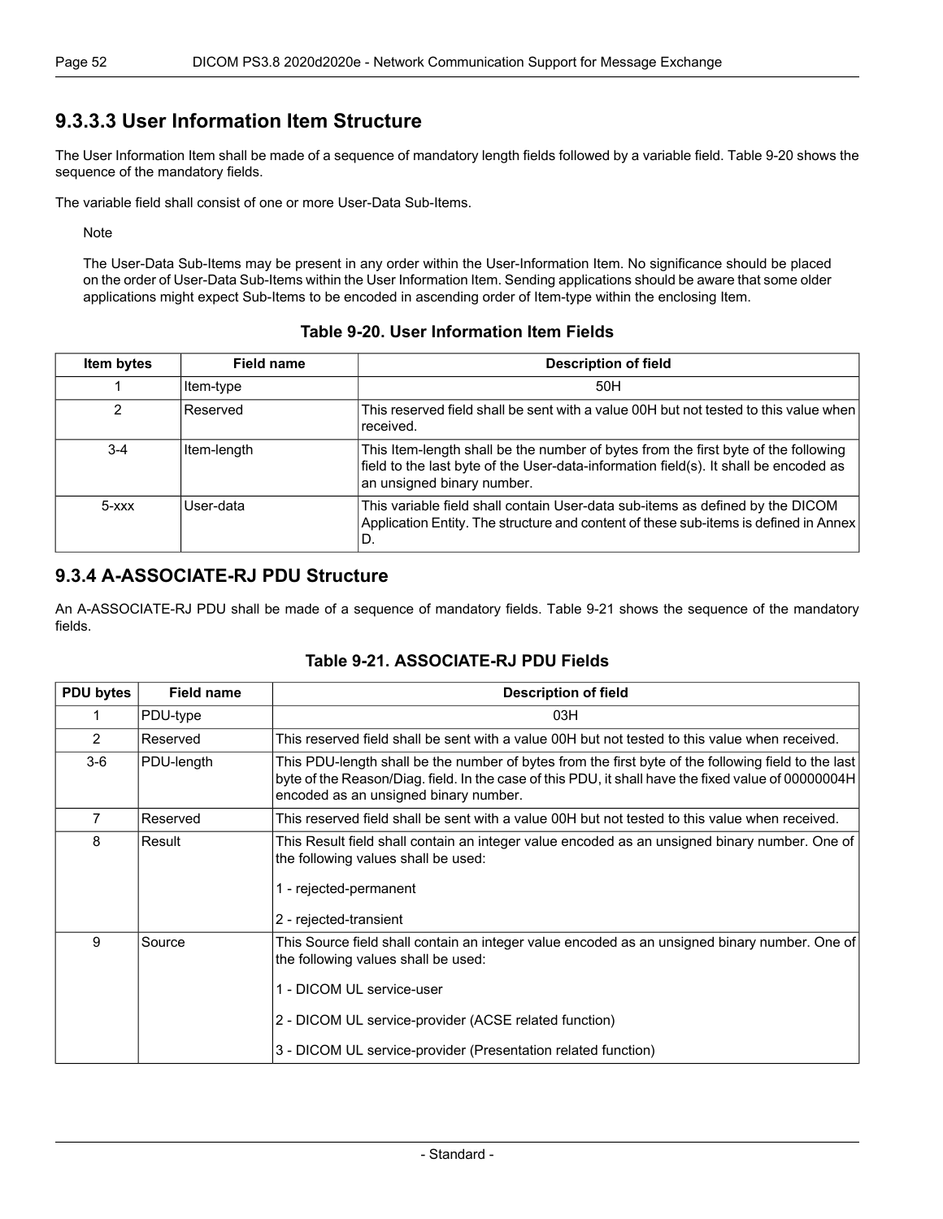### 9.3.3.3 User Information Item Structure

The User Information Item shall be made of a sequence of mandatory length fields followed by a variable field. Table 9-20 shows the sequence of the mandatory fields.

The variable field shall consist of one or more User-Data Sub-Items.

Note

The User-Data Sub-Items may be present in any order within the User-Information Item. No significance should be placed on the order of User-Data Sub-Items within the User Information Item. Sending applications should be aware that some older applications might expect Sub-Items to be encoded in ascending order of Item-type within the enclosing Item.

**Table 9-20. User Information Item Fields**

| Item bytes | Field name | Description of field |
| --- | --- | --- |
| 1 | Item-type | 50H |
| 2 | Reserved | This reserved field shall be sent with a value 00H but not tested to this value when received. |
| 3-4 | Item-length | This Item-length shall be the number of bytes from the first byte of the following field to the last byte of the User-data-information field(s). It shall be encoded as an unsigned binary number. |
| 5-xxx | User-data | This variable field shall contain User-data sub-items as defined by the DICOM Application Entity. The structure and content of these sub-items is defined in Annex D. |

### 9.3.4 A-ASSOCIATE-RJ PDU Structure

An A-ASSOCIATE-RJ PDU shall be made of a sequence of mandatory fields. Table 9-21 shows the sequence of the mandatory fields.

**Table 9-21. ASSOCIATE-RJ PDU Fields**

| PDU bytes | Field name | Description of field |
| --- | --- | --- |
| 1 | PDU-type | 03H |
| 2 | Reserved | This reserved field shall be sent with a value 00H but not tested to this value when received. |
| 3-6 | PDU-length | This PDU-length shall be the number of bytes from the first byte of the following field to the last byte of the Reason/Diag. field. In the case of this PDU, it shall have the fixed value of 00000004H encoded as an unsigned binary number. |
| 7 | Reserved | This reserved field shall be sent with a value 00H but not tested to this value when received. |
| 8 | Result | This Result field shall contain an integer value encoded as an unsigned binary number. One of the following values shall be used:<br><br>1 - rejected-permanent<br><br>2 - rejected-transient |
| 9 | Source | This Source field shall contain an integer value encoded as an unsigned binary number. One of the following values shall be used:<br><br>1 - DICOM UL service-user<br><br>2 - DICOM UL service-provider (ACSE related function)<br><br>3 - DICOM UL service-provider (Presentation related function) |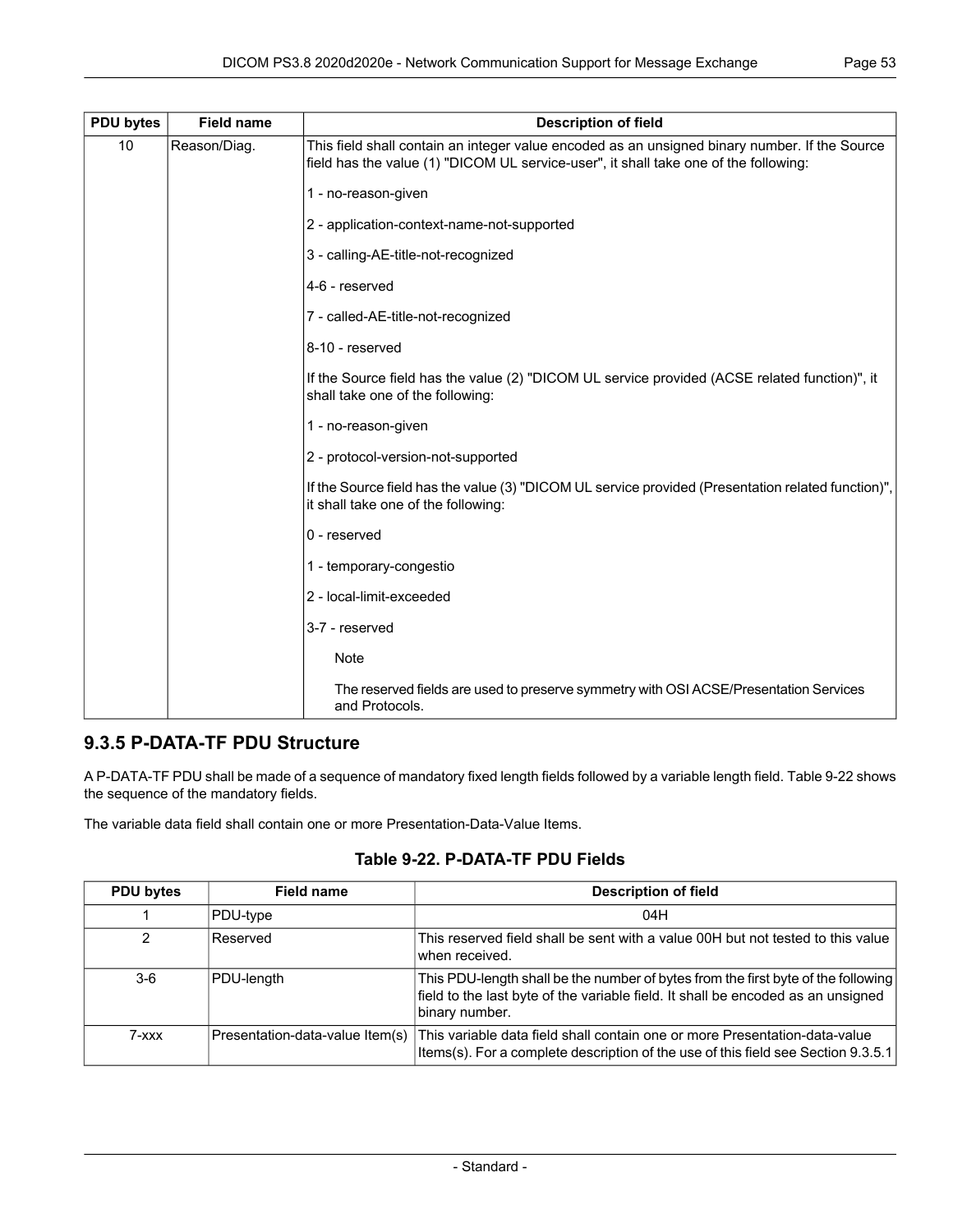| PDU bytes | Field name | Description of field |
| --- | --- | --- |
| 10 | Reason/Diag. | This field shall contain an integer value encoded as an unsigned binary number. If the Source field has the value (1) "DICOM UL service-user", it shall take one of the following:<br><br>1 - no-reason-given<br><br>2 - application-context-name-not-supported<br><br>3 - calling-AE-title-not-recognized<br><br>4-6 - reserved<br><br>7 - called-AE-title-not-recognized<br><br>8-10 - reserved<br><br>If the Source field has the value (2) "DICOM UL service provided (ACSE related function)", it shall take one of the following:<br><br>1 - no-reason-given<br><br>2 - protocol-version-not-supported<br><br>If the Source field has the value (3) "DICOM UL service provided (Presentation related function)", it shall take one of the following:<br><br>0 - reserved<br><br>1 - temporary-congestio<br><br>2 - local-limit-exceeded<br><br>3-7 - reserved<br><br>Note<br><br>The reserved fields are used to preserve symmetry with OSI ACSE/Presentation Services and Protocols. |

### 9.3.5 P-DATA-TF PDU Structure

A P-DATA-TF PDU shall be made of a sequence of mandatory fixed length fields followed by a variable length field. Table 9-22 shows the sequence of the mandatory fields.

The variable data field shall contain one or more Presentation-Data-Value Items.

**Table 9-22. P-DATA-TF PDU Fields**

| PDU bytes | Field name | Description of field |
| --- | --- | --- |
| 1 | PDU-type | 04H |
| 2 | Reserved | This reserved field shall be sent with a value 00H but not tested to this value when received. |
| 3-6 | PDU-length | This PDU-length shall be the number of bytes from the first byte of the following field to the last byte of the variable field. It shall be encoded as an unsigned binary number. |
| 7-xxx | Presentation-data-value Item(s) | This variable data field shall contain one or more Presentation-data-value Items(s). For a complete description of the use of this field see Section 9.3.5.1 |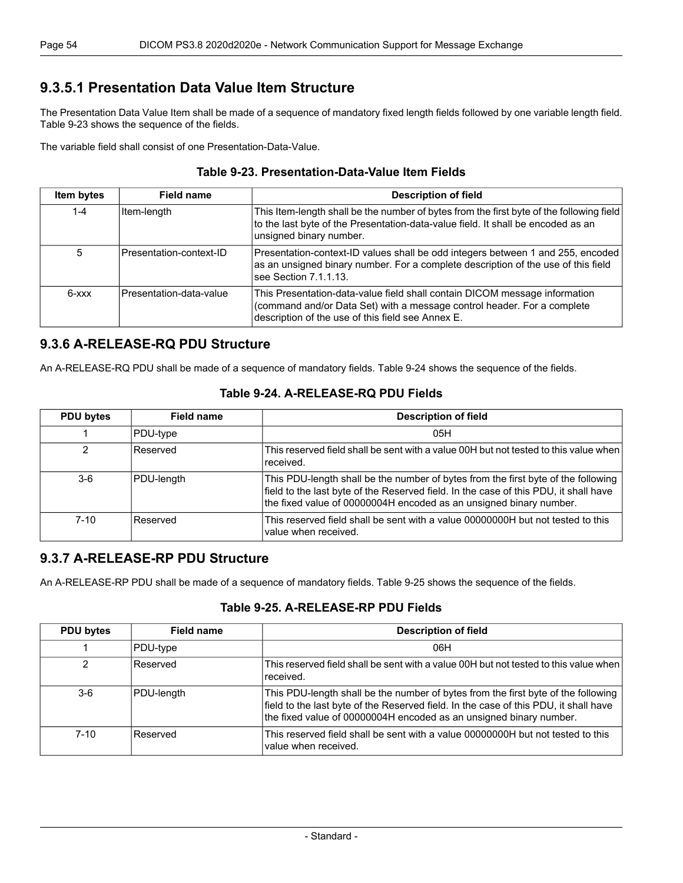#### 9.3.5.1 Presentation Data Value Item Structure

The Presentation Data Value Item shall be made of a sequence of mandatory fixed length fields followed by one variable length field. Table 9-23 shows the sequence of the fields.

The variable field shall consist of one Presentation-Data-Value.

**Table 9-23. Presentation-Data-Value Item Fields**

| Item bytes | Field name | Description of field |
|---|---|---|
| 1-4 | Item-length | This Item-length shall be the number of bytes from the first byte of the following field to the last byte of the Presentation-data-value field. It shall be encoded as an unsigned binary number. |
| 5 | Presentation-context-ID | Presentation-context-ID values shall be odd integers between 1 and 255, encoded as an unsigned binary number. For a complete description of the use of this field see Section 7.1.1.13. |
| 6-xxx | Presentation-data-value | This Presentation-data-value field shall contain DICOM message information (command and/or Data Set) with a message control header. For a complete description of the use of this field see Annex E. |

### 9.3.6 A-RELEASE-RQ PDU Structure

An A-RELEASE-RQ PDU shall be made of a sequence of mandatory fields. Table 9-24 shows the sequence of the fields.

**Table 9-24. A-RELEASE-RQ PDU Fields**

| PDU bytes | Field name | Description of field |
|---|---|---|
| 1 | PDU-type | 05H |
| 2 | Reserved | This reserved field shall be sent with a value 00H but not tested to this value when received. |
| 3-6 | PDU-length | This PDU-length shall be the number of bytes from the first byte of the following field to the last byte of the Reserved field. In the case of this PDU, it shall have the fixed value of 00000004H encoded as an unsigned binary number. |
| 7-10 | Reserved | This reserved field shall be sent with a value 00000000H but not tested to this value when received. |

### 9.3.7 A-RELEASE-RP PDU Structure

An A-RELEASE-RP PDU shall be made of a sequence of mandatory fields. Table 9-25 shows the sequence of the fields.

**Table 9-25. A-RELEASE-RP PDU Fields**

| PDU bytes | Field name | Description of field |
|---|---|---|
| 1 | PDU-type | 06H |
| 2 | Reserved | This reserved field shall be sent with a value 00H but not tested to this value when received. |
| 3-6 | PDU-length | This PDU-length shall be the number of bytes from the first byte of the following field to the last byte of the Reserved field. In the case of this PDU, it shall have the fixed value of 00000004H encoded as an unsigned binary number. |
| 7-10 | Reserved | This reserved field shall be sent with a value 00000000H but not tested to this value when received. |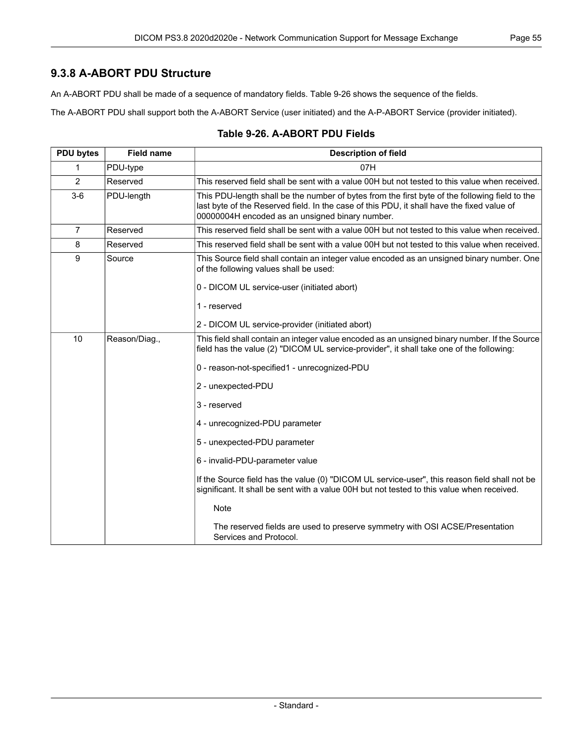### 9.3.8 A-ABORT PDU Structure

An A-ABORT PDU shall be made of a sequence of mandatory fields. Table 9-26 shows the sequence of the fields.

The A-ABORT PDU shall support both the A-ABORT Service (user initiated) and the A-P-ABORT Service (provider initiated).

**Table 9-26. A-ABORT PDU Fields**

| PDU bytes | Field name | Description of field |
|---|---|---|
| 1 | PDU-type | 07H |
| 2 | Reserved | This reserved field shall be sent with a value 00H but not tested to this value when received. |
| 3-6 | PDU-length | This PDU-length shall be the number of bytes from the first byte of the following field to the last byte of the Reserved field. In the case of this PDU, it shall have the fixed value of 00000004H encoded as an unsigned binary number. |
| 7 | Reserved | This reserved field shall be sent with a value 00H but not tested to this value when received. |
| 8 | Reserved | This reserved field shall be sent with a value 00H but not tested to this value when received. |
| 9 | Source | This Source field shall contain an integer value encoded as an unsigned binary number. One of the following values shall be used:<br><br>0 - DICOM UL service-user (initiated abort)<br><br>1 - reserved<br><br>2 - DICOM UL service-provider (initiated abort) |
| 10 | Reason/Diag., | This field shall contain an integer value encoded as an unsigned binary number. If the Source field has the value (2) "DICOM UL service-provider", it shall take one of the following:<br><br>0 - reason-not-specified1 - unrecognized-PDU<br><br>2 - unexpected-PDU<br><br>3 - reserved<br><br>4 - unrecognized-PDU parameter<br><br>5 - unexpected-PDU parameter<br><br>6 - invalid-PDU-parameter value<br><br>If the Source field has the value (0) "DICOM UL service-user", this reason field shall not be significant. It shall be sent with a value 00H but not tested to this value when received.<br><br>Note<br><br>The reserved fields are used to preserve symmetry with OSI ACSE/Presentation Services and Protocol. |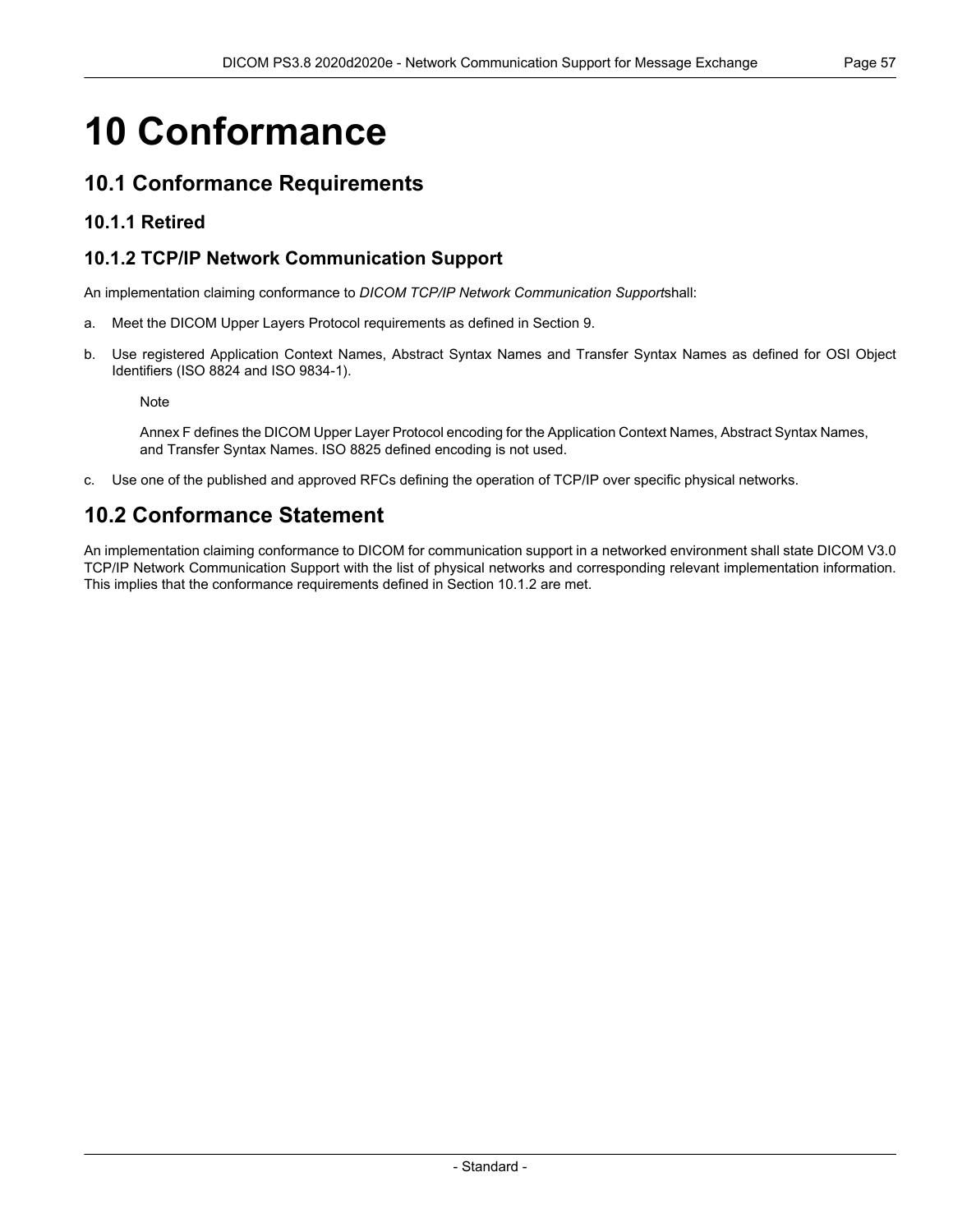# 10 Conformance

## 10.1 Conformance Requirements

### 10.1.1 Retired

### 10.1.2 TCP/IP Network Communication Support

An implementation claiming conformance to *DICOM TCP/IP Network Communication Support*shall:

a. Meet the DICOM Upper Layers Protocol requirements as defined in Section 9.

b. Use registered Application Context Names, Abstract Syntax Names and Transfer Syntax Names as defined for OSI Object Identifiers (ISO 8824 and ISO 9834-1).

   Note

   Annex F defines the DICOM Upper Layer Protocol encoding for the Application Context Names, Abstract Syntax Names, and Transfer Syntax Names. ISO 8825 defined encoding is not used.

c. Use one of the published and approved RFCs defining the operation of TCP/IP over specific physical networks.

## 10.2 Conformance Statement

An implementation claiming conformance to DICOM for communication support in a networked environment shall state DICOM V3.0 TCP/IP Network Communication Support with the list of physical networks and corresponding relevant implementation information. This implies that the conformance requirements defined in Section 10.1.2 are met.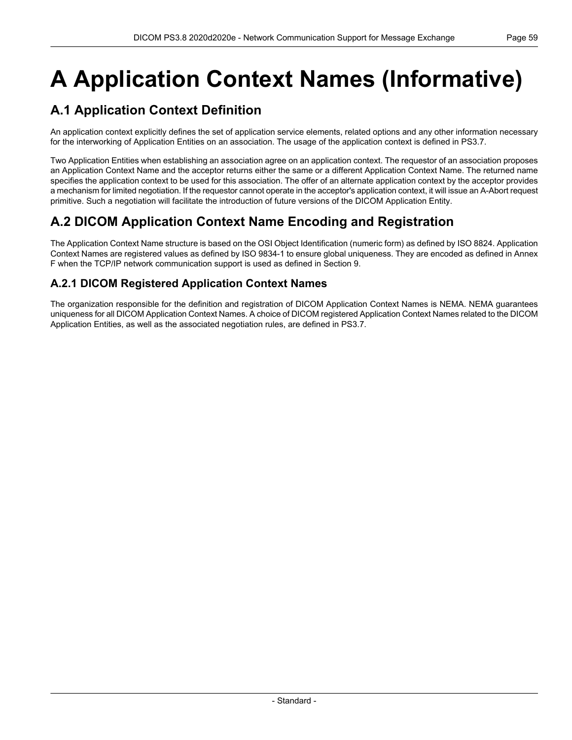# A Application Context Names (Informative)

## A.1 Application Context Definition

An application context explicitly defines the set of application service elements, related options and any other information necessary for the interworking of Application Entities on an association. The usage of the application context is defined in PS3.7.

Two Application Entities when establishing an association agree on an application context. The requestor of an association proposes an Application Context Name and the acceptor returns either the same or a different Application Context Name. The returned name specifies the application context to be used for this association. The offer of an alternate application context by the acceptor provides a mechanism for limited negotiation. If the requestor cannot operate in the acceptor's application context, it will issue an A-Abort request primitive. Such a negotiation will facilitate the introduction of future versions of the DICOM Application Entity.

## A.2 DICOM Application Context Name Encoding and Registration

The Application Context Name structure is based on the OSI Object Identification (numeric form) as defined by ISO 8824. Application Context Names are registered values as defined by ISO 9834-1 to ensure global uniqueness. They are encoded as defined in Annex F when the TCP/IP network communication support is used as defined in Section 9.

### A.2.1 DICOM Registered Application Context Names

The organization responsible for the definition and registration of DICOM Application Context Names is NEMA. NEMA guarantees uniqueness for all DICOM Application Context Names. A choice of DICOM registered Application Context Names related to the DICOM Application Entities, as well as the associated negotiation rules, are defined in PS3.7.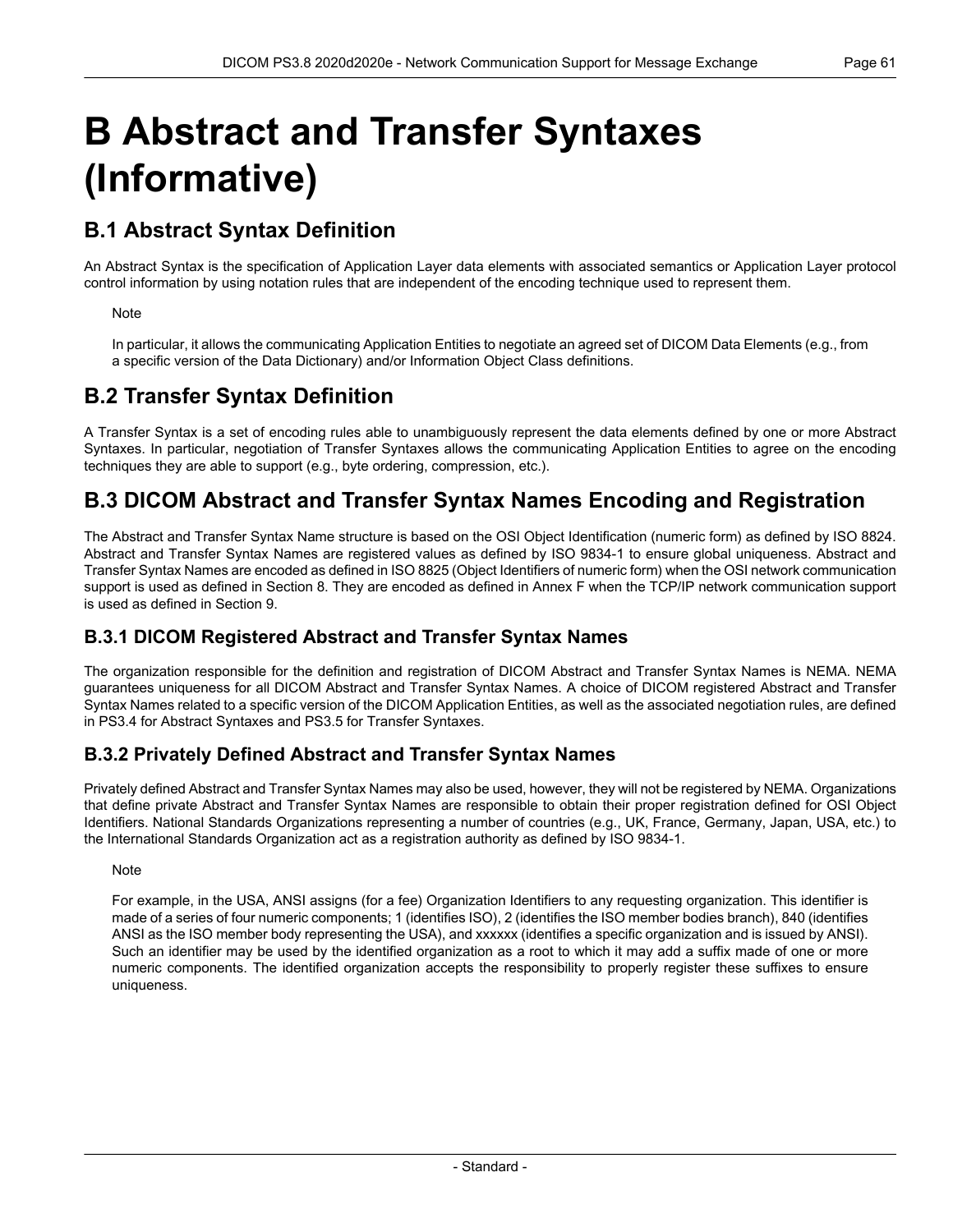// Note: page header (DICOM PS3.8 2020d2020e - Network Communication Support for Message Exchange, Page 61) and footer (- Standard -) omitted as running page furniture.

# B Abstract and Transfer Syntaxes (Informative)

## B.1 Abstract Syntax Definition

An Abstract Syntax is the specification of Application Layer data elements with associated semantics or Application Layer protocol control information by using notation rules that are independent of the encoding technique used to represent them.

> Note
>
> In particular, it allows the communicating Application Entities to negotiate an agreed set of DICOM Data Elements (e.g., from a specific version of the Data Dictionary) and/or Information Object Class definitions.

## B.2 Transfer Syntax Definition

A Transfer Syntax is a set of encoding rules able to unambiguously represent the data elements defined by one or more Abstract Syntaxes. In particular, negotiation of Transfer Syntaxes allows the communicating Application Entities to agree on the encoding techniques they are able to support (e.g., byte ordering, compression, etc.).

## B.3 DICOM Abstract and Transfer Syntax Names Encoding and Registration

The Abstract and Transfer Syntax Name structure is based on the OSI Object Identification (numeric form) as defined by ISO 8824. Abstract and Transfer Syntax Names are registered values as defined by ISO 9834-1 to ensure global uniqueness. Abstract and Transfer Syntax Names are encoded as defined in ISO 8825 (Object Identifiers of numeric form) when the OSI network communication support is used as defined in Section 8. They are encoded as defined in Annex F when the TCP/IP network communication support is used as defined in Section 9.

### B.3.1 DICOM Registered Abstract and Transfer Syntax Names

The organization responsible for the definition and registration of DICOM Abstract and Transfer Syntax Names is NEMA. NEMA guarantees uniqueness for all DICOM Abstract and Transfer Syntax Names. A choice of DICOM registered Abstract and Transfer Syntax Names related to a specific version of the DICOM Application Entities, as well as the associated negotiation rules, are defined in PS3.4 for Abstract Syntaxes and PS3.5 for Transfer Syntaxes.

### B.3.2 Privately Defined Abstract and Transfer Syntax Names

Privately defined Abstract and Transfer Syntax Names may also be used, however, they will not be registered by NEMA. Organizations that define private Abstract and Transfer Syntax Names are responsible to obtain their proper registration defined for OSI Object Identifiers. National Standards Organizations representing a number of countries (e.g., UK, France, Germany, Japan, USA, etc.) to the International Standards Organization act as a registration authority as defined by ISO 9834-1.

> Note
>
> For example, in the USA, ANSI assigns (for a fee) Organization Identifiers to any requesting organization. This identifier is made of a series of four numeric components; 1 (identifies ISO), 2 (identifies the ISO member bodies branch), 840 (identifies ANSI as the ISO member body representing the USA), and xxxxxx (identifies a specific organization and is issued by ANSI). Such an identifier may be used by the identified organization as a root to which it may add a suffix made of one or more numeric components. The identified organization accepts the responsibility to properly register these suffixes to ensure uniqueness.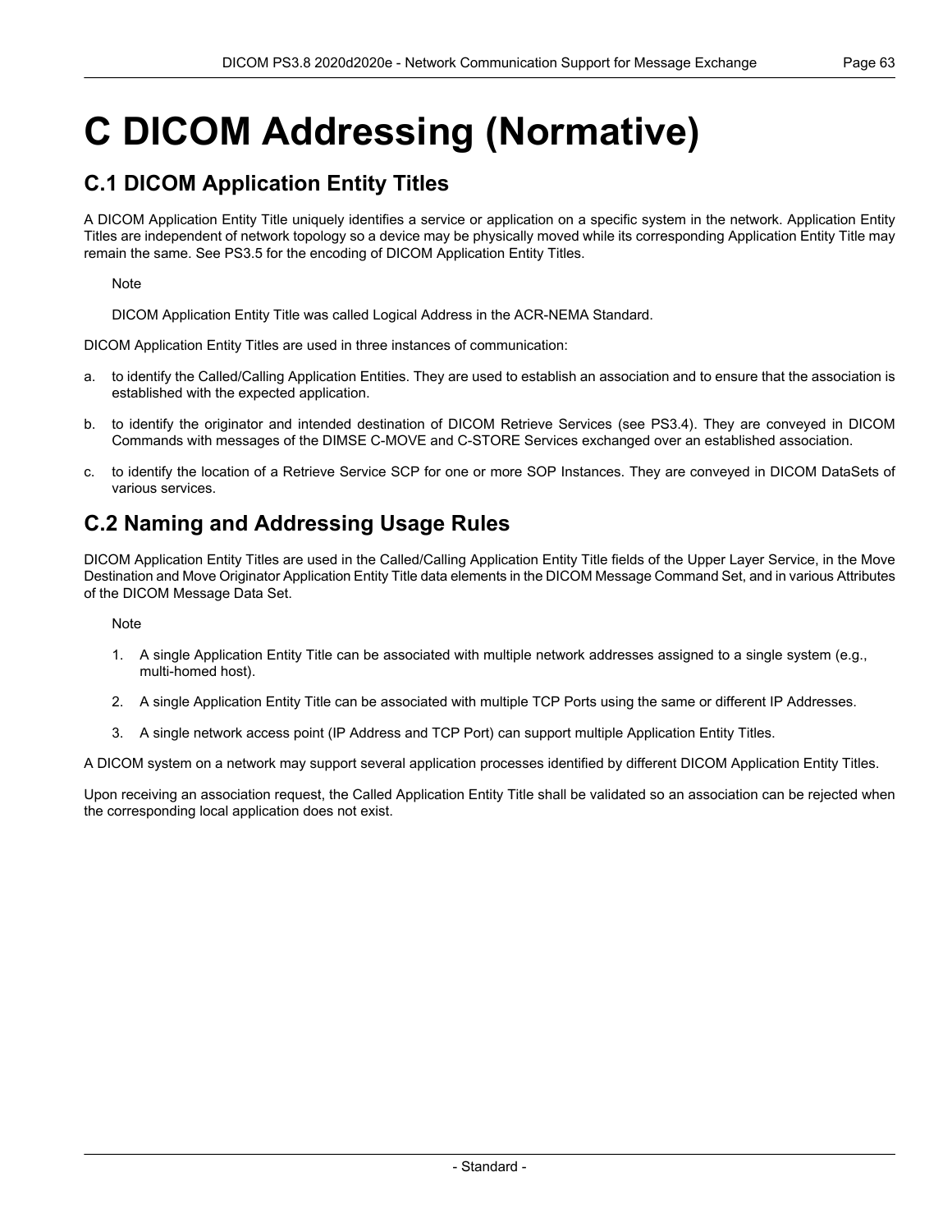# C DICOM Addressing (Normative)

## C.1 DICOM Application Entity Titles

A DICOM Application Entity Title uniquely identifies a service or application on a specific system in the network. Application Entity Titles are independent of network topology so a device may be physically moved while its corresponding Application Entity Title may remain the same. See PS3.5 for the encoding of DICOM Application Entity Titles.

Note

DICOM Application Entity Title was called Logical Address in the ACR-NEMA Standard.

DICOM Application Entity Titles are used in three instances of communication:

a. to identify the Called/Calling Application Entities. They are used to establish an association and to ensure that the association is established with the expected application.

b. to identify the originator and intended destination of DICOM Retrieve Services (see PS3.4). They are conveyed in DICOM Commands with messages of the DIMSE C-MOVE and C-STORE Services exchanged over an established association.

c. to identify the location of a Retrieve Service SCP for one or more SOP Instances. They are conveyed in DICOM DataSets of various services.

## C.2 Naming and Addressing Usage Rules

DICOM Application Entity Titles are used in the Called/Calling Application Entity Title fields of the Upper Layer Service, in the Move Destination and Move Originator Application Entity Title data elements in the DICOM Message Command Set, and in various Attributes of the DICOM Message Data Set.

Note

1. A single Application Entity Title can be associated with multiple network addresses assigned to a single system (e.g., multi-homed host).
2. A single Application Entity Title can be associated with multiple TCP Ports using the same or different IP Addresses.
3. A single network access point (IP Address and TCP Port) can support multiple Application Entity Titles.

A DICOM system on a network may support several application processes identified by different DICOM Application Entity Titles.

Upon receiving an association request, the Called Application Entity Title shall be validated so an association can be rejected when the corresponding local application does not exist.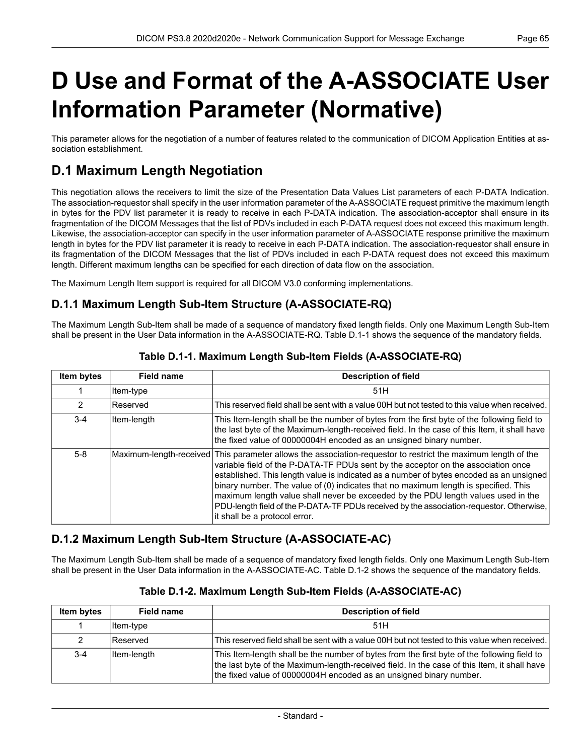# D Use and Format of the A-ASSOCIATE User Information Parameter (Normative)

This parameter allows for the negotiation of a number of features related to the communication of DICOM Application Entities at association establishment.

## D.1 Maximum Length Negotiation

This negotiation allows the receivers to limit the size of the Presentation Data Values List parameters of each P-DATA Indication. The association-requestor shall specify in the user information parameter of the A-ASSOCIATE request primitive the maximum length in bytes for the PDV list parameter it is ready to receive in each P-DATA indication. The association-acceptor shall ensure in its fragmentation of the DICOM Messages that the list of PDVs included in each P-DATA request does not exceed this maximum length. Likewise, the association-acceptor can specify in the user information parameter of A-ASSOCIATE response primitive the maximum length in bytes for the PDV list parameter it is ready to receive in each P-DATA indication. The association-requestor shall ensure in its fragmentation of the DICOM Messages that the list of PDVs included in each P-DATA request does not exceed this maximum length. Different maximum lengths can be specified for each direction of data flow on the association.

The Maximum Length Item support is required for all DICOM V3.0 conforming implementations.

### D.1.1 Maximum Length Sub-Item Structure (A-ASSOCIATE-RQ)

The Maximum Length Sub-Item shall be made of a sequence of mandatory fixed length fields. Only one Maximum Length Sub-Item shall be present in the User Data information in the A-ASSOCIATE-RQ. Table D.1-1 shows the sequence of the mandatory fields.

**Table D.1-1. Maximum Length Sub-Item Fields (A-ASSOCIATE-RQ)**

| Item bytes | Field name | Description of field |
|---|---|---|
| 1 | Item-type | 51H |
| 2 | Reserved | This reserved field shall be sent with a value 00H but not tested to this value when received. |
| 3-4 | Item-length | This Item-length shall be the number of bytes from the first byte of the following field to the last byte of the Maximum-length-received field. In the case of this Item, it shall have the fixed value of 00000004H encoded as an unsigned binary number. |
| 5-8 | Maximum-length-received | This parameter allows the association-requestor to restrict the maximum length of the variable field of the P-DATA-TF PDUs sent by the acceptor on the association once established. This length value is indicated as a number of bytes encoded as an unsigned binary number. The value of (0) indicates that no maximum length is specified. This maximum length value shall never be exceeded by the PDU length values used in the PDU-length field of the P-DATA-TF PDUs received by the association-requestor. Otherwise, it shall be a protocol error. |

### D.1.2 Maximum Length Sub-Item Structure (A-ASSOCIATE-AC)

The Maximum Length Sub-Item shall be made of a sequence of mandatory fixed length fields. Only one Maximum Length Sub-Item shall be present in the User Data information in the A-ASSOCIATE-AC. Table D.1-2 shows the sequence of the mandatory fields.

**Table D.1-2. Maximum Length Sub-Item Fields (A-ASSOCIATE-AC)**

| Item bytes | Field name | Description of field |
|---|---|---|
| 1 | Item-type | 51H |
| 2 | Reserved | This reserved field shall be sent with a value 00H but not tested to this value when received. |
| 3-4 | Item-length | This Item-length shall be the number of bytes from the first byte of the following field to the last byte of the Maximum-length-received field. In the case of this Item, it shall have the fixed value of 00000004H encoded as an unsigned binary number. |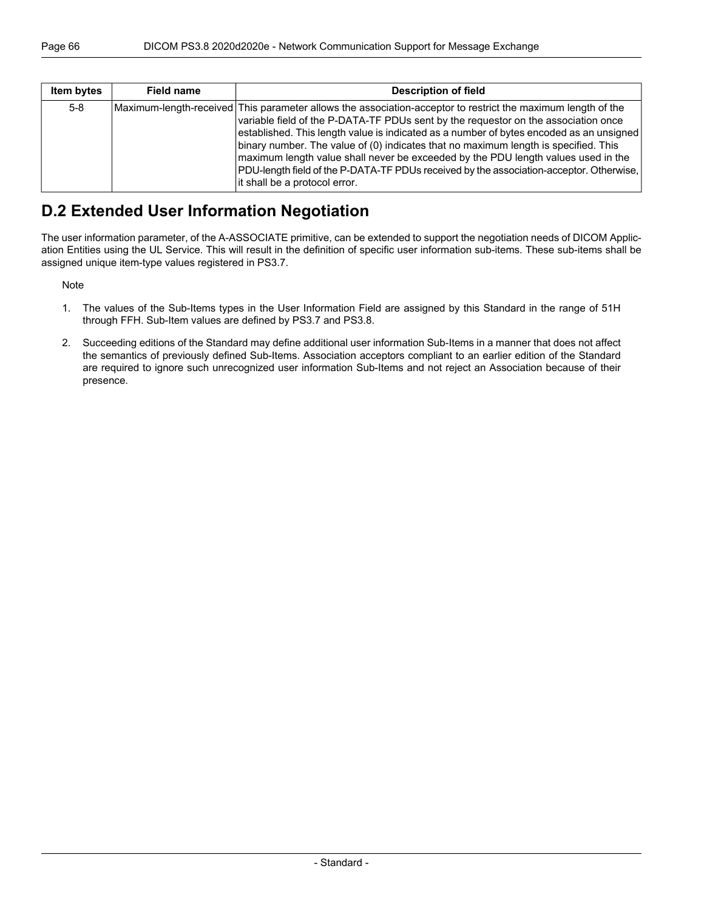| Item bytes | Field name | Description of field |
| --- | --- | --- |
| 5-8 | Maximum-length-received | This parameter allows the association-acceptor to restrict the maximum length of the variable field of the P-DATA-TF PDUs sent by the requestor on the association once established. This length value is indicated as a number of bytes encoded as an unsigned binary number. The value of (0) indicates that no maximum length is specified. This maximum length value shall never be exceeded by the PDU length values used in the PDU-length field of the P-DATA-TF PDUs received by the association-acceptor. Otherwise, it shall be a protocol error. |

## D.2 Extended User Information Negotiation

The user information parameter, of the A-ASSOCIATE primitive, can be extended to support the negotiation needs of DICOM Application Entities using the UL Service. This will result in the definition of specific user information sub-items. These sub-items shall be assigned unique item-type values registered in PS3.7.

Note

1. The values of the Sub-Items types in the User Information Field are assigned by this Standard in the range of 51H through FFH. Sub-Item values are defined by PS3.7 and PS3.8.
2. Succeeding editions of the Standard may define additional user information Sub-Items in a manner that does not affect the semantics of previously defined Sub-Items. Association acceptors compliant to an earlier edition of the Standard are required to ignore such unrecognized user information Sub-Items and not reject an Association because of their presence.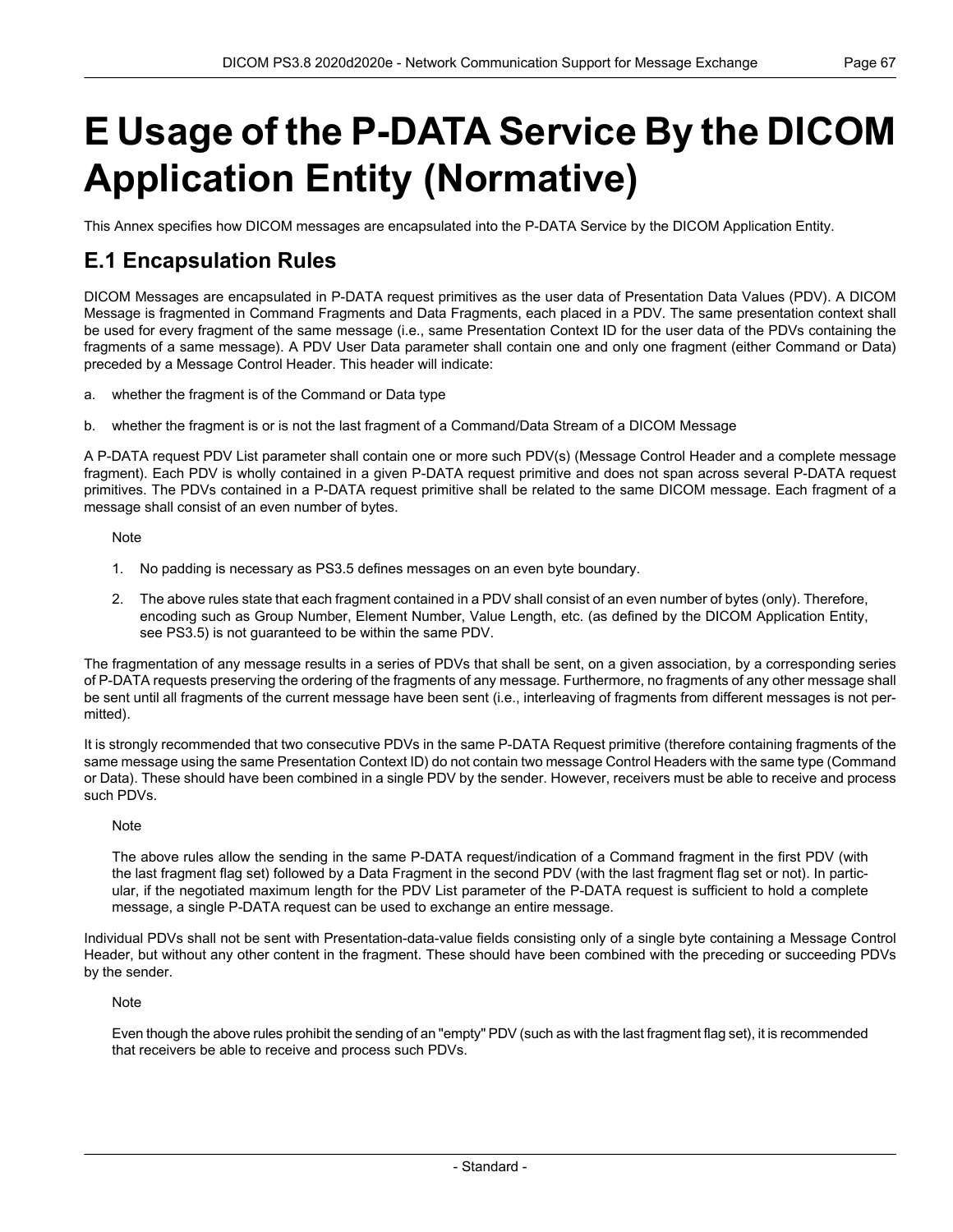# E Usage of the P-DATA Service By the DICOM Application Entity (Normative)

This Annex specifies how DICOM messages are encapsulated into the P-DATA Service by the DICOM Application Entity.

## E.1 Encapsulation Rules

DICOM Messages are encapsulated in P-DATA request primitives as the user data of Presentation Data Values (PDV). A DICOM Message is fragmented in Command Fragments and Data Fragments, each placed in a PDV. The same presentation context shall be used for every fragment of the same message (i.e., same Presentation Context ID for the user data of the PDVs containing the fragments of a same message). A PDV User Data parameter shall contain one and only one fragment (either Command or Data) preceded by a Message Control Header. This header will indicate:

a. whether the fragment is of the Command or Data type

b. whether the fragment is or is not the last fragment of a Command/Data Stream of a DICOM Message

A P-DATA request PDV List parameter shall contain one or more such PDV(s) (Message Control Header and a complete message fragment). Each PDV is wholly contained in a given P-DATA request primitive and does not span across several P-DATA request primitives. The PDVs contained in a P-DATA request primitive shall be related to the same DICOM message. Each fragment of a message shall consist of an even number of bytes.

Note

1. No padding is necessary as PS3.5 defines messages on an even byte boundary.
2. The above rules state that each fragment contained in a PDV shall consist of an even number of bytes (only). Therefore, encoding such as Group Number, Element Number, Value Length, etc. (as defined by the DICOM Application Entity, see PS3.5) is not guaranteed to be within the same PDV.

The fragmentation of any message results in a series of PDVs that shall be sent, on a given association, by a corresponding series of P-DATA requests preserving the ordering of the fragments of any message. Furthermore, no fragments of any other message shall be sent until all fragments of the current message have been sent (i.e., interleaving of fragments from different messages is not permitted).

It is strongly recommended that two consecutive PDVs in the same P-DATA Request primitive (therefore containing fragments of the same message using the same Presentation Context ID) do not contain two message Control Headers with the same type (Command or Data). These should have been combined in a single PDV by the sender. However, receivers must be able to receive and process such PDVs.

Note

The above rules allow the sending in the same P-DATA request/indication of a Command fragment in the first PDV (with the last fragment flag set) followed by a Data Fragment in the second PDV (with the last fragment flag set or not). In particular, if the negotiated maximum length for the PDV List parameter of the P-DATA request is sufficient to hold a complete message, a single P-DATA request can be used to exchange an entire message.

Individual PDVs shall not be sent with Presentation-data-value fields consisting only of a single byte containing a Message Control Header, but without any other content in the fragment. These should have been combined with the preceding or succeeding PDVs by the sender.

Note

Even though the above rules prohibit the sending of an "empty" PDV (such as with the last fragment flag set), it is recommended that receivers be able to receive and process such PDVs.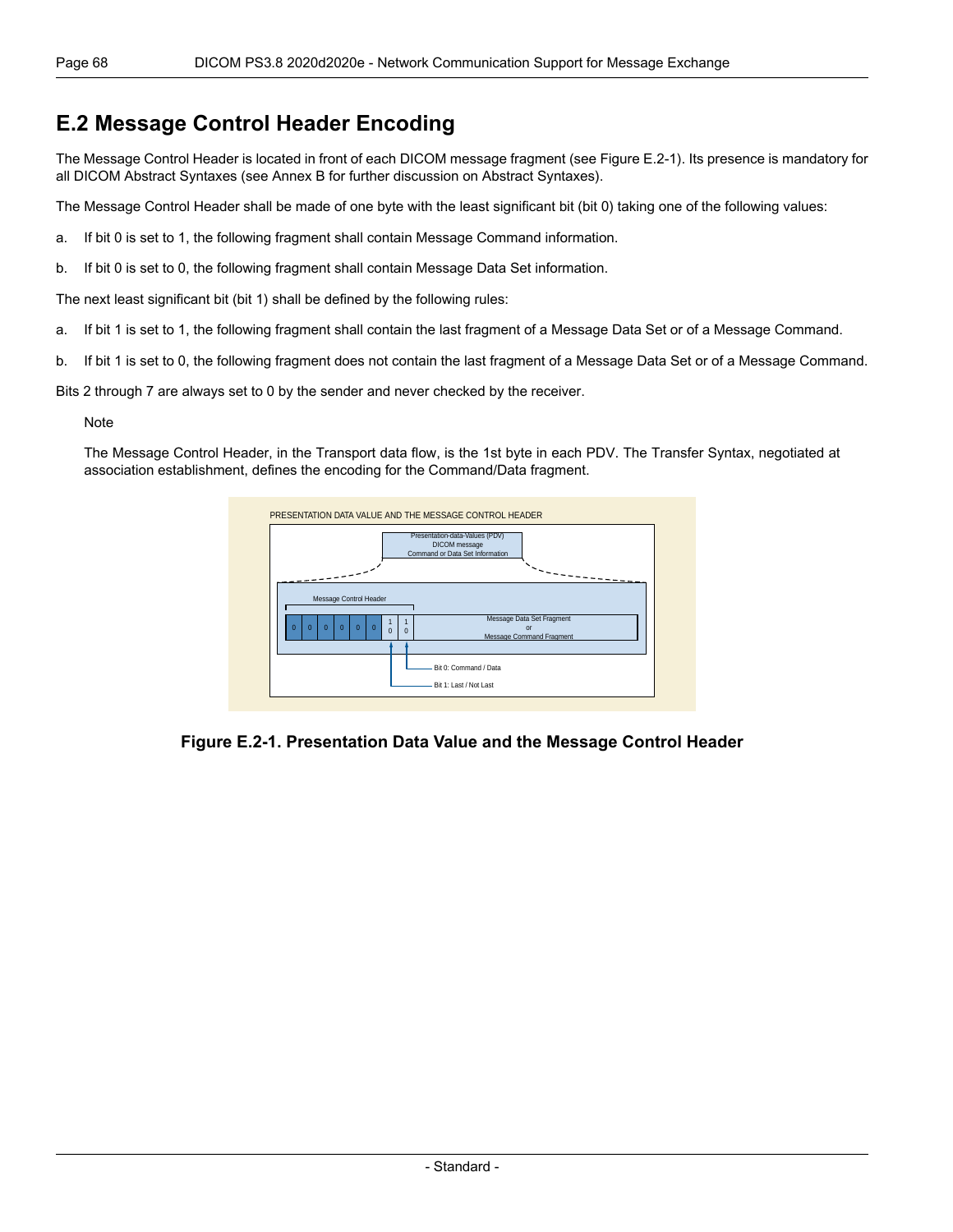## E.2 Message Control Header Encoding

The Message Control Header is located in front of each DICOM message fragment (see Figure E.2-1). Its presence is mandatory for all DICOM Abstract Syntaxes (see Annex B for further discussion on Abstract Syntaxes).

The Message Control Header shall be made of one byte with the least significant bit (bit 0) taking one of the following values:

a. If bit 0 is set to 1, the following fragment shall contain Message Command information.

b. If bit 0 is set to 0, the following fragment shall contain Message Data Set information.

The next least significant bit (bit 1) shall be defined by the following rules:

a. If bit 1 is set to 1, the following fragment shall contain the last fragment of a Message Data Set or of a Message Command.

b. If bit 1 is set to 0, the following fragment does not contain the last fragment of a Message Data Set or of a Message Command.

Bits 2 through 7 are always set to 0 by the sender and never checked by the receiver.

Note

The Message Control Header, in the Transport data flow, is the 1st byte in each PDV. The Transfer Syntax, negotiated at association establishment, defines the encoding for the Command/Data fragment.

PRESENTATION DATA VALUE AND THE MESSAGE CONTROL HEADER

Presentation-data-Values (PDV) DICOM message Command or Data Set Information

Message Control Header

| 0 | 0 | 0 | 0 | 0 | 0 | 1 / 0 | 1 / 0 | Message Data Set Fragment or Message Command Fragment |
|---|---|---|---|---|---|---|---|---|

Bit 0: Command / Data

Bit 1: Last / Not Last

**Figure E.2-1. Presentation Data Value and the Message Control Header**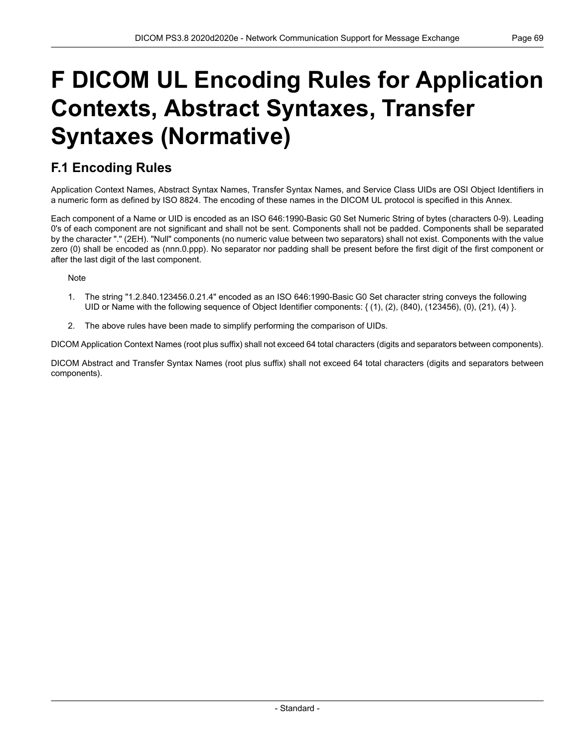# F DICOM UL Encoding Rules for Application Contexts, Abstract Syntaxes, Transfer Syntaxes (Normative)

## F.1 Encoding Rules

Application Context Names, Abstract Syntax Names, Transfer Syntax Names, and Service Class UIDs are OSI Object Identifiers in a numeric form as defined by ISO 8824. The encoding of these names in the DICOM UL protocol is specified in this Annex.

Each component of a Name or UID is encoded as an ISO 646:1990-Basic G0 Set Numeric String of bytes (characters 0-9). Leading 0's of each component are not significant and shall not be sent. Components shall not be padded. Components shall be separated by the character "." (2EH). "Null" components (no numeric value between two separators) shall not exist. Components with the value zero (0) shall be encoded as (nnn.0.ppp). No separator nor padding shall be present before the first digit of the first component or after the last digit of the last component.

Note

1. The string "1.2.840.123456.0.21.4" encoded as an ISO 646:1990-Basic G0 Set character string conveys the following UID or Name with the following sequence of Object Identifier components: { (1), (2), (840), (123456), (0), (21), (4) }.
2. The above rules have been made to simplify performing the comparison of UIDs.

DICOM Application Context Names (root plus suffix) shall not exceed 64 total characters (digits and separators between components).

DICOM Abstract and Transfer Syntax Names (root plus suffix) shall not exceed 64 total characters (digits and separators between components).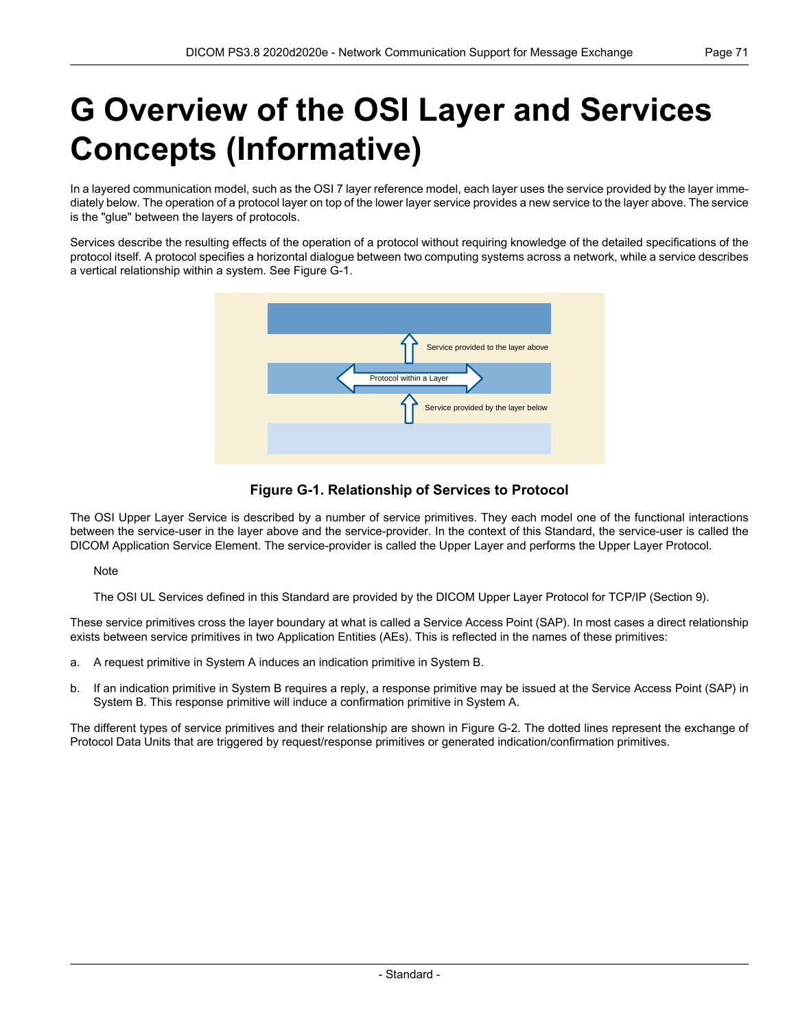# G Overview of the OSI Layer and Services Concepts (Informative)

In a layered communication model, such as the OSI 7 layer reference model, each layer uses the service provided by the layer immediately below. The operation of a protocol layer on top of the lower layer service provides a new service to the layer above. The service is the "glue" between the layers of protocols.

Services describe the resulting effects of the operation of a protocol without requiring knowledge of the detailed specifications of the protocol itself. A protocol specifies a horizontal dialogue between two computing systems across a network, while a service describes a vertical relationship within a system. See Figure G-1.

**Figure G-1. Relationship of Services to Protocol**

The OSI Upper Layer Service is described by a number of service primitives. They each model one of the functional interactions between the service-user in the layer above and the service-provider. In the context of this Standard, the service-user is called the DICOM Application Service Element. The service-provider is called the Upper Layer and performs the Upper Layer Protocol.

Note

The OSI UL Services defined in this Standard are provided by the DICOM Upper Layer Protocol for TCP/IP (Section 9).

These service primitives cross the layer boundary at what is called a Service Access Point (SAP). In most cases a direct relationship exists between service primitives in two Application Entities (AEs). This is reflected in the names of these primitives:

a. A request primitive in System A induces an indication primitive in System B.

b. If an indication primitive in System B requires a reply, a response primitive may be issued at the Service Access Point (SAP) in System B. This response primitive will induce a confirmation primitive in System A.

The different types of service primitives and their relationship are shown in Figure G-2. The dotted lines represent the exchange of Protocol Data Units that are triggered by request/response primitives or generated indication/confirmation primitives.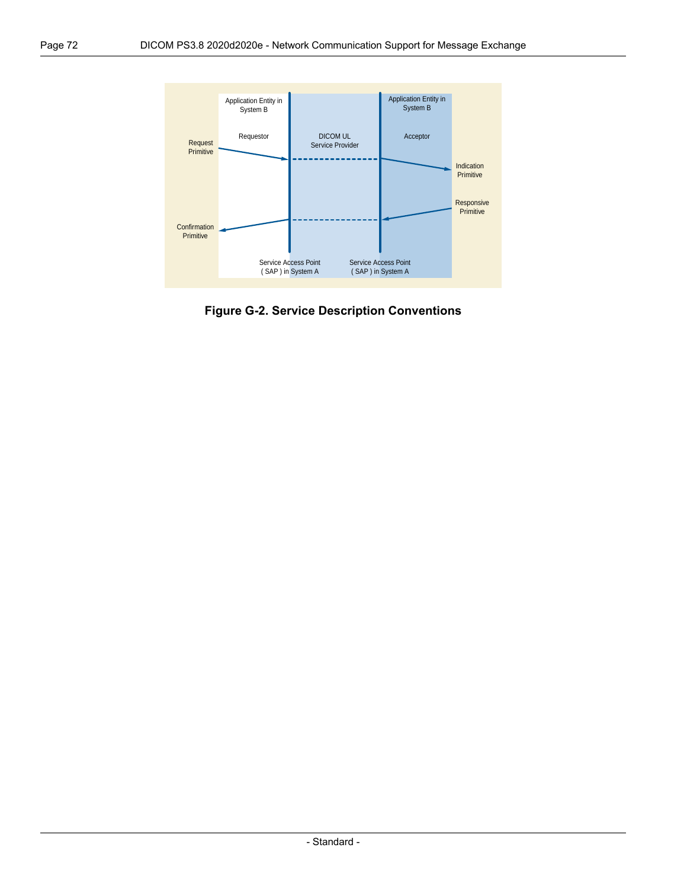Application Entity in System B

Requestor

DICOM UL Service Provider

Application Entity in System B

Acceptor

Request Primitive

Indication Primitive

Responsive Primitive

Confirmation Primitive

Service Access Point ( SAP ) in System A

Service Access Point ( SAP ) in System A

**Figure G-2. Service Description Conventions**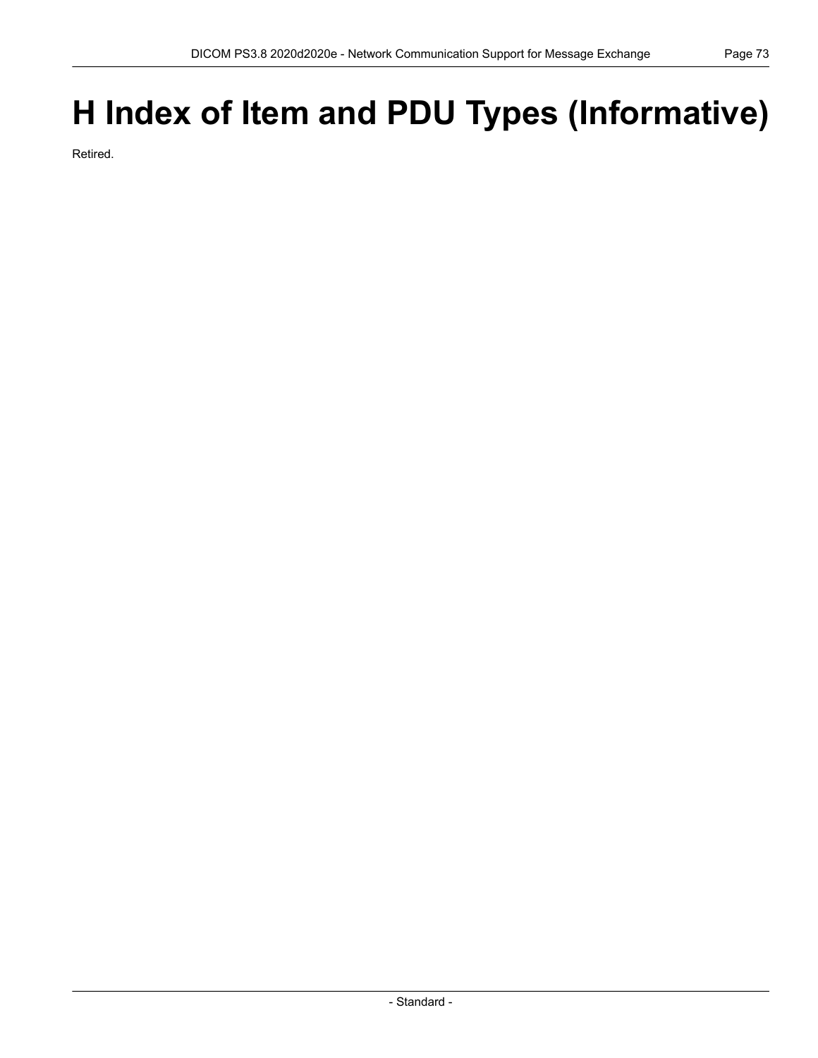# H Index of Item and PDU Types (Informative)

Retired.